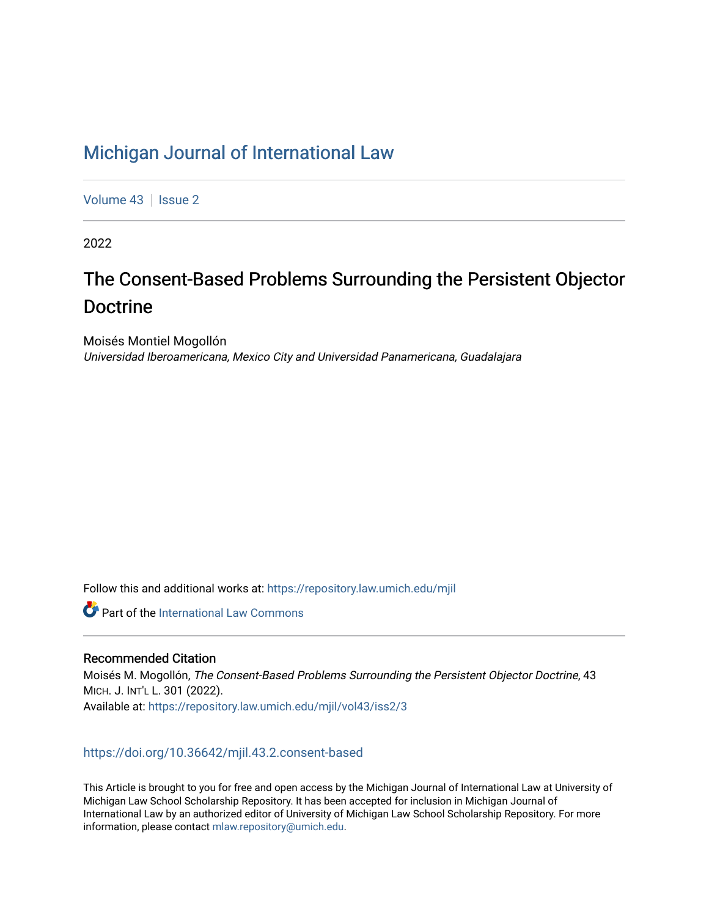[Michigan Journal of International Law](https://repository.law.umich.edu/mjil)

[Volume 43](https://repository.law.umich.edu/mjil/vol43) | [Issue 2](https://repository.law.umich.edu/mjil/vol43/iss2)

2022

# The Consent-Based Problems Surrounding the Persistent Objector Doctrine

Moisés Montiel Mogollón
*Universidad Iberoamericana, Mexico City and Universidad Panamericana, Guadalajara*

Follow this and additional works at: https://repository.law.umich.edu/mjil

Part of the [International Law Commons](https://network.bepress.com/hgg/discipline/609?utm_source=repository.law.umich.edu%2Fmjil%2Fvol43%2Fiss2%2F3&utm_medium=PDF&utm_campaign=PDFCoverPages)

### Recommended Citation

Moisés M. Mogollón, *The Consent-Based Problems Surrounding the Persistent Objector Doctrine*, 43 MICH. J. INT'L L. 301 (2022).
Available at: https://repository.law.umich.edu/mjil/vol43/iss2/3

https://doi.org/10.36642/mjil.43.2.consent-based

This Article is brought to you for free and open access by the Michigan Journal of International Law at University of Michigan Law School Scholarship Repository. It has been accepted for inclusion in Michigan Journal of International Law by an authorized editor of University of Michigan Law School Scholarship Repository. For more information, please contact mlaw.repository@umich.edu.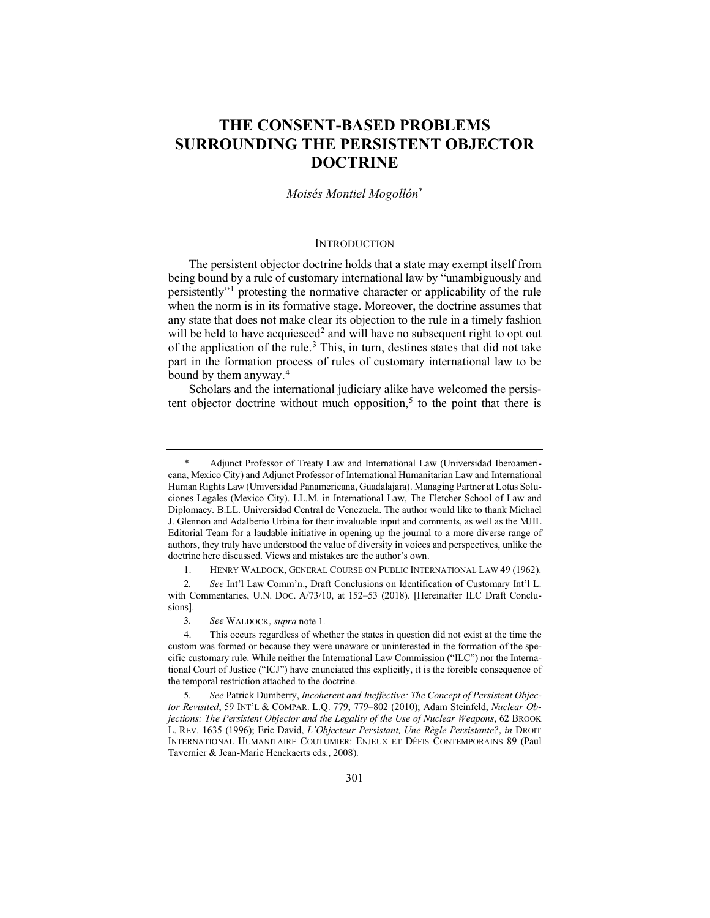# THE CONSENT-BASED PROBLEMS SURROUNDING THE PERSISTENT OBJECTOR DOCTRINE

*Moisés Montiel Mogollón*[*]

## INTRODUCTION

The persistent objector doctrine holds that a state may exempt itself from being bound by a rule of customary international law by "unambiguously and persistently"[1] protesting the normative character or applicability of the rule when the norm is in its formative stage. Moreover, the doctrine assumes that any state that does not make clear its objection to the rule in a timely fashion will be held to have acquiesced[2] and will have no subsequent right to opt out of the application of the rule.[3] This, in turn, destines states that did not take part in the formation process of rules of customary international law to be bound by them anyway.[4]

Scholars and the international judiciary alike have welcomed the persistent objector doctrine without much opposition,[5] to the point that there is

---

\* Adjunct Professor of Treaty Law and International Law (Universidad Iberoamericana, Mexico City) and Adjunct Professor of International Humanitarian Law and International Human Rights Law (Universidad Panamericana, Guadalajara). Managing Partner at Lotus Soluciones Legales (Mexico City). LL.M. in International Law, The Fletcher School of Law and Diplomacy. B.LL. Universidad Central de Venezuela. The author would like to thank Michael J. Glennon and Adalberto Urbina for their invaluable input and comments, as well as the MJIL Editorial Team for a laudable initiative in opening up the journal to a more diverse range of authors, they truly have understood the value of diversity in voices and perspectives, unlike the doctrine here discussed. Views and mistakes are the author's own.

1. HENRY WALDOCK, GENERAL COURSE ON PUBLIC INTERNATIONAL LAW 49 (1962).

2. *See* Int'l Law Comm'n., Draft Conclusions on Identification of Customary Int'l L. with Commentaries, U.N. DOC. A/73/10, at 152–53 (2018). [Hereinafter ILC Draft Conclusions].

3. *See* WALDOCK, *supra* note 1.

4. This occurs regardless of whether the states in question did not exist at the time the custom was formed or because they were unaware or uninterested in the formation of the specific customary rule. While neither the International Law Commission ("ILC") nor the International Court of Justice ("ICJ") have enunciated this explicitly, it is the forcible consequence of the temporal restriction attached to the doctrine.

5. *See* Patrick Dumberry, *Incoherent and Ineffective: The Concept of Persistent Objector Revisited*, 59 INT'L & COMPAR. L.Q. 779, 779–802 (2010); Adam Steinfeld, *Nuclear Objections: The Persistent Objector and the Legality of the Use of Nuclear Weapons*, 62 BROOK L. REV. 1635 (1996); Eric David, *L'Objecteur Persistant, Une Règle Persistante?*, *in* DROIT INTERNATIONAL HUMANITAIRE COUTUMIER: ENJEUX ET DÉFIS CONTEMPORAINS 89 (Paul Tavernier & Jean-Marie Henckaerts eds., 2008).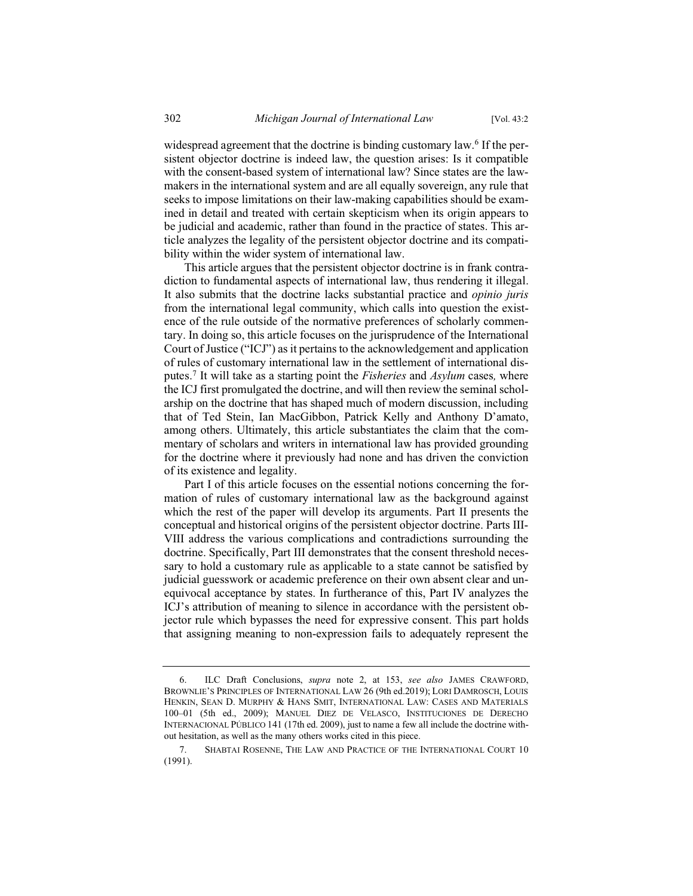widespread agreement that the doctrine is binding customary law.[6] If the persistent objector doctrine is indeed law, the question arises: Is it compatible with the consent-based system of international law? Since states are the lawmakers in the international system and are all equally sovereign, any rule that seeks to impose limitations on their law-making capabilities should be examined in detail and treated with certain skepticism when its origin appears to be judicial and academic, rather than found in the practice of states. This article analyzes the legality of the persistent objector doctrine and its compatibility within the wider system of international law.

This article argues that the persistent objector doctrine is in frank contradiction to fundamental aspects of international law, thus rendering it illegal. It also submits that the doctrine lacks substantial practice and *opinio juris* from the international legal community, which calls into question the existence of the rule outside of the normative preferences of scholarly commentary. In doing so, this article focuses on the jurisprudence of the International Court of Justice ("ICJ") as it pertains to the acknowledgement and application of rules of customary international law in the settlement of international disputes.[7] It will take as a starting point the *Fisheries* and *Asylum* cases*,* where the ICJ first promulgated the doctrine, and will then review the seminal scholarship on the doctrine that has shaped much of modern discussion, including that of Ted Stein, Ian MacGibbon, Patrick Kelly and Anthony D'amato, among others. Ultimately, this article substantiates the claim that the commentary of scholars and writers in international law has provided grounding for the doctrine where it previously had none and has driven the conviction of its existence and legality.

Part I of this article focuses on the essential notions concerning the formation of rules of customary international law as the background against which the rest of the paper will develop its arguments. Part II presents the conceptual and historical origins of the persistent objector doctrine. Parts III-VIII address the various complications and contradictions surrounding the doctrine. Specifically, Part III demonstrates that the consent threshold necessary to hold a customary rule as applicable to a state cannot be satisfied by judicial guesswork or academic preference on their own absent clear and unequivocal acceptance by states. In furtherance of this, Part IV analyzes the ICJ's attribution of meaning to silence in accordance with the persistent objector rule which bypasses the need for expressive consent. This part holds that assigning meaning to non-expression fails to adequately represent the

---

6. ILC Draft Conclusions, *supra* note 2, at 153, *see also* JAMES CRAWFORD, BROWNLIE'S PRINCIPLES OF INTERNATIONAL LAW 26 (9th ed.2019); LORI DAMROSCH, LOUIS HENKIN, SEAN D. MURPHY & HANS SMIT, INTERNATIONAL LAW: CASES AND MATERIALS 100–01 (5th ed., 2009); MANUEL DIEZ DE VELASCO, INSTITUCIONES DE DERECHO INTERNACIONAL PÚBLICO 141 (17th ed. 2009), just to name a few all include the doctrine without hesitation, as well as the many others works cited in this piece.

7. SHABTAI ROSENNE, THE LAW AND PRACTICE OF THE INTERNATIONAL COURT 10 (1991).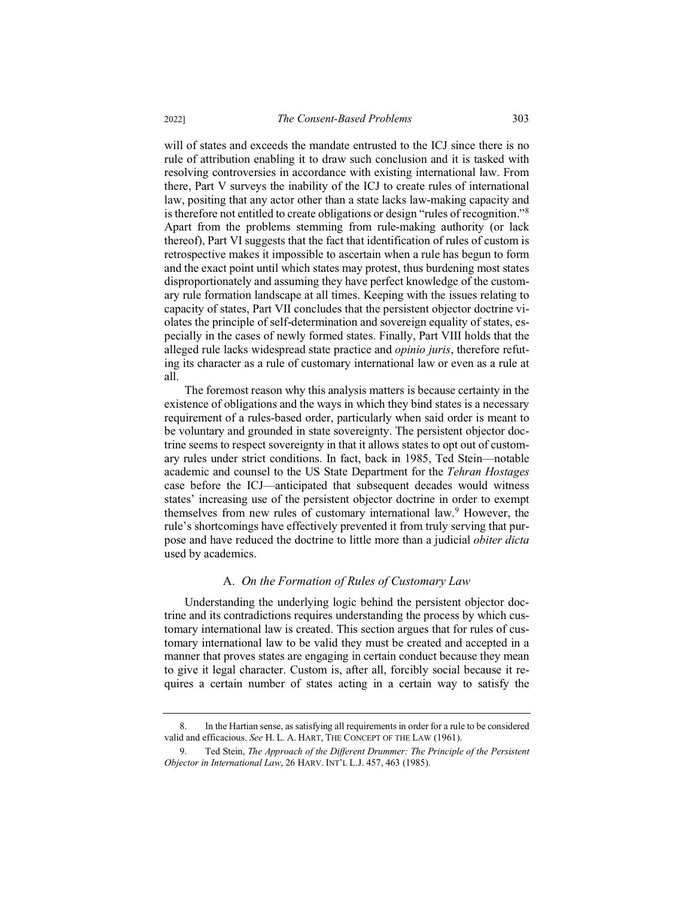will of states and exceeds the mandate entrusted to the ICJ since there is no rule of attribution enabling it to draw such conclusion and it is tasked with resolving controversies in accordance with existing international law. From there, Part V surveys the inability of the ICJ to create rules of international law, positing that any actor other than a state lacks law-making capacity and is therefore not entitled to create obligations or design "rules of recognition."[8] Apart from the problems stemming from rule-making authority (or lack thereof), Part VI suggests that the fact that identification of rules of custom is retrospective makes it impossible to ascertain when a rule has begun to form and the exact point until which states may protest, thus burdening most states disproportionately and assuming they have perfect knowledge of the customary rule formation landscape at all times. Keeping with the issues relating to capacity of states, Part VII concludes that the persistent objector doctrine violates the principle of self-determination and sovereign equality of states, especially in the cases of newly formed states. Finally, Part VIII holds that the alleged rule lacks widespread state practice and *opinio juris*, therefore refuting its character as a rule of customary international law or even as a rule at all.

The foremost reason why this analysis matters is because certainty in the existence of obligations and the ways in which they bind states is a necessary requirement of a rules-based order, particularly when said order is meant to be voluntary and grounded in state sovereignty. The persistent objector doctrine seems to respect sovereignty in that it allows states to opt out of customary rules under strict conditions. In fact, back in 1985, Ted Stein—notable academic and counsel to the US State Department for the *Tehran Hostages* case before the ICJ—anticipated that subsequent decades would witness states' increasing use of the persistent objector doctrine in order to exempt themselves from new rules of customary international law.[9] However, the rule's shortcomings have effectively prevented it from truly serving that purpose and have reduced the doctrine to little more than a judicial *obiter dicta* used by academics.

### A. *On the Formation of Rules of Customary Law*

Understanding the underlying logic behind the persistent objector doctrine and its contradictions requires understanding the process by which customary international law is created. This section argues that for rules of customary international law to be valid they must be created and accepted in a manner that proves states are engaging in certain conduct because they mean to give it legal character. Custom is, after all, forcibly social because it requires a certain number of states acting in a certain way to satisfy the

---

8. In the Hartian sense, as satisfying all requirements in order for a rule to be considered valid and efficacious. *See* H. L. A. HART, THE CONCEPT OF THE LAW (1961).

9. Ted Stein, *The Approach of the Different Drummer: The Principle of the Persistent Objector in International Law*, 26 HARV. INT'L L.J. 457, 463 (1985).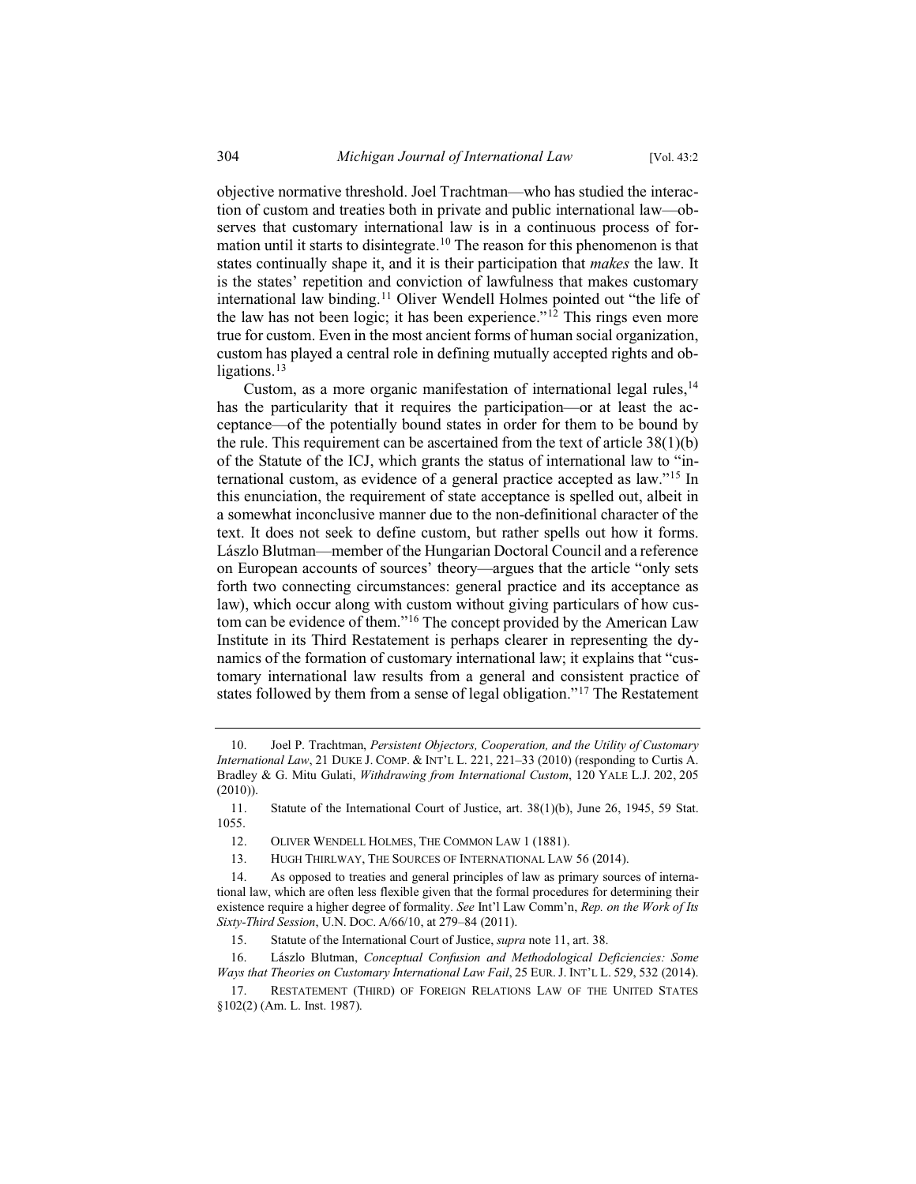objective normative threshold. Joel Trachtman—who has studied the interaction of custom and treaties both in private and public international law—observes that customary international law is in a continuous process of formation until it starts to disintegrate.[10] The reason for this phenomenon is that states continually shape it, and it is their participation that *makes* the law. It is the states' repetition and conviction of lawfulness that makes customary international law binding.[11] Oliver Wendell Holmes pointed out "the life of the law has not been logic; it has been experience."[12] This rings even more true for custom. Even in the most ancient forms of human social organization, custom has played a central role in defining mutually accepted rights and obligations.[13]

Custom, as a more organic manifestation of international legal rules,[14] has the particularity that it requires the participation—or at least the acceptance—of the potentially bound states in order for them to be bound by the rule. This requirement can be ascertained from the text of article 38(1)(b) of the Statute of the ICJ, which grants the status of international law to "international custom, as evidence of a general practice accepted as law."[15] In this enunciation, the requirement of state acceptance is spelled out, albeit in a somewhat inconclusive manner due to the non-definitional character of the text. It does not seek to define custom, but rather spells out how it forms. Lászlo Blutman—member of the Hungarian Doctoral Council and a reference on European accounts of sources' theory—argues that the article "only sets forth two connecting circumstances: general practice and its acceptance as law), which occur along with custom without giving particulars of how custom can be evidence of them."[16] The concept provided by the American Law Institute in its Third Restatement is perhaps clearer in representing the dynamics of the formation of customary international law; it explains that "customary international law results from a general and consistent practice of states followed by them from a sense of legal obligation."[17] The Restatement

---

10. Joel P. Trachtman, *Persistent Objectors, Cooperation, and the Utility of Customary International Law*, 21 DUKE J. COMP. & INT'L L. 221, 221–33 (2010) (responding to Curtis A. Bradley & G. Mitu Gulati, *Withdrawing from International Custom*, 120 YALE L.J. 202, 205 (2010)).

11. Statute of the International Court of Justice, art. 38(1)(b), June 26, 1945, 59 Stat. 1055.

12. OLIVER WENDELL HOLMES, THE COMMON LAW 1 (1881).

13. HUGH THIRLWAY, THE SOURCES OF INTERNATIONAL LAW 56 (2014).

14. As opposed to treaties and general principles of law as primary sources of international law, which are often less flexible given that the formal procedures for determining their existence require a higher degree of formality. *See* Int'l Law Comm'n, *Rep. on the Work of Its Sixty-Third Session*, U.N. DOC. A/66/10, at 279–84 (2011).

15. Statute of the International Court of Justice, *supra* note 11, art. 38.

16. Lászlo Blutman, *Conceptual Confusion and Methodological Deficiencies: Some Ways that Theories on Customary International Law Fail*, 25 EUR. J. INT'L L. 529, 532 (2014).

17. RESTATEMENT (THIRD) OF FOREIGN RELATIONS LAW OF THE UNITED STATES §102(2) (Am. L. Inst. 1987).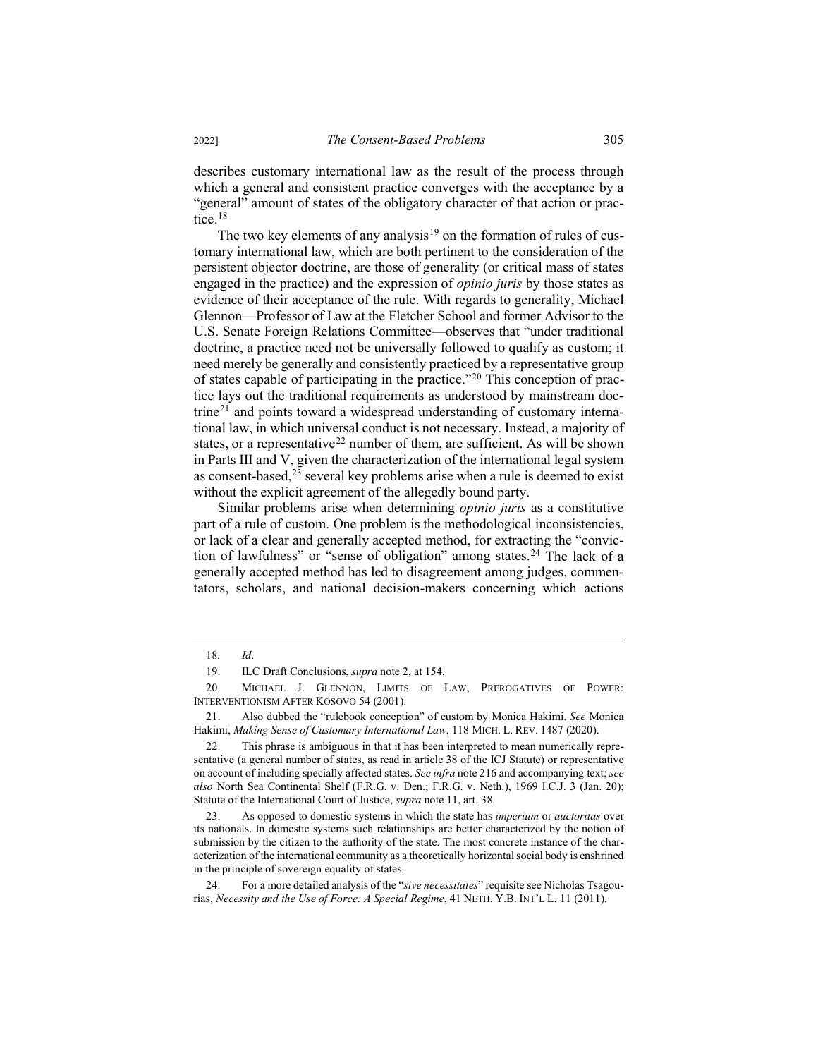describes customary international law as the result of the process through which a general and consistent practice converges with the acceptance by a "general" amount of states of the obligatory character of that action or practice.[18]

The two key elements of any analysis[19] on the formation of rules of customary international law, which are both pertinent to the consideration of the persistent objector doctrine, are those of generality (or critical mass of states engaged in the practice) and the expression of *opinio juris* by those states as evidence of their acceptance of the rule. With regards to generality, Michael Glennon—Professor of Law at the Fletcher School and former Advisor to the U.S. Senate Foreign Relations Committee—observes that "under traditional doctrine, a practice need not be universally followed to qualify as custom; it need merely be generally and consistently practiced by a representative group of states capable of participating in the practice."[20] This conception of practice lays out the traditional requirements as understood by mainstream doctrine[21] and points toward a widespread understanding of customary international law, in which universal conduct is not necessary. Instead, a majority of states, or a representative[22] number of them, are sufficient. As will be shown in Parts III and V, given the characterization of the international legal system as consent-based,[23] several key problems arise when a rule is deemed to exist without the explicit agreement of the allegedly bound party.

Similar problems arise when determining *opinio juris* as a constitutive part of a rule of custom. One problem is the methodological inconsistencies, or lack of a clear and generally accepted method, for extracting the "conviction of lawfulness" or "sense of obligation" among states.[24] The lack of a generally accepted method has led to disagreement among judges, commentators, scholars, and national decision-makers concerning which actions

---

18. *Id*.

19. ILC Draft Conclusions, *supra* note 2, at 154.

20. MICHAEL J. GLENNON, LIMITS OF LAW, PREROGATIVES OF POWER: INTERVENTIONISM AFTER KOSOVO 54 (2001).

21. Also dubbed the "rulebook conception" of custom by Monica Hakimi. *See* Monica Hakimi, *Making Sense of Customary International Law*, 118 MICH. L. REV. 1487 (2020).

22. This phrase is ambiguous in that it has been interpreted to mean numerically representative (a general number of states, as read in article 38 of the ICJ Statute) or representative on account of including specially affected states. *See infra* note 216 and accompanying text; *see also* North Sea Continental Shelf (F.R.G. v. Den.; F.R.G. v. Neth.), 1969 I.C.J. 3 (Jan. 20); Statute of the International Court of Justice, *supra* note 11, art. 38.

23. As opposed to domestic systems in which the state has *imperium* or *auctoritas* over its nationals. In domestic systems such relationships are better characterized by the notion of submission by the citizen to the authority of the state. The most concrete instance of the characterization of the international community as a theoretically horizontal social body is enshrined in the principle of sovereign equality of states.

24. For a more detailed analysis of the "*sive necessitates*" requisite see Nicholas Tsagourias, *Necessity and the Use of Force: A Special Regime*, 41 NETH. Y.B. INT'L L. 11 (2011).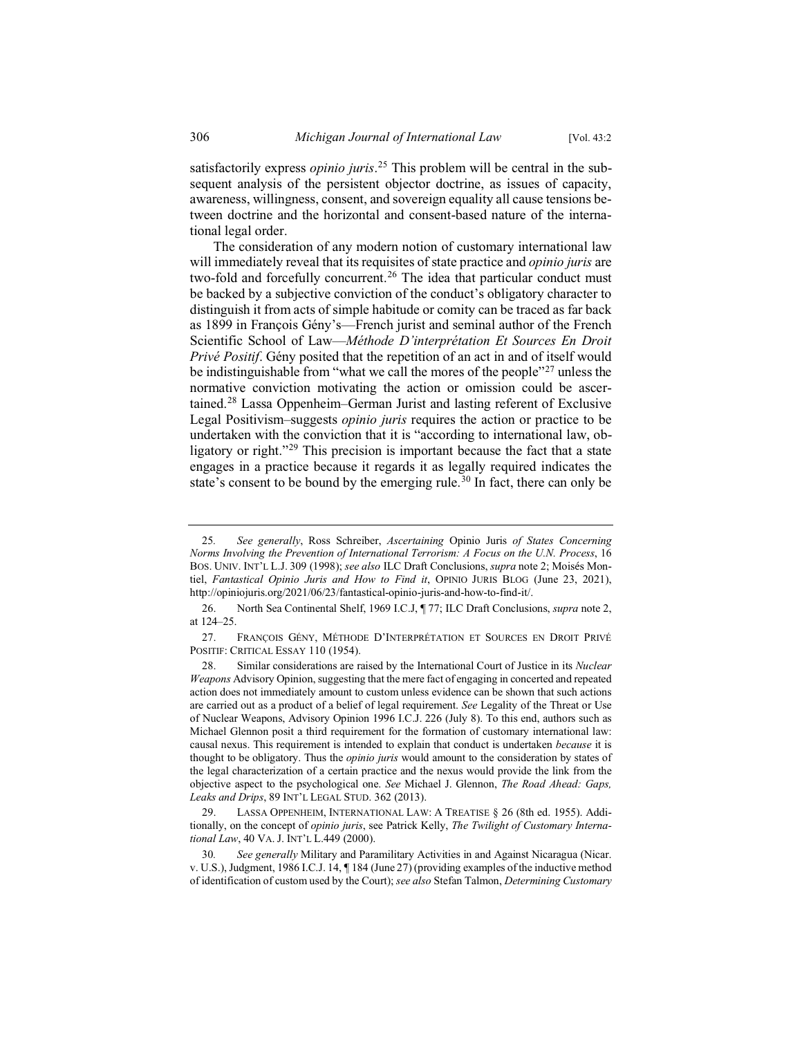satisfactorily express *opinio juris*.[25] This problem will be central in the subsequent analysis of the persistent objector doctrine, as issues of capacity, awareness, willingness, consent, and sovereign equality all cause tensions between doctrine and the horizontal and consent-based nature of the international legal order.

The consideration of any modern notion of customary international law will immediately reveal that its requisites of state practice and *opinio juris* are two-fold and forcefully concurrent.[26] The idea that particular conduct must be backed by a subjective conviction of the conduct's obligatory character to distinguish it from acts of simple habitude or comity can be traced as far back as 1899 in François Gény's—French jurist and seminal author of the French Scientific School of Law—*Méthode D'interprétation Et Sources En Droit Privé Positif*. Gény posited that the repetition of an act in and of itself would be indistinguishable from "what we call the mores of the people"[27] unless the normative conviction motivating the action or omission could be ascertained.[28] Lassa Oppenheim–German Jurist and lasting referent of Exclusive Legal Positivism–suggests *opinio juris* requires the action or practice to be undertaken with the conviction that it is "according to international law, obligatory or right."[29] This precision is important because the fact that a state engages in a practice because it regards it as legally required indicates the state's consent to be bound by the emerging rule.[30] In fact, there can only be

---

25. *See generally*, Ross Schreiber, *Ascertaining* Opinio Juris *of States Concerning Norms Involving the Prevention of International Terrorism: A Focus on the U.N. Process*, 16 BOS. UNIV. INT'L L.J. 309 (1998); *see also* ILC Draft Conclusions, *supra* note 2; Moisés Montiel, *Fantastical Opinio Juris and How to Find it*, OPINIO JURIS BLOG (June 23, 2021), http://opiniojuris.org/2021/06/23/fantastical-opinio-juris-and-how-to-find-it/.

26. North Sea Continental Shelf, 1969 I.C.J, ¶ 77; ILC Draft Conclusions, *supra* note 2, at 124–25.

27. FRANÇOIS GÉNY, MÉTHODE D'INTERPRÉTATION ET SOURCES EN DROIT PRIVÉ POSITIF: CRITICAL ESSAY 110 (1954).

28. Similar considerations are raised by the International Court of Justice in its *Nuclear Weapons* Advisory Opinion, suggesting that the mere fact of engaging in concerted and repeated action does not immediately amount to custom unless evidence can be shown that such actions are carried out as a product of a belief of legal requirement. *See* Legality of the Threat or Use of Nuclear Weapons, Advisory Opinion 1996 I.C.J. 226 (July 8). To this end, authors such as Michael Glennon posit a third requirement for the formation of customary international law: causal nexus. This requirement is intended to explain that conduct is undertaken *because* it is thought to be obligatory. Thus the *opinio juris* would amount to the consideration by states of the legal characterization of a certain practice and the nexus would provide the link from the objective aspect to the psychological one. *See* Michael J. Glennon, *The Road Ahead: Gaps, Leaks and Drips*, 89 INT'L LEGAL STUD. 362 (2013).

29. LASSA OPPENHEIM, INTERNATIONAL LAW: A TREATISE § 26 (8th ed. 1955). Additionally, on the concept of *opinio juris*, see Patrick Kelly, *The Twilight of Customary International Law*, 40 VA. J. INT'L L.449 (2000).

30. *See generally* Military and Paramilitary Activities in and Against Nicaragua (Nicar. v. U.S.), Judgment, 1986 I.C.J. 14, ¶ 184 (June 27) (providing examples of the inductive method of identification of custom used by the Court); *see also* Stefan Talmon, *Determining Customary*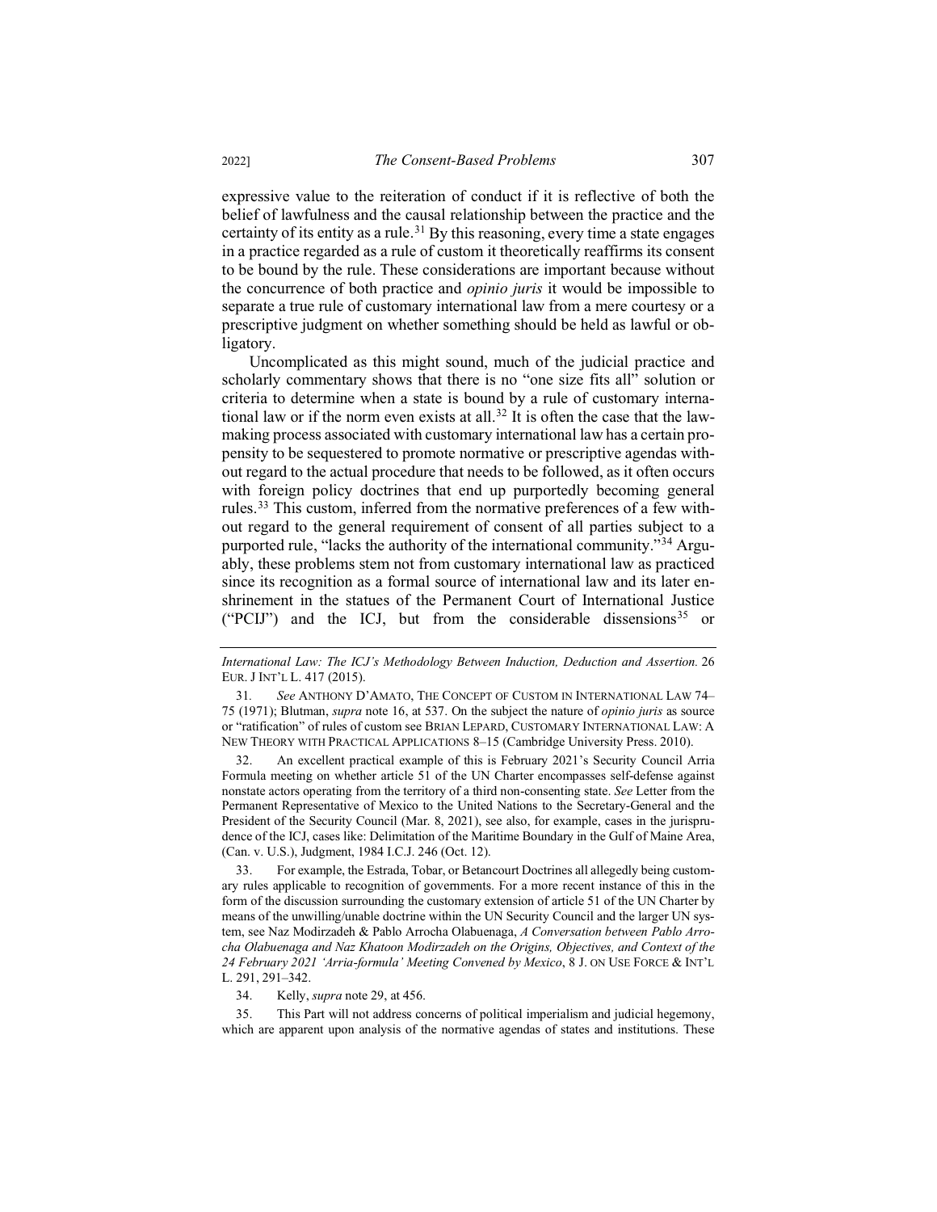expressive value to the reiteration of conduct if it is reflective of both the belief of lawfulness and the causal relationship between the practice and the certainty of its entity as a rule.[31] By this reasoning, every time a state engages in a practice regarded as a rule of custom it theoretically reaffirms its consent to be bound by the rule. These considerations are important because without the concurrence of both practice and *opinio juris* it would be impossible to separate a true rule of customary international law from a mere courtesy or a prescriptive judgment on whether something should be held as lawful or obligatory.

Uncomplicated as this might sound, much of the judicial practice and scholarly commentary shows that there is no "one size fits all" solution or criteria to determine when a state is bound by a rule of customary international law or if the norm even exists at all.[32] It is often the case that the lawmaking process associated with customary international law has a certain propensity to be sequestered to promote normative or prescriptive agendas without regard to the actual procedure that needs to be followed, as it often occurs with foreign policy doctrines that end up purportedly becoming general rules.[33] This custom, inferred from the normative preferences of a few without regard to the general requirement of consent of all parties subject to a purported rule, "lacks the authority of the international community."[34] Arguably, these problems stem not from customary international law as practiced since its recognition as a formal source of international law and its later enshrinement in the statues of the Permanent Court of International Justice ("PCIJ") and the ICJ, but from the considerable dissensions[35] or

---

*International Law: The ICJ's Methodology Between Induction, Deduction and Assertion.* 26 EUR. J INT'L L. 417 (2015).

31. *See* ANTHONY D'AMATO, THE CONCEPT OF CUSTOM IN INTERNATIONAL LAW 74–75 (1971); Blutman, *supra* note 16, at 537. On the subject the nature of *opinio juris* as source or "ratification" of rules of custom see BRIAN LEPARD, CUSTOMARY INTERNATIONAL LAW: A NEW THEORY WITH PRACTICAL APPLICATIONS 8–15 (Cambridge University Press. 2010).

32. An excellent practical example of this is February 2021's Security Council Arria Formula meeting on whether article 51 of the UN Charter encompasses self-defense against nonstate actors operating from the territory of a third non-consenting state. *See* Letter from the Permanent Representative of Mexico to the United Nations to the Secretary-General and the President of the Security Council (Mar. 8, 2021), see also, for example, cases in the jurisprudence of the ICJ, cases like: Delimitation of the Maritime Boundary in the Gulf of Maine Area, (Can. v. U.S.), Judgment, 1984 I.C.J. 246 (Oct. 12).

33. For example, the Estrada, Tobar, or Betancourt Doctrines all allegedly being customary rules applicable to recognition of governments. For a more recent instance of this in the form of the discussion surrounding the customary extension of article 51 of the UN Charter by means of the unwilling/unable doctrine within the UN Security Council and the larger UN system, see Naz Modirzadeh & Pablo Arrocha Olabuenaga, *A Conversation between Pablo Arrocha Olabuenaga and Naz Khatoon Modirzadeh on the Origins, Objectives, and Context of the 24 February 2021 'Arria-formula' Meeting Convened by Mexico*, 8 J. ON USE FORCE & INT'L L. 291, 291–342.

34. Kelly, *supra* note 29, at 456.

35. This Part will not address concerns of political imperialism and judicial hegemony, which are apparent upon analysis of the normative agendas of states and institutions. These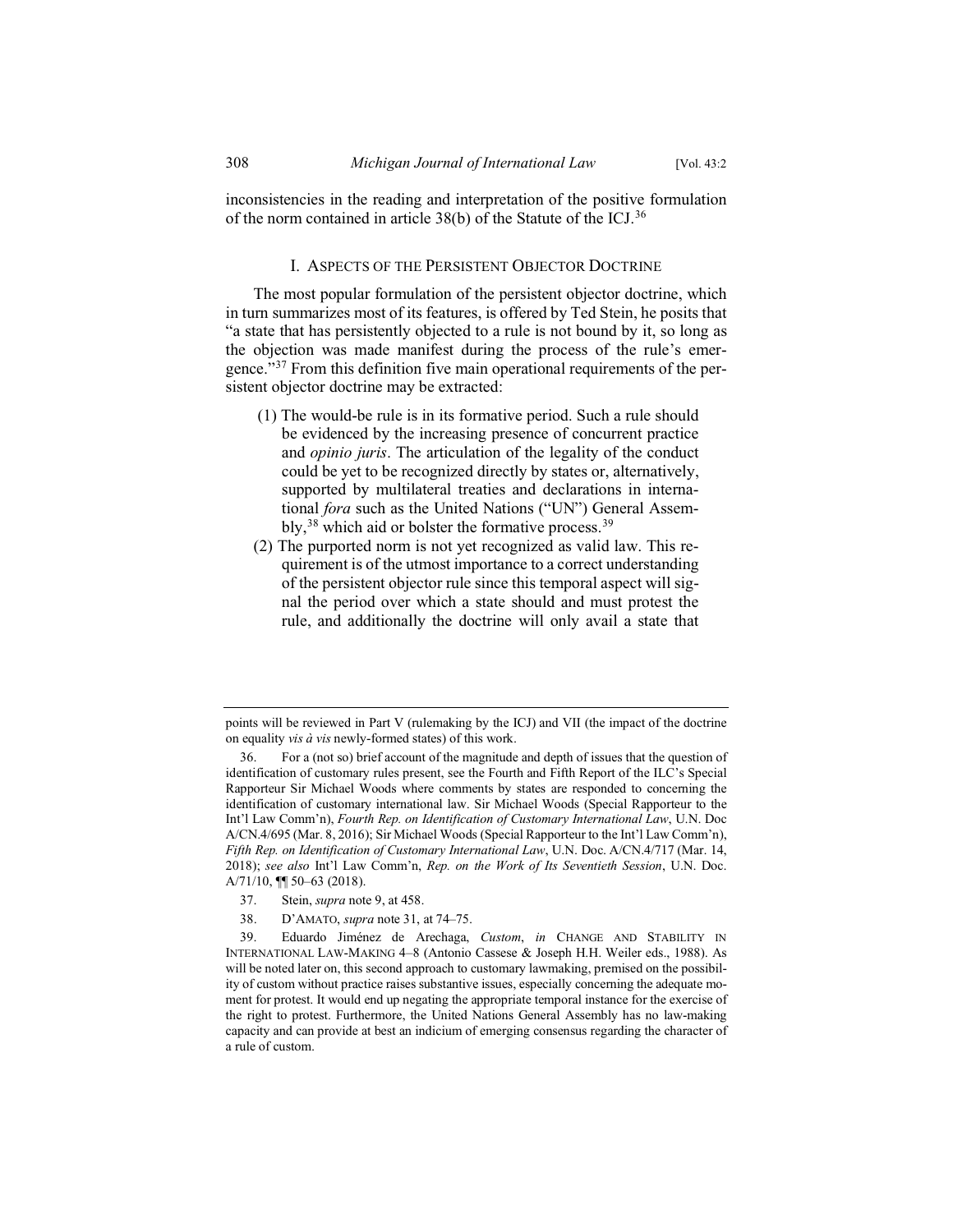inconsistencies in the reading and interpretation of the positive formulation of the norm contained in article 38(b) of the Statute of the ICJ.[36]

## I. Aspects of the Persistent Objector Doctrine

The most popular formulation of the persistent objector doctrine, which in turn summarizes most of its features, is offered by Ted Stein, he posits that "a state that has persistently objected to a rule is not bound by it, so long as the objection was made manifest during the process of the rule's emergence."[37] From this definition five main operational requirements of the persistent objector doctrine may be extracted:

(1) The would-be rule is in its formative period. Such a rule should be evidenced by the increasing presence of concurrent practice and *opinio juris*. The articulation of the legality of the conduct could be yet to be recognized directly by states or, alternatively, supported by multilateral treaties and declarations in international *fora* such as the United Nations ("UN") General Assembly,[38] which aid or bolster the formative process.[39]

(2) The purported norm is not yet recognized as valid law. This requirement is of the utmost importance to a correct understanding of the persistent objector rule since this temporal aspect will signal the period over which a state should and must protest the rule, and additionally the doctrine will only avail a state that

---

points will be reviewed in Part V (rulemaking by the ICJ) and VII (the impact of the doctrine on equality *vis à vis* newly-formed states) of this work.

36. For a (not so) brief account of the magnitude and depth of issues that the question of identification of customary rules present, see the Fourth and Fifth Report of the ILC's Special Rapporteur Sir Michael Woods where comments by states are responded to concerning the identification of customary international law. Sir Michael Woods (Special Rapporteur to the Int'l Law Comm'n), *Fourth Rep. on Identification of Customary International Law*, U.N. Doc A/CN.4/695 (Mar. 8, 2016); Sir Michael Woods (Special Rapporteur to the Int'l Law Comm'n), *Fifth Rep. on Identification of Customary International Law*, U.N. Doc. A/CN.4/717 (Mar. 14, 2018); *see also* Int'l Law Comm'n, *Rep. on the Work of Its Seventieth Session*, U.N. Doc. A/71/10, ¶¶ 50–63 (2018).

37. Stein, *supra* note 9, at 458.

38. D'Amato, *supra* note 31, at 74–75.

39. Eduardo Jiménez de Arechaga, *Custom*, *in* Change and Stability in International Law-Making 4–8 (Antonio Cassese & Joseph H.H. Weiler eds., 1988). As will be noted later on, this second approach to customary lawmaking, premised on the possibility of custom without practice raises substantive issues, especially concerning the adequate moment for protest. It would end up negating the appropriate temporal instance for the exercise of the right to protest. Furthermore, the United Nations General Assembly has no law-making capacity and can provide at best an indicium of emerging consensus regarding the character of a rule of custom.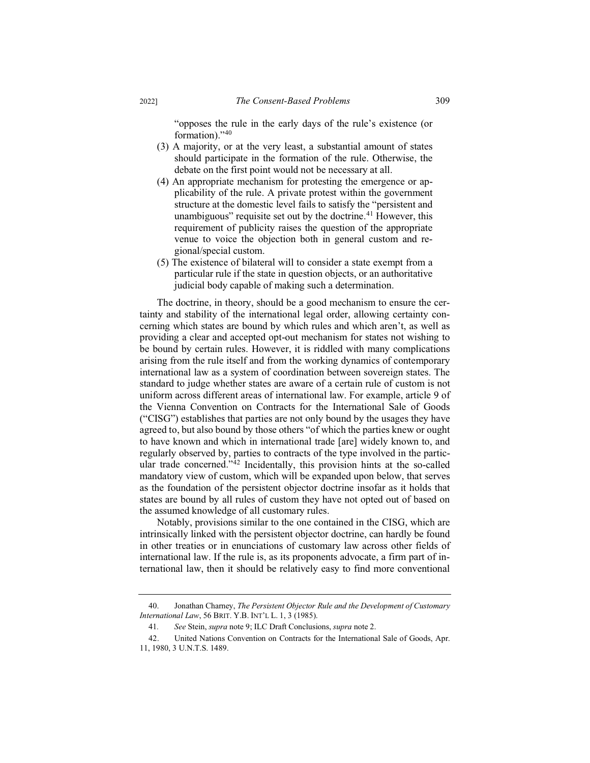"opposes the rule in the early days of the rule's existence (or formation)."[40]

(3) A majority, or at the very least, a substantial amount of states should participate in the formation of the rule. Otherwise, the debate on the first point would not be necessary at all.

(4) An appropriate mechanism for protesting the emergence or applicability of the rule. A private protest within the government structure at the domestic level fails to satisfy the "persistent and unambiguous" requisite set out by the doctrine.[41] However, this requirement of publicity raises the question of the appropriate venue to voice the objection both in general custom and regional/special custom.

(5) The existence of bilateral will to consider a state exempt from a particular rule if the state in question objects, or an authoritative judicial body capable of making such a determination.

The doctrine, in theory, should be a good mechanism to ensure the certainty and stability of the international legal order, allowing certainty concerning which states are bound by which rules and which aren't, as well as providing a clear and accepted opt-out mechanism for states not wishing to be bound by certain rules. However, it is riddled with many complications arising from the rule itself and from the working dynamics of contemporary international law as a system of coordination between sovereign states. The standard to judge whether states are aware of a certain rule of custom is not uniform across different areas of international law. For example, article 9 of the Vienna Convention on Contracts for the International Sale of Goods ("CISG") establishes that parties are not only bound by the usages they have agreed to, but also bound by those others "of which the parties knew or ought to have known and which in international trade [are] widely known to, and regularly observed by, parties to contracts of the type involved in the particular trade concerned."[42] Incidentally, this provision hints at the so-called mandatory view of custom, which will be expanded upon below, that serves as the foundation of the persistent objector doctrine insofar as it holds that states are bound by all rules of custom they have not opted out of based on the assumed knowledge of all customary rules.

Notably, provisions similar to the one contained in the CISG, which are intrinsically linked with the persistent objector doctrine, can hardly be found in other treaties or in enunciations of customary law across other fields of international law. If the rule is, as its proponents advocate, a firm part of international law, then it should be relatively easy to find more conventional

---

40. Jonathan Charney, *The Persistent Objector Rule and the Development of Customary International Law*, 56 BRIT. Y.B. INT'L L. 1, 3 (1985).

41. *See* Stein, *supra* note 9; ILC Draft Conclusions, *supra* note 2.

42. United Nations Convention on Contracts for the International Sale of Goods, Apr. 11, 1980, 3 U.N.T.S. 1489.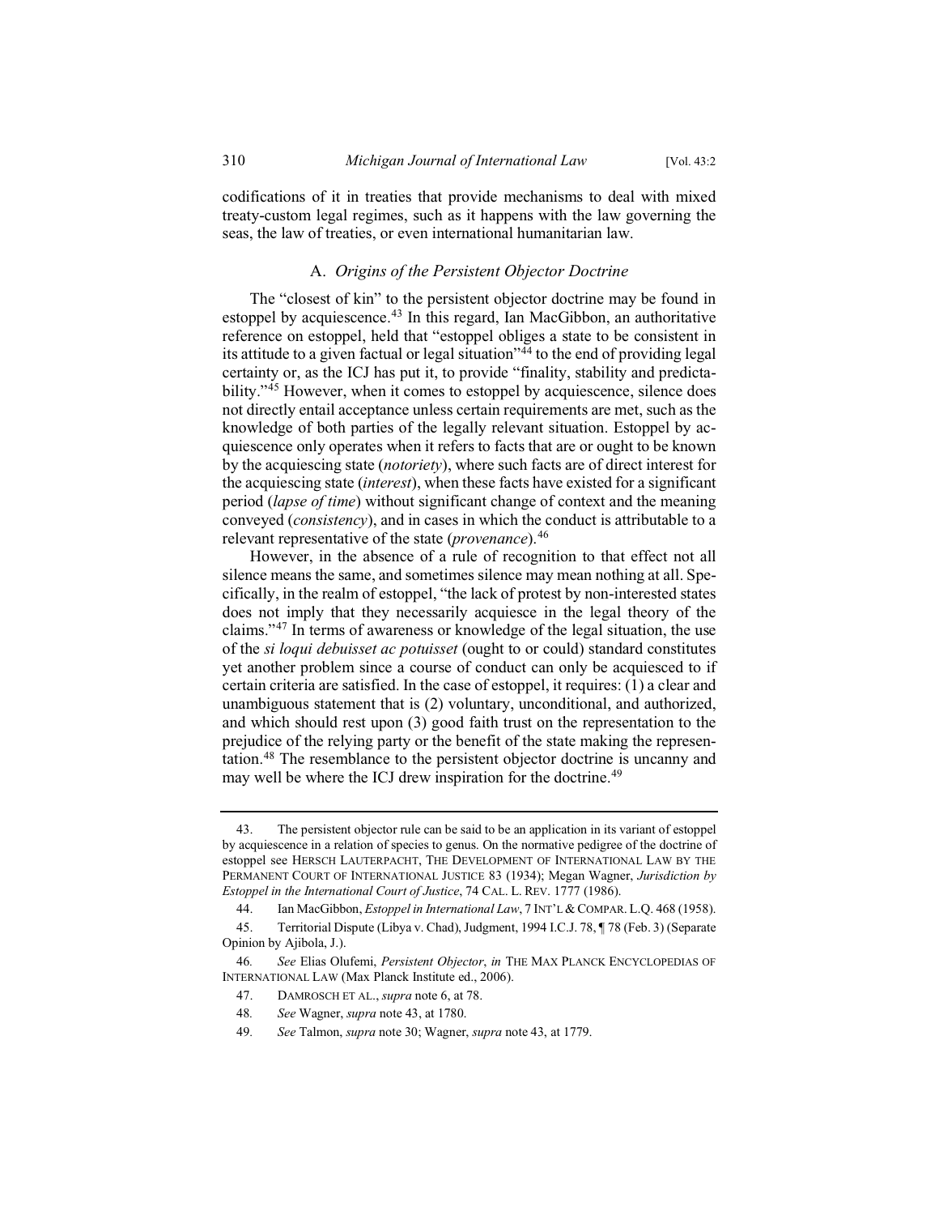codifications of it in treaties that provide mechanisms to deal with mixed treaty-custom legal regimes, such as it happens with the law governing the seas, the law of treaties, or even international humanitarian law.

### A. *Origins of the Persistent Objector Doctrine*

The "closest of kin" to the persistent objector doctrine may be found in estoppel by acquiescence.[43] In this regard, Ian MacGibbon, an authoritative reference on estoppel, held that "estoppel obliges a state to be consistent in its attitude to a given factual or legal situation"[44] to the end of providing legal certainty or, as the ICJ has put it, to provide "finality, stability and predictability."[45] However, when it comes to estoppel by acquiescence, silence does not directly entail acceptance unless certain requirements are met, such as the knowledge of both parties of the legally relevant situation. Estoppel by acquiescence only operates when it refers to facts that are or ought to be known by the acquiescing state (*notoriety*), where such facts are of direct interest for the acquiescing state (*interest*), when these facts have existed for a significant period (*lapse of time*) without significant change of context and the meaning conveyed (*consistency*), and in cases in which the conduct is attributable to a relevant representative of the state (*provenance*).[46]

However, in the absence of a rule of recognition to that effect not all silence means the same, and sometimes silence may mean nothing at all. Specifically, in the realm of estoppel, "the lack of protest by non-interested states does not imply that they necessarily acquiesce in the legal theory of the claims."[47] In terms of awareness or knowledge of the legal situation, the use of the *si loqui debuisset ac potuisset* (ought to or could) standard constitutes yet another problem since a course of conduct can only be acquiesced to if certain criteria are satisfied. In the case of estoppel, it requires: (1) a clear and unambiguous statement that is (2) voluntary, unconditional, and authorized, and which should rest upon (3) good faith trust on the representation to the prejudice of the relying party or the benefit of the state making the representation.[48] The resemblance to the persistent objector doctrine is uncanny and may well be where the ICJ drew inspiration for the doctrine.[49]

---

43. The persistent objector rule can be said to be an application in its variant of estoppel by acquiescence in a relation of species to genus. On the normative pedigree of the doctrine of estoppel see HERSCH LAUTERPACHT, THE DEVELOPMENT OF INTERNATIONAL LAW BY THE PERMANENT COURT OF INTERNATIONAL JUSTICE 83 (1934); Megan Wagner, *Jurisdiction by Estoppel in the International Court of Justice*, 74 CAL. L. REV. 1777 (1986).

44. Ian MacGibbon, *Estoppel in International Law*, 7 INT'L & COMPAR. L.Q. 468 (1958).

45. Territorial Dispute (Libya v. Chad), Judgment, 1994 I.C.J. 78, ¶ 78 (Feb. 3) (Separate Opinion by Ajibola, J.).

46. *See* Elias Olufemi, *Persistent Objector*, *in* THE MAX PLANCK ENCYCLOPEDIAS OF INTERNATIONAL LAW (Max Planck Institute ed., 2006).

47. DAMROSCH ET AL., *supra* note 6, at 78.

48. *See* Wagner, *supra* note 43, at 1780.

49. *See* Talmon, *supra* note 30; Wagner, *supra* note 43, at 1779.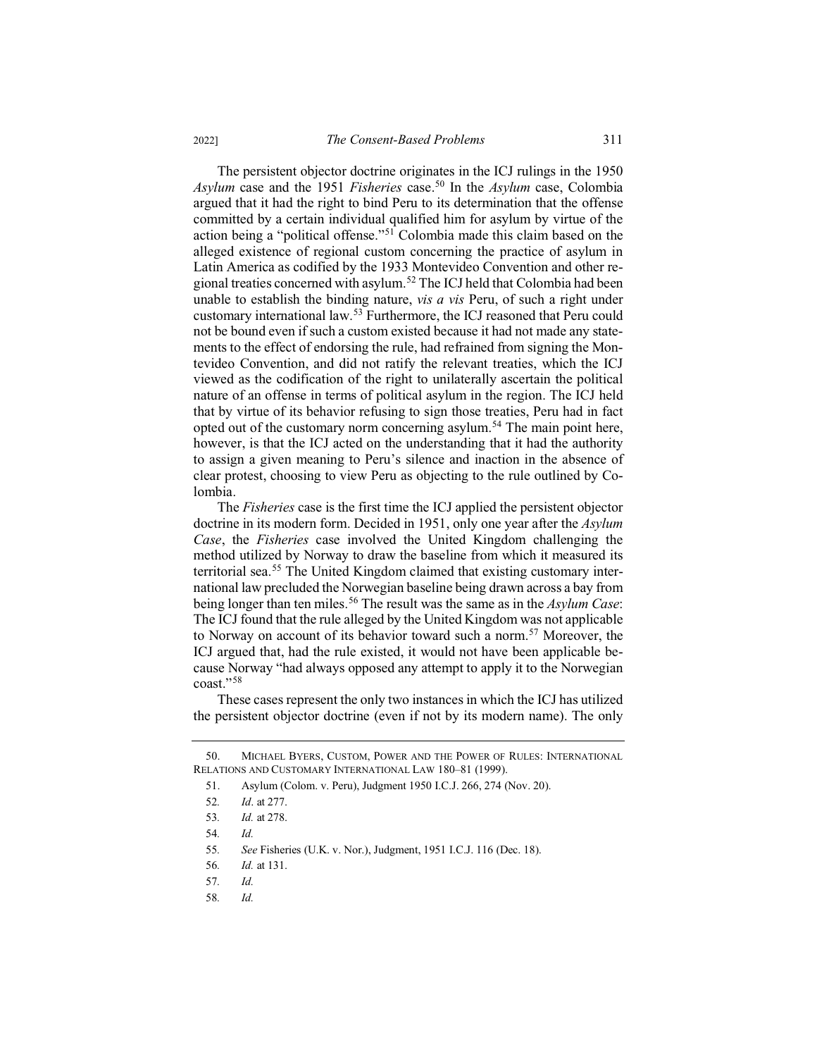The persistent objector doctrine originates in the ICJ rulings in the 1950 *Asylum* case and the 1951 *Fisheries* case.[50] In the *Asylum* case, Colombia argued that it had the right to bind Peru to its determination that the offense committed by a certain individual qualified him for asylum by virtue of the action being a "political offense."[51] Colombia made this claim based on the alleged existence of regional custom concerning the practice of asylum in Latin America as codified by the 1933 Montevideo Convention and other regional treaties concerned with asylum.[52] The ICJ held that Colombia had been unable to establish the binding nature, *vis a vis* Peru, of such a right under customary international law.[53] Furthermore, the ICJ reasoned that Peru could not be bound even if such a custom existed because it had not made any statements to the effect of endorsing the rule, had refrained from signing the Montevideo Convention, and did not ratify the relevant treaties, which the ICJ viewed as the codification of the right to unilaterally ascertain the political nature of an offense in terms of political asylum in the region. The ICJ held that by virtue of its behavior refusing to sign those treaties, Peru had in fact opted out of the customary norm concerning asylum.[54] The main point here, however, is that the ICJ acted on the understanding that it had the authority to assign a given meaning to Peru's silence and inaction in the absence of clear protest, choosing to view Peru as objecting to the rule outlined by Colombia.

The *Fisheries* case is the first time the ICJ applied the persistent objector doctrine in its modern form. Decided in 1951, only one year after the *Asylum Case*, the *Fisheries* case involved the United Kingdom challenging the method utilized by Norway to draw the baseline from which it measured its territorial sea.[55] The United Kingdom claimed that existing customary international law precluded the Norwegian baseline being drawn across a bay from being longer than ten miles.[56] The result was the same as in the *Asylum Case*: The ICJ found that the rule alleged by the United Kingdom was not applicable to Norway on account of its behavior toward such a norm.[57] Moreover, the ICJ argued that, had the rule existed, it would not have been applicable because Norway "had always opposed any attempt to apply it to the Norwegian coast."[58]

These cases represent the only two instances in which the ICJ has utilized the persistent objector doctrine (even if not by its modern name). The only

---

50. MICHAEL BYERS, CUSTOM, POWER AND THE POWER OF RULES: INTERNATIONAL RELATIONS AND CUSTOMARY INTERNATIONAL LAW 180–81 (1999).

51. Asylum (Colom. v. Peru), Judgment 1950 I.C.J. 266, 274 (Nov. 20).

52. *Id*. at 277.

53. *Id.* at 278.

54. *Id.*

55. *See* Fisheries (U.K. v. Nor.), Judgment, 1951 I.C.J. 116 (Dec. 18).

56. *Id.* at 131.

57. *Id.*

58. *Id.*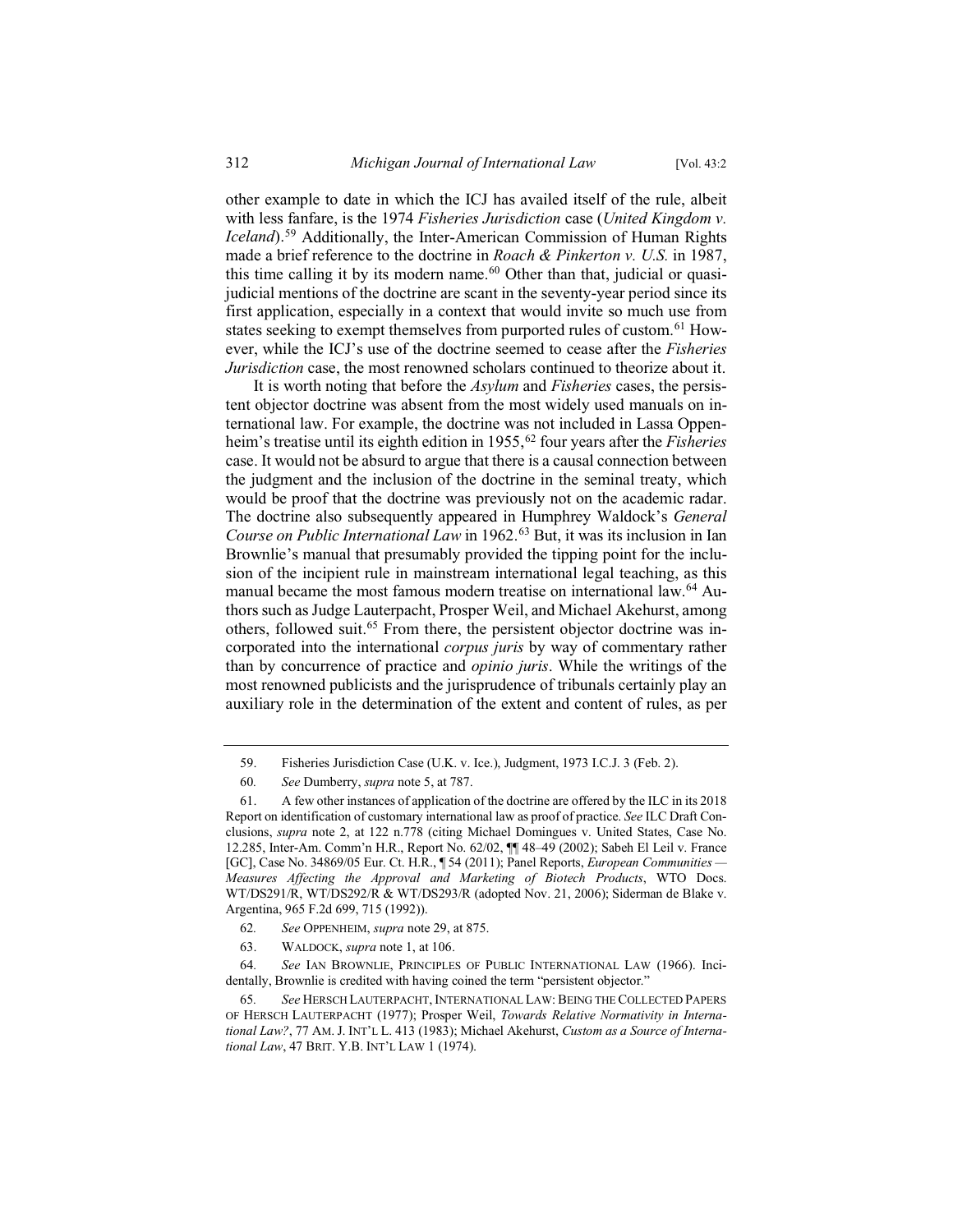other example to date in which the ICJ has availed itself of the rule, albeit with less fanfare, is the 1974 *Fisheries Jurisdiction* case (*United Kingdom v. Iceland*).[59] Additionally, the Inter-American Commission of Human Rights made a brief reference to the doctrine in *Roach & Pinkerton v. U.S.* in 1987, this time calling it by its modern name.[60] Other than that, judicial or quasi-judicial mentions of the doctrine are scant in the seventy-year period since its first application, especially in a context that would invite so much use from states seeking to exempt themselves from purported rules of custom.[61] However, while the ICJ's use of the doctrine seemed to cease after the *Fisheries Jurisdiction* case, the most renowned scholars continued to theorize about it.

It is worth noting that before the *Asylum* and *Fisheries* cases, the persistent objector doctrine was absent from the most widely used manuals on international law. For example, the doctrine was not included in Lassa Oppenheim's treatise until its eighth edition in 1955,[62] four years after the *Fisheries* case. It would not be absurd to argue that there is a causal connection between the judgment and the inclusion of the doctrine in the seminal treaty, which would be proof that the doctrine was previously not on the academic radar. The doctrine also subsequently appeared in Humphrey Waldock's *General Course on Public International Law* in 1962.[63] But, it was its inclusion in Ian Brownlie's manual that presumably provided the tipping point for the inclusion of the incipient rule in mainstream international legal teaching, as this manual became the most famous modern treatise on international law.[64] Authors such as Judge Lauterpacht, Prosper Weil, and Michael Akehurst, among others, followed suit.[65] From there, the persistent objector doctrine was incorporated into the international *corpus juris* by way of commentary rather than by concurrence of practice and *opinio juris*. While the writings of the most renowned publicists and the jurisprudence of tribunals certainly play an auxiliary role in the determination of the extent and content of rules, as per

---

59. Fisheries Jurisdiction Case (U.K. v. Ice.), Judgment, 1973 I.C.J. 3 (Feb. 2).

60. *See* Dumberry, *supra* note 5, at 787.

61. A few other instances of application of the doctrine are offered by the ILC in its 2018 Report on identification of customary international law as proof of practice. *See* ILC Draft Conclusions, *supra* note 2, at 122 n.778 (citing Michael Domingues v. United States, Case No. 12.285, Inter-Am. Comm'n H.R., Report No. 62/02, ¶¶ 48–49 (2002); Sabeh El Leil v. France [GC], Case No. 34869/05 Eur. Ct. H.R., ¶ 54 (2011); Panel Reports, *European Communities — Measures Affecting the Approval and Marketing of Biotech Products*, WTO Docs. WT/DS291/R, WT/DS292/R & WT/DS293/R (adopted Nov. 21, 2006); Siderman de Blake v. Argentina, 965 F.2d 699, 715 (1992)).

62. *See* OPPENHEIM, *supra* note 29, at 875.

63. WALDOCK, *supra* note 1, at 106.

64. *See* IAN BROWNLIE, PRINCIPLES OF PUBLIC INTERNATIONAL LAW (1966). Incidentally, Brownlie is credited with having coined the term "persistent objector."

65. *See* HERSCH LAUTERPACHT, INTERNATIONAL LAW: BEING THE COLLECTED PAPERS OF HERSCH LAUTERPACHT (1977); Prosper Weil, *Towards Relative Normativity in International Law?*, 77 AM. J. INT'L L. 413 (1983); Michael Akehurst, *Custom as a Source of International Law*, 47 BRIT. Y.B. INT'L LAW 1 (1974).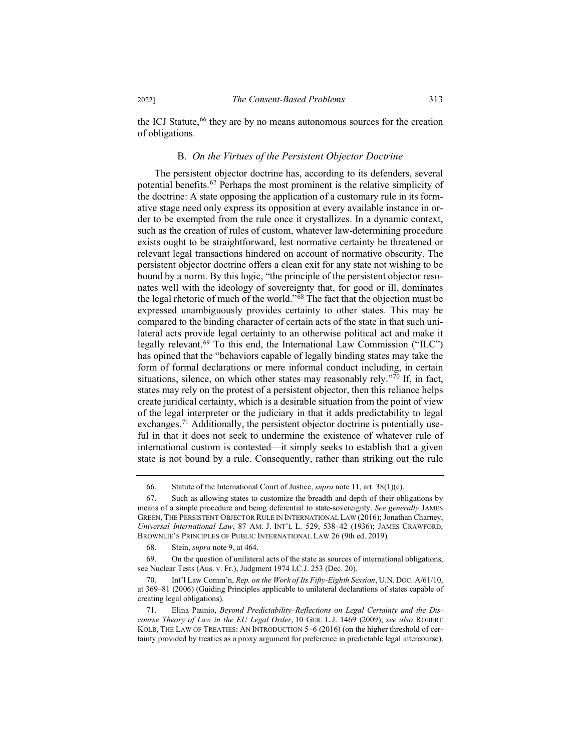the ICJ Statute,[66] they are by no means autonomous sources for the creation of obligations.

### B. *On the Virtues of the Persistent Objector Doctrine*

The persistent objector doctrine has, according to its defenders, several potential benefits.[67] Perhaps the most prominent is the relative simplicity of the doctrine: A state opposing the application of a customary rule in its formative stage need only express its opposition at every available instance in order to be exempted from the rule once it crystallizes. In a dynamic context, such as the creation of rules of custom, whatever law-determining procedure exists ought to be straightforward, lest normative certainty be threatened or relevant legal transactions hindered on account of normative obscurity. The persistent objector doctrine offers a clean exit for any state not wishing to be bound by a norm. By this logic, "the principle of the persistent objector resonates well with the ideology of sovereignty that, for good or ill, dominates the legal rhetoric of much of the world."[68] The fact that the objection must be expressed unambiguously provides certainty to other states. This may be compared to the binding character of certain acts of the state in that such unilateral acts provide legal certainty to an otherwise political act and make it legally relevant.[69] To this end, the International Law Commission ("ILC") has opined that the "behaviors capable of legally binding states may take the form of formal declarations or mere informal conduct including, in certain situations, silence, on which other states may reasonably rely."[70] If, in fact, states may rely on the protest of a persistent objector, then this reliance helps create juridical certainty, which is a desirable situation from the point of view of the legal interpreter or the judiciary in that it adds predictability to legal exchanges.[71] Additionally, the persistent objector doctrine is potentially useful in that it does not seek to undermine the existence of whatever rule of international custom is contested—it simply seeks to establish that a given state is not bound by a rule. Consequently, rather than striking out the rule

---

66. Statute of the International Court of Justice, *supra* note 11, art. 38(1)(c).

67. Such as allowing states to customize the breadth and depth of their obligations by means of a simple procedure and being deferential to state-sovereignty. *See generally* JAMES GREEN, THE PERSISTENT OBJECTOR RULE IN INTERNATIONAL LAW (2016); Jonathan Charney, *Universal International Law*, 87 AM. J. INT'L L. 529, 538–42 (1936); JAMES CRAWFORD, BROWNLIE'S PRINCIPLES OF PUBLIC INTERNATIONAL LAW 26 (9th ed. 2019).

68. Stein, *supra* note 9, at 464.

69. On the question of unilateral acts of the state as sources of international obligations, see Nuclear Tests (Aus. v. Fr.), Judgment 1974 I.C.J. 253 (Dec. 20).

70. Int'l Law Comm'n, *Rep. on the Work of Its Fifty-Eighth Session*, U.N. DOC. A/61/10, at 369–81 (2006) (Guiding Principles applicable to unilateral declarations of states capable of creating legal obligations).

71. Elina Paunio, *Beyond Predictability–Reflections on Legal Certainty and the Discourse Theory of Law in the EU Legal Order*, 10 GER. L.J. 1469 (2009); *see also* ROBERT KOLB, THE LAW OF TREATIES: AN INTRODUCTION 5–6 (2016) (on the higher threshold of certainty provided by treaties as a proxy argument for preference in predictable legal intercourse).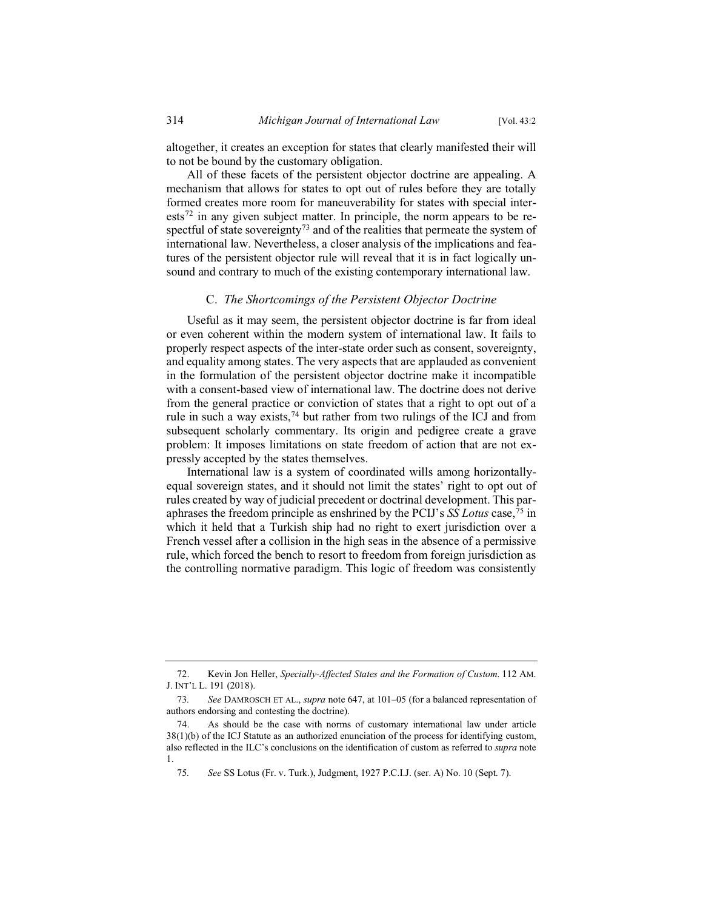altogether, it creates an exception for states that clearly manifested their will to not be bound by the customary obligation.

All of these facets of the persistent objector doctrine are appealing. A mechanism that allows for states to opt out of rules before they are totally formed creates more room for maneuverability for states with special interests[72] in any given subject matter. In principle, the norm appears to be respectful of state sovereignty[73] and of the realities that permeate the system of international law. Nevertheless, a closer analysis of the implications and features of the persistent objector rule will reveal that it is in fact logically unsound and contrary to much of the existing contemporary international law.

### C. *The Shortcomings of the Persistent Objector Doctrine*

Useful as it may seem, the persistent objector doctrine is far from ideal or even coherent within the modern system of international law. It fails to properly respect aspects of the inter-state order such as consent, sovereignty, and equality among states. The very aspects that are applauded as convenient in the formulation of the persistent objector doctrine make it incompatible with a consent-based view of international law. The doctrine does not derive from the general practice or conviction of states that a right to opt out of a rule in such a way exists,[74] but rather from two rulings of the ICJ and from subsequent scholarly commentary. Its origin and pedigree create a grave problem: It imposes limitations on state freedom of action that are not expressly accepted by the states themselves.

International law is a system of coordinated wills among horizontally-equal sovereign states, and it should not limit the states' right to opt out of rules created by way of judicial precedent or doctrinal development. This paraphrases the freedom principle as enshrined by the PCIJ's *SS Lotus* case,[75] in which it held that a Turkish ship had no right to exert jurisdiction over a French vessel after a collision in the high seas in the absence of a permissive rule, which forced the bench to resort to freedom from foreign jurisdiction as the controlling normative paradigm. This logic of freedom was consistently

---

72. Kevin Jon Heller, *Specially-Affected States and the Formation of Custom*. 112 AM. J. INT'L L. 191 (2018).

73. *See* DAMROSCH ET AL., *supra* note 647, at 101–05 (for a balanced representation of authors endorsing and contesting the doctrine).

74. As should be the case with norms of customary international law under article 38(1)(b) of the ICJ Statute as an authorized enunciation of the process for identifying custom, also reflected in the ILC's conclusions on the identification of custom as referred to *supra* note 1.

75. *See* SS Lotus (Fr. v. Turk.), Judgment, 1927 P.C.I.J. (ser. A) No. 10 (Sept. 7).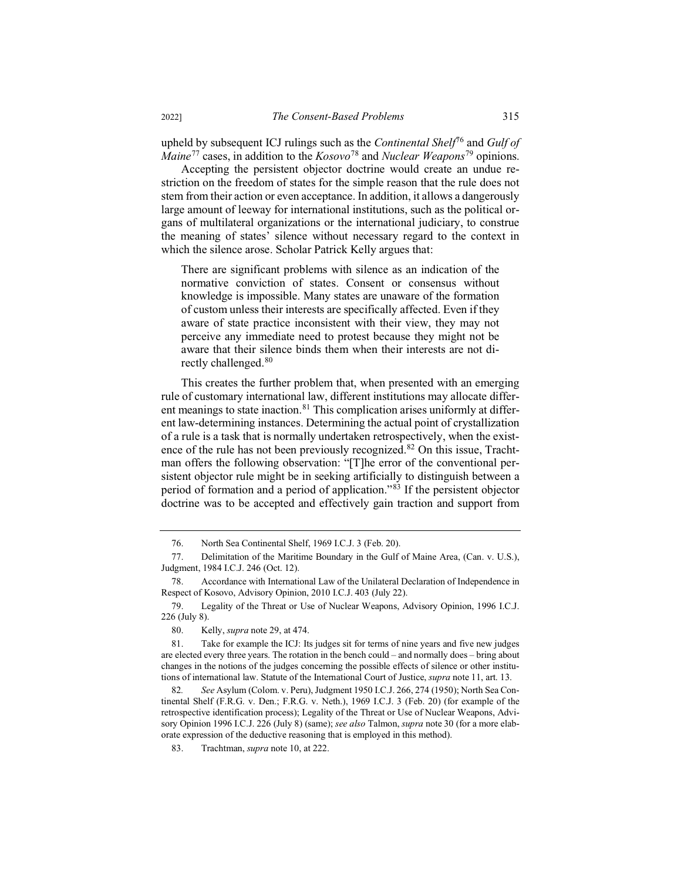upheld by subsequent ICJ rulings such as the *Continental Shelf*[76] and *Gulf of Maine*[77] cases, in addition to the *Kosovo*[78] and *Nuclear Weapons*[79] opinions.

Accepting the persistent objector doctrine would create an undue restriction on the freedom of states for the simple reason that the rule does not stem from their action or even acceptance. In addition, it allows a dangerously large amount of leeway for international institutions, such as the political organs of multilateral organizations or the international judiciary, to construe the meaning of states' silence without necessary regard to the context in which the silence arose. Scholar Patrick Kelly argues that:

> There are significant problems with silence as an indication of the normative conviction of states. Consent or consensus without knowledge is impossible. Many states are unaware of the formation of custom unless their interests are specifically affected. Even if they aware of state practice inconsistent with their view, they may not perceive any immediate need to protest because they might not be aware that their silence binds them when their interests are not directly challenged.[80]

This creates the further problem that, when presented with an emerging rule of customary international law, different institutions may allocate different meanings to state inaction.[81] This complication arises uniformly at different law-determining instances. Determining the actual point of crystallization of a rule is a task that is normally undertaken retrospectively, when the existence of the rule has not been previously recognized.[82] On this issue, Trachtman offers the following observation: "[T]he error of the conventional persistent objector rule might be in seeking artificially to distinguish between a period of formation and a period of application."[83] If the persistent objector doctrine was to be accepted and effectively gain traction and support from

---

76. North Sea Continental Shelf, 1969 I.C.J. 3 (Feb. 20).

77. Delimitation of the Maritime Boundary in the Gulf of Maine Area, (Can. v. U.S.), Judgment, 1984 I.C.J. 246 (Oct. 12).

78. Accordance with International Law of the Unilateral Declaration of Independence in Respect of Kosovo, Advisory Opinion, 2010 I.C.J. 403 (July 22).

79. Legality of the Threat or Use of Nuclear Weapons, Advisory Opinion, 1996 I.C.J. 226 (July 8).

80. Kelly, *supra* note 29, at 474.

81. Take for example the ICJ: Its judges sit for terms of nine years and five new judges are elected every three years. The rotation in the bench could – and normally does – bring about changes in the notions of the judges concerning the possible effects of silence or other institutions of international law. Statute of the International Court of Justice, *supra* note 11, art. 13.

82. *See* Asylum (Colom. v. Peru), Judgment 1950 I.C.J. 266, 274 (1950); North Sea Continental Shelf (F.R.G. v. Den.; F.R.G. v. Neth.), 1969 I.C.J. 3 (Feb. 20) (for example of the retrospective identification process); Legality of the Threat or Use of Nuclear Weapons, Advisory Opinion 1996 I.C.J. 226 (July 8) (same); *see also* Talmon, *supra* note 30 (for a more elaborate expression of the deductive reasoning that is employed in this method).

83. Trachtman, *supra* note 10, at 222.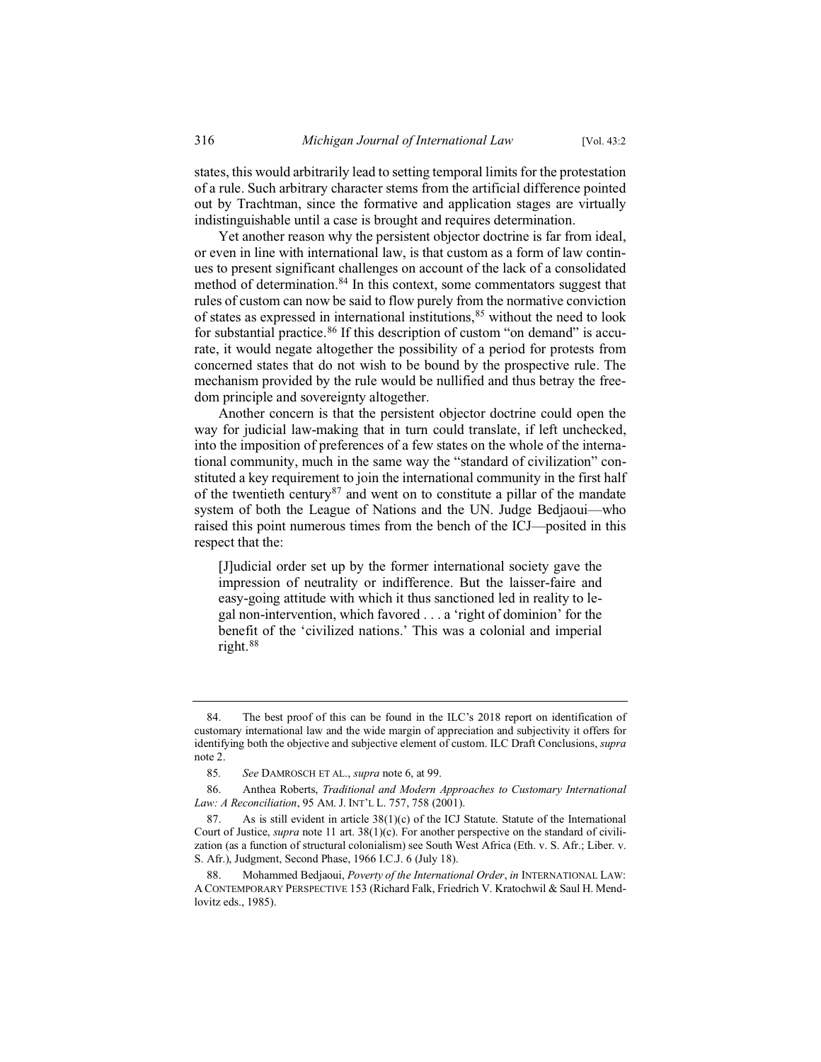states, this would arbitrarily lead to setting temporal limits for the protestation of a rule. Such arbitrary character stems from the artificial difference pointed out by Trachtman, since the formative and application stages are virtually indistinguishable until a case is brought and requires determination.

Yet another reason why the persistent objector doctrine is far from ideal, or even in line with international law, is that custom as a form of law continues to present significant challenges on account of the lack of a consolidated method of determination.[84] In this context, some commentators suggest that rules of custom can now be said to flow purely from the normative conviction of states as expressed in international institutions,[85] without the need to look for substantial practice.[86] If this description of custom "on demand" is accurate, it would negate altogether the possibility of a period for protests from concerned states that do not wish to be bound by the prospective rule. The mechanism provided by the rule would be nullified and thus betray the freedom principle and sovereignty altogether.

Another concern is that the persistent objector doctrine could open the way for judicial law-making that in turn could translate, if left unchecked, into the imposition of preferences of a few states on the whole of the international community, much in the same way the "standard of civilization" constituted a key requirement to join the international community in the first half of the twentieth century[87] and went on to constitute a pillar of the mandate system of both the League of Nations and the UN. Judge Bedjaoui—who raised this point numerous times from the bench of the ICJ—posited in this respect that the:

> [J]udicial order set up by the former international society gave the impression of neutrality or indifference. But the laisser-faire and easy-going attitude with which it thus sanctioned led in reality to legal non-intervention, which favored . . . a 'right of dominion' for the benefit of the 'civilized nations.' This was a colonial and imperial right.[88]

---

84. The best proof of this can be found in the ILC's 2018 report on identification of customary international law and the wide margin of appreciation and subjectivity it offers for identifying both the objective and subjective element of custom. ILC Draft Conclusions, *supra* note 2.

85. *See* DAMROSCH ET AL., *supra* note 6, at 99.

86. Anthea Roberts, *Traditional and Modern Approaches to Customary International Law: A Reconciliation*, 95 AM. J. INT'L L. 757, 758 (2001).

87. As is still evident in article 38(1)(c) of the ICJ Statute. Statute of the International Court of Justice, *supra* note 11 art. 38(1)(c). For another perspective on the standard of civilization (as a function of structural colonialism) see South West Africa (Eth. v. S. Afr.; Liber. v. S. Afr.), Judgment, Second Phase, 1966 I.C.J. 6 (July 18).

88. Mohammed Bedjaoui, *Poverty of the International Order*, *in* INTERNATIONAL LAW: A CONTEMPORARY PERSPECTIVE 153 (Richard Falk, Friedrich V. Kratochwil & Saul H. Mendlovitz eds., 1985).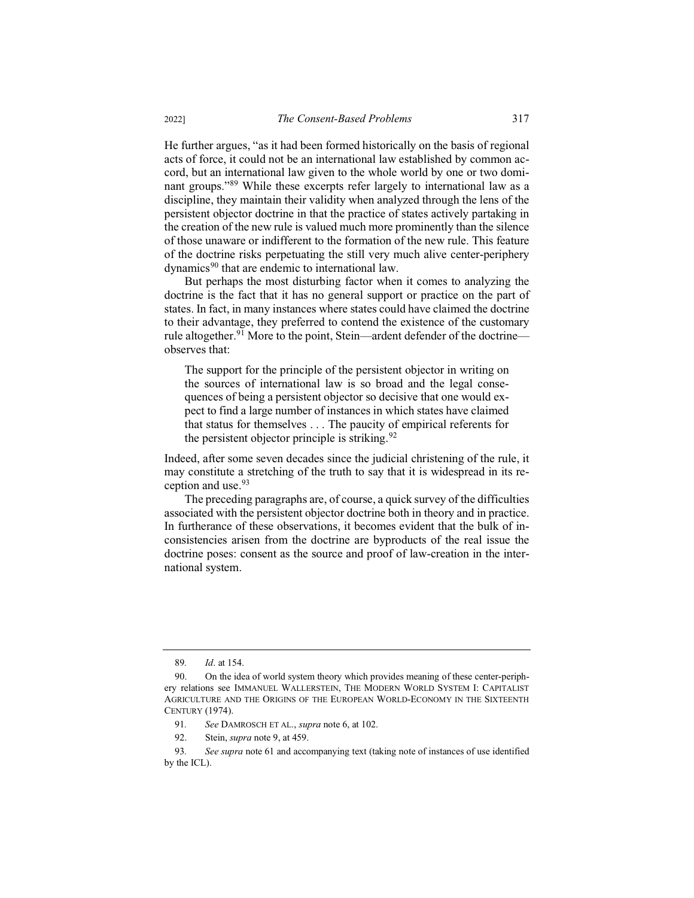He further argues, "as it had been formed historically on the basis of regional acts of force, it could not be an international law established by common accord, but an international law given to the whole world by one or two dominant groups."[89] While these excerpts refer largely to international law as a discipline, they maintain their validity when analyzed through the lens of the persistent objector doctrine in that the practice of states actively partaking in the creation of the new rule is valued much more prominently than the silence of those unaware or indifferent to the formation of the new rule. This feature of the doctrine risks perpetuating the still very much alive center-periphery dynamics[90] that are endemic to international law.

But perhaps the most disturbing factor when it comes to analyzing the doctrine is the fact that it has no general support or practice on the part of states. In fact, in many instances where states could have claimed the doctrine to their advantage, they preferred to contend the existence of the customary rule altogether.[91] More to the point, Stein—ardent defender of the doctrine—observes that:

> The support for the principle of the persistent objector in writing on the sources of international law is so broad and the legal consequences of being a persistent objector so decisive that one would expect to find a large number of instances in which states have claimed that status for themselves . . . The paucity of empirical referents for the persistent objector principle is striking.[92]

Indeed, after some seven decades since the judicial christening of the rule, it may constitute a stretching of the truth to say that it is widespread in its reception and use.[93]

The preceding paragraphs are, of course, a quick survey of the difficulties associated with the persistent objector doctrine both in theory and in practice. In furtherance of these observations, it becomes evident that the bulk of inconsistencies arisen from the doctrine are byproducts of the real issue the doctrine poses: consent as the source and proof of law-creation in the international system.

---

89. *Id*. at 154.

90. On the idea of world system theory which provides meaning of these center-periphery relations see IMMANUEL WALLERSTEIN, THE MODERN WORLD SYSTEM I: CAPITALIST AGRICULTURE AND THE ORIGINS OF THE EUROPEAN WORLD-ECONOMY IN THE SIXTEENTH CENTURY (1974).

91. *See* DAMROSCH ET AL., *supra* note 6, at 102.

92. Stein, *supra* note 9, at 459.

93. *See supra* note 61 and accompanying text (taking note of instances of use identified by the ICL).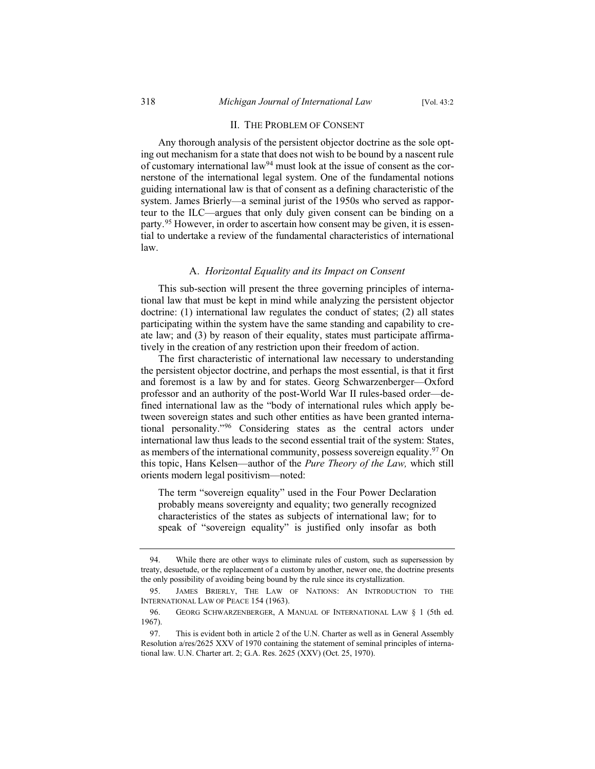## II. The Problem of Consent

Any thorough analysis of the persistent objector doctrine as the sole opting out mechanism for a state that does not wish to be bound by a nascent rule of customary international law[94] must look at the issue of consent as the cornerstone of the international legal system. One of the fundamental notions guiding international law is that of consent as a defining characteristic of the system. James Brierly—a seminal jurist of the 1950s who served as rapporteur to the ILC—argues that only duly given consent can be binding on a party.[95] However, in order to ascertain how consent may be given, it is essential to undertake a review of the fundamental characteristics of international law.

### A. *Horizontal Equality and its Impact on Consent*

This sub-section will present the three governing principles of international law that must be kept in mind while analyzing the persistent objector doctrine: (1) international law regulates the conduct of states; (2) all states participating within the system have the same standing and capability to create law; and (3) by reason of their equality, states must participate affirmatively in the creation of any restriction upon their freedom of action.

The first characteristic of international law necessary to understanding the persistent objector doctrine, and perhaps the most essential, is that it first and foremost is a law by and for states. Georg Schwarzenberger—Oxford professor and an authority of the post-World War II rules-based order—defined international law as the "body of international rules which apply between sovereign states and such other entities as have been granted international personality."[96] Considering states as the central actors under international law thus leads to the second essential trait of the system: States, as members of the international community, possess sovereign equality.[97] On this topic, Hans Kelsen—author of the *Pure Theory of the Law,* which still orients modern legal positivism—noted:

> The term "sovereign equality" used in the Four Power Declaration probably means sovereignty and equality; two generally recognized characteristics of the states as subjects of international law; for to speak of "sovereign equality" is justified only insofar as both

---

94. While there are other ways to eliminate rules of custom, such as supersession by treaty, desuetude, or the replacement of a custom by another, newer one, the doctrine presents the only possibility of avoiding being bound by the rule since its crystallization.

95. James Brierly, The Law of Nations: An Introduction to the International Law of Peace 154 (1963).

96. Georg Schwarzenberger, A Manual of International Law § 1 (5th ed. 1967).

97. This is evident both in article 2 of the U.N. Charter as well as in General Assembly Resolution a/res/2625 XXV of 1970 containing the statement of seminal principles of international law. U.N. Charter art. 2; G.A. Res. 2625 (XXV) (Oct. 25, 1970).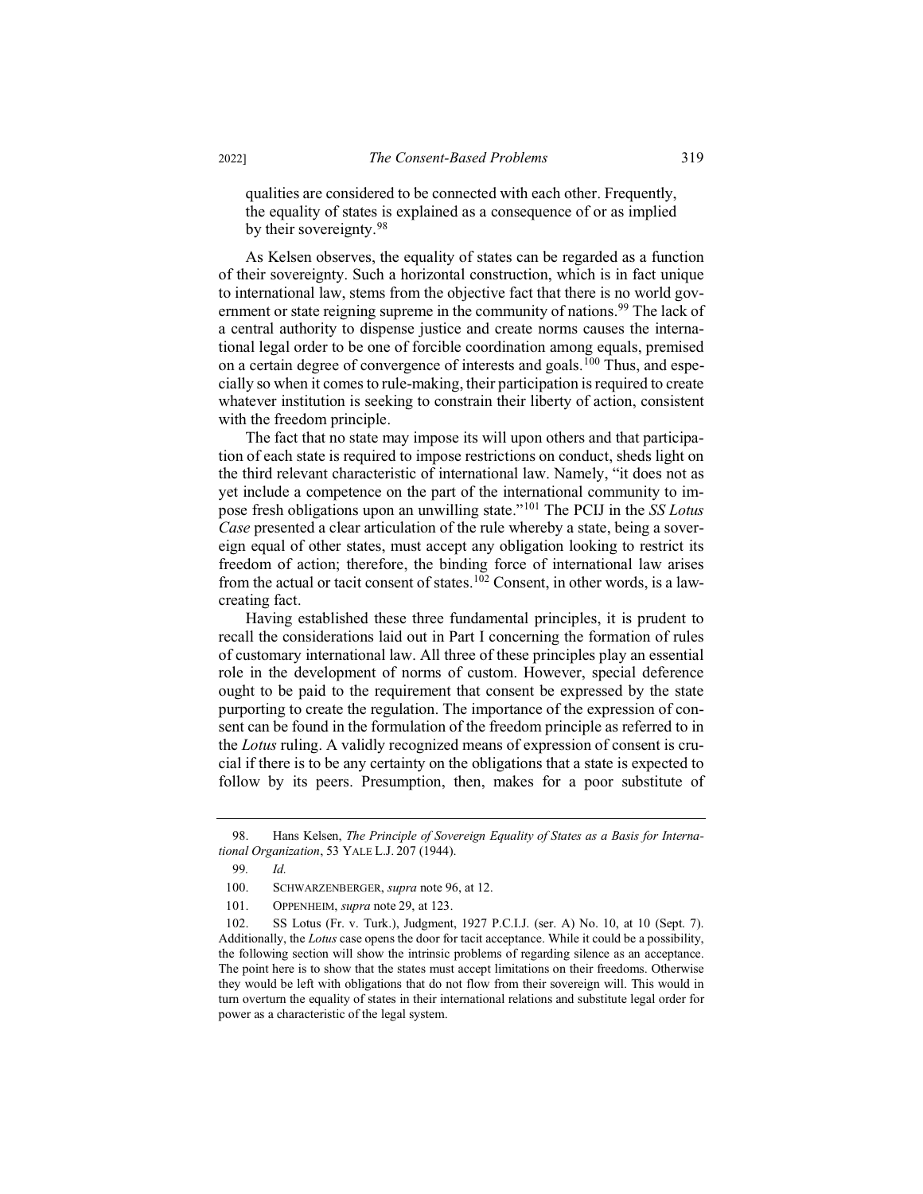qualities are considered to be connected with each other. Frequently, the equality of states is explained as a consequence of or as implied by their sovereignty.[98]

As Kelsen observes, the equality of states can be regarded as a function of their sovereignty. Such a horizontal construction, which is in fact unique to international law, stems from the objective fact that there is no world government or state reigning supreme in the community of nations.[99] The lack of a central authority to dispense justice and create norms causes the international legal order to be one of forcible coordination among equals, premised on a certain degree of convergence of interests and goals.[100] Thus, and especially so when it comes to rule-making, their participation is required to create whatever institution is seeking to constrain their liberty of action, consistent with the freedom principle.

The fact that no state may impose its will upon others and that participation of each state is required to impose restrictions on conduct, sheds light on the third relevant characteristic of international law. Namely, "it does not as yet include a competence on the part of the international community to impose fresh obligations upon an unwilling state."[101] The PCIJ in the *SS Lotus Case* presented a clear articulation of the rule whereby a state, being a sovereign equal of other states, must accept any obligation looking to restrict its freedom of action; therefore, the binding force of international law arises from the actual or tacit consent of states.[102] Consent, in other words, is a law-creating fact.

Having established these three fundamental principles, it is prudent to recall the considerations laid out in Part I concerning the formation of rules of customary international law. All three of these principles play an essential role in the development of norms of custom. However, special deference ought to be paid to the requirement that consent be expressed by the state purporting to create the regulation. The importance of the expression of consent can be found in the formulation of the freedom principle as referred to in the *Lotus* ruling. A validly recognized means of expression of consent is crucial if there is to be any certainty on the obligations that a state is expected to follow by its peers. Presumption, then, makes for a poor substitute of

---

98. Hans Kelsen, *The Principle of Sovereign Equality of States as a Basis for International Organization*, 53 YALE L.J. 207 (1944).

99. *Id.*

100. SCHWARZENBERGER, *supra* note 96, at 12.

101. OPPENHEIM, *supra* note 29, at 123.

102. SS Lotus (Fr. v. Turk.), Judgment, 1927 P.C.I.J. (ser. A) No. 10, at 10 (Sept. 7). Additionally, the *Lotus* case opens the door for tacit acceptance. While it could be a possibility, the following section will show the intrinsic problems of regarding silence as an acceptance. The point here is to show that the states must accept limitations on their freedoms. Otherwise they would be left with obligations that do not flow from their sovereign will. This would in turn overturn the equality of states in their international relations and substitute legal order for power as a characteristic of the legal system.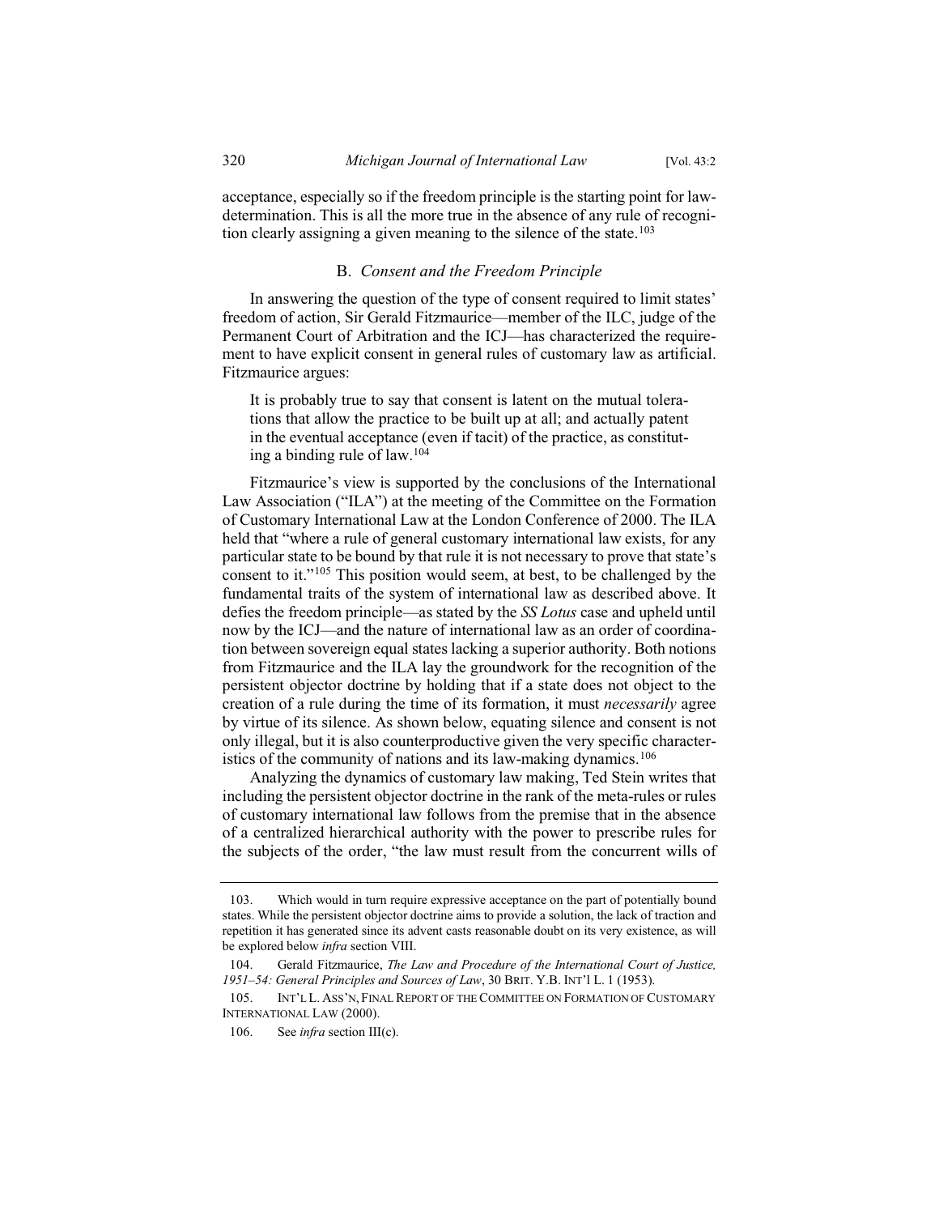acceptance, especially so if the freedom principle is the starting point for law-determination. This is all the more true in the absence of any rule of recognition clearly assigning a given meaning to the silence of the state.[103]

### B. *Consent and the Freedom Principle*

In answering the question of the type of consent required to limit states' freedom of action, Sir Gerald Fitzmaurice—member of the ILC, judge of the Permanent Court of Arbitration and the ICJ—has characterized the requirement to have explicit consent in general rules of customary law as artificial. Fitzmaurice argues:

> It is probably true to say that consent is latent on the mutual tolerations that allow the practice to be built up at all; and actually patent in the eventual acceptance (even if tacit) of the practice, as constituting a binding rule of law.[104]

Fitzmaurice's view is supported by the conclusions of the International Law Association ("ILA") at the meeting of the Committee on the Formation of Customary International Law at the London Conference of 2000. The ILA held that "where a rule of general customary international law exists, for any particular state to be bound by that rule it is not necessary to prove that state's consent to it."[105] This position would seem, at best, to be challenged by the fundamental traits of the system of international law as described above. It defies the freedom principle—as stated by the *SS Lotus* case and upheld until now by the ICJ—and the nature of international law as an order of coordination between sovereign equal states lacking a superior authority. Both notions from Fitzmaurice and the ILA lay the groundwork for the recognition of the persistent objector doctrine by holding that if a state does not object to the creation of a rule during the time of its formation, it must *necessarily* agree by virtue of its silence. As shown below, equating silence and consent is not only illegal, but it is also counterproductive given the very specific characteristics of the community of nations and its law-making dynamics.[106]

Analyzing the dynamics of customary law making, Ted Stein writes that including the persistent objector doctrine in the rank of the meta-rules or rules of customary international law follows from the premise that in the absence of a centralized hierarchical authority with the power to prescribe rules for the subjects of the order, "the law must result from the concurrent wills of

---

103. Which would in turn require expressive acceptance on the part of potentially bound states. While the persistent objector doctrine aims to provide a solution, the lack of traction and repetition it has generated since its advent casts reasonable doubt on its very existence, as will be explored below *infra* section VIII.

104. Gerald Fitzmaurice, *The Law and Procedure of the International Court of Justice, 1951–54: General Principles and Sources of Law*, 30 BRIT. Y.B. INT'l L. 1 (1953).

105. INT'L L. ASS'N, FINAL REPORT OF THE COMMITTEE ON FORMATION OF CUSTOMARY INTERNATIONAL LAW (2000).

106. See *infra* section III(c).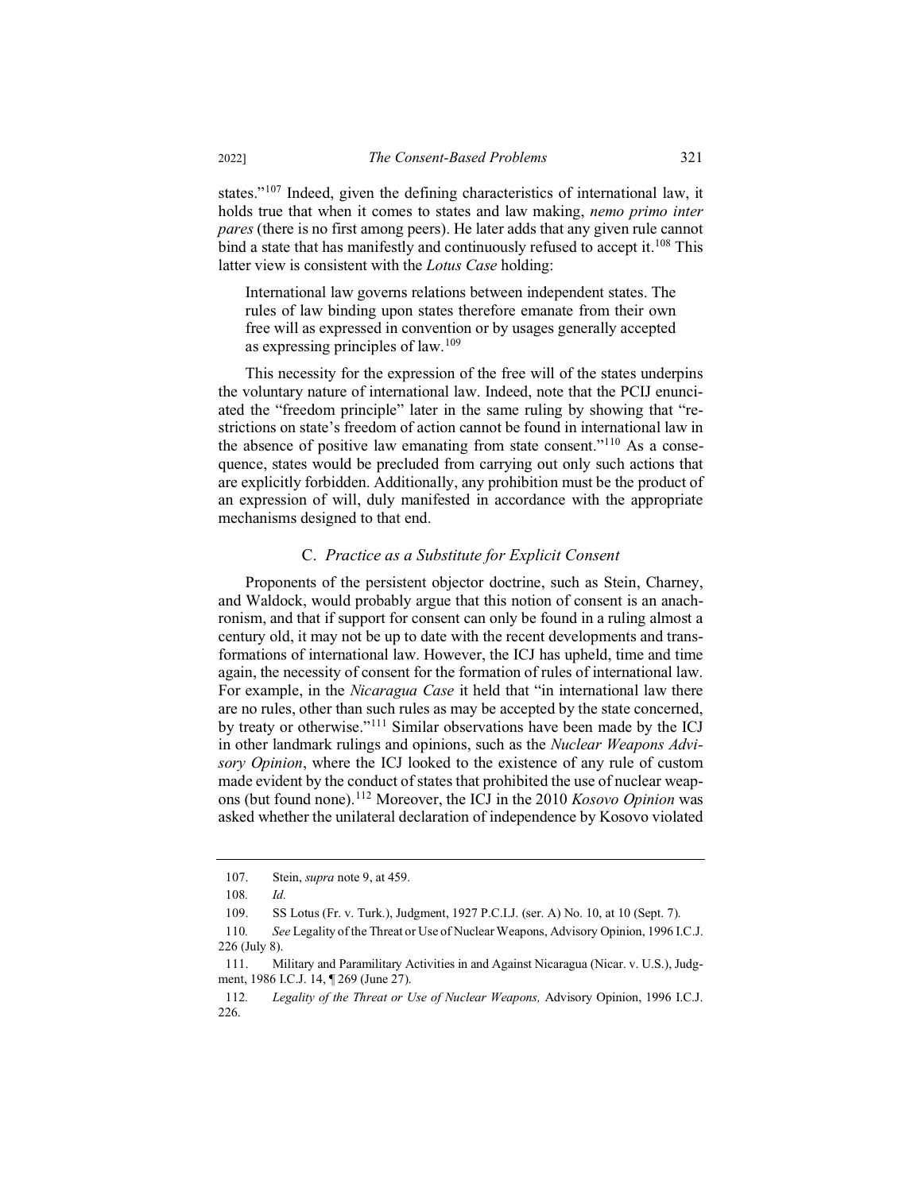states."[107] Indeed, given the defining characteristics of international law, it holds true that when it comes to states and law making, *nemo primo inter pares* (there is no first among peers). He later adds that any given rule cannot bind a state that has manifestly and continuously refused to accept it.[108] This latter view is consistent with the *Lotus Case* holding:

> International law governs relations between independent states. The rules of law binding upon states therefore emanate from their own free will as expressed in convention or by usages generally accepted as expressing principles of law.[109]

This necessity for the expression of the free will of the states underpins the voluntary nature of international law. Indeed, note that the PCIJ enunciated the "freedom principle" later in the same ruling by showing that "restrictions on state's freedom of action cannot be found in international law in the absence of positive law emanating from state consent."[110] As a consequence, states would be precluded from carrying out only such actions that are explicitly forbidden. Additionally, any prohibition must be the product of an expression of will, duly manifested in accordance with the appropriate mechanisms designed to that end.

### C. *Practice as a Substitute for Explicit Consent*

Proponents of the persistent objector doctrine, such as Stein, Charney, and Waldock, would probably argue that this notion of consent is an anachronism, and that if support for consent can only be found in a ruling almost a century old, it may not be up to date with the recent developments and transformations of international law. However, the ICJ has upheld, time and time again, the necessity of consent for the formation of rules of international law. For example, in the *Nicaragua Case* it held that "in international law there are no rules, other than such rules as may be accepted by the state concerned, by treaty or otherwise."[111] Similar observations have been made by the ICJ in other landmark rulings and opinions, such as the *Nuclear Weapons Advisory Opinion*, where the ICJ looked to the existence of any rule of custom made evident by the conduct of states that prohibited the use of nuclear weapons (but found none).[112] Moreover, the ICJ in the 2010 *Kosovo Opinion* was asked whether the unilateral declaration of independence by Kosovo violated

---

107. Stein, *supra* note 9, at 459.

108. *Id.*

109. SS Lotus (Fr. v. Turk.), Judgment, 1927 P.C.I.J. (ser. A) No. 10, at 10 (Sept. 7).

110. *See* Legality of the Threat or Use of Nuclear Weapons, Advisory Opinion, 1996 I.C.J. 226 (July 8).

111. Military and Paramilitary Activities in and Against Nicaragua (Nicar. v. U.S.), Judgment, 1986 I.C.J. 14, ¶ 269 (June 27).

112. *Legality of the Threat or Use of Nuclear Weapons,* Advisory Opinion, 1996 I.C.J. 226.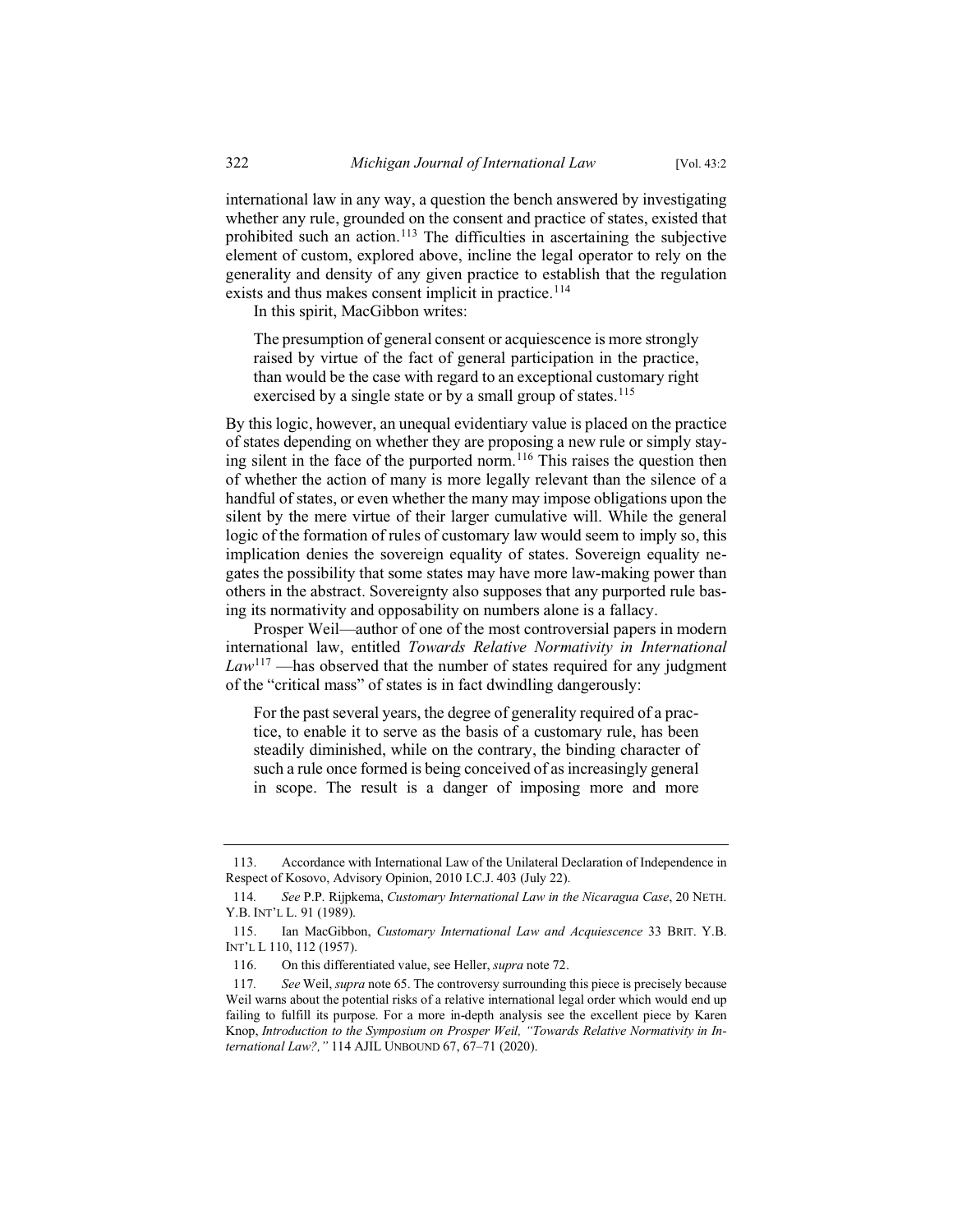international law in any way, a question the bench answered by investigating whether any rule, grounded on the consent and practice of states, existed that prohibited such an action.[113] The difficulties in ascertaining the subjective element of custom, explored above, incline the legal operator to rely on the generality and density of any given practice to establish that the regulation exists and thus makes consent implicit in practice.[114]

In this spirit, MacGibbon writes:

> The presumption of general consent or acquiescence is more strongly raised by virtue of the fact of general participation in the practice, than would be the case with regard to an exceptional customary right exercised by a single state or by a small group of states.[115]

By this logic, however, an unequal evidentiary value is placed on the practice of states depending on whether they are proposing a new rule or simply staying silent in the face of the purported norm.[116] This raises the question then of whether the action of many is more legally relevant than the silence of a handful of states, or even whether the many may impose obligations upon the silent by the mere virtue of their larger cumulative will. While the general logic of the formation of rules of customary law would seem to imply so, this implication denies the sovereign equality of states. Sovereign equality negates the possibility that some states may have more law-making power than others in the abstract. Sovereignty also supposes that any purported rule basing its normativity and opposability on numbers alone is a fallacy.

Prosper Weil—author of one of the most controversial papers in modern international law, entitled *Towards Relative Normativity in International Law*[117] —has observed that the number of states required for any judgment of the "critical mass" of states is in fact dwindling dangerously:

> For the past several years, the degree of generality required of a practice, to enable it to serve as the basis of a customary rule, has been steadily diminished, while on the contrary, the binding character of such a rule once formed is being conceived of as increasingly general in scope. The result is a danger of imposing more and more

---

113. Accordance with International Law of the Unilateral Declaration of Independence in Respect of Kosovo, Advisory Opinion, 2010 I.C.J. 403 (July 22).

114. *See* P.P. Rijpkema, *Customary International Law in the Nicaragua Case*, 20 NETH. Y.B. INT'L L. 91 (1989).

115. Ian MacGibbon, *Customary International Law and Acquiescence* 33 BRIT. Y.B. INT'L L 110, 112 (1957).

116. On this differentiated value, see Heller, *supra* note 72.

117. *See* Weil, *supra* note 65. The controversy surrounding this piece is precisely because Weil warns about the potential risks of a relative international legal order which would end up failing to fulfill its purpose. For a more in-depth analysis see the excellent piece by Karen Knop, *Introduction to the Symposium on Prosper Weil, "Towards Relative Normativity in International Law?,"* 114 AJIL UNBOUND 67, 67–71 (2020).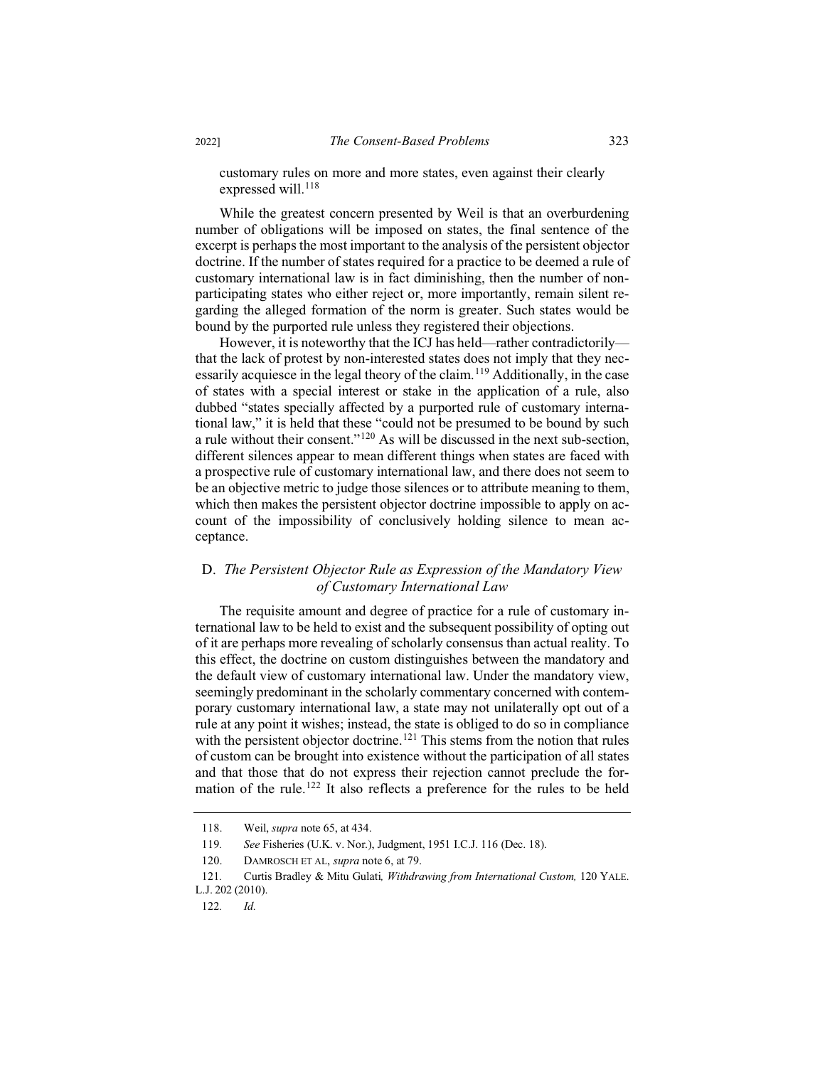customary rules on more and more states, even against their clearly expressed will.[118]

While the greatest concern presented by Weil is that an overburdening number of obligations will be imposed on states, the final sentence of the excerpt is perhaps the most important to the analysis of the persistent objector doctrine. If the number of states required for a practice to be deemed a rule of customary international law is in fact diminishing, then the number of non-participating states who either reject or, more importantly, remain silent regarding the alleged formation of the norm is greater. Such states would be bound by the purported rule unless they registered their objections.

However, it is noteworthy that the ICJ has held—rather contradictorily—that the lack of protest by non-interested states does not imply that they necessarily acquiesce in the legal theory of the claim.[119] Additionally, in the case of states with a special interest or stake in the application of a rule, also dubbed "states specially affected by a purported rule of customary international law," it is held that these "could not be presumed to be bound by such a rule without their consent."[120] As will be discussed in the next sub-section, different silences appear to mean different things when states are faced with a prospective rule of customary international law, and there does not seem to be an objective metric to judge those silences or to attribute meaning to them, which then makes the persistent objector doctrine impossible to apply on account of the impossibility of conclusively holding silence to mean acceptance.

## D. *The Persistent Objector Rule as Expression of the Mandatory View of Customary International Law*

The requisite amount and degree of practice for a rule of customary international law to be held to exist and the subsequent possibility of opting out of it are perhaps more revealing of scholarly consensus than actual reality. To this effect, the doctrine on custom distinguishes between the mandatory and the default view of customary international law. Under the mandatory view, seemingly predominant in the scholarly commentary concerned with contemporary customary international law, a state may not unilaterally opt out of a rule at any point it wishes; instead, the state is obliged to do so in compliance with the persistent objector doctrine.[121] This stems from the notion that rules of custom can be brought into existence without the participation of all states and that those that do not express their rejection cannot preclude the formation of the rule.[122] It also reflects a preference for the rules to be held

---

118. Weil, *supra* note 65, at 434.

119. *See* Fisheries (U.K. v. Nor.), Judgment, 1951 I.C.J. 116 (Dec. 18).

120. DAMROSCH ET AL, *supra* note 6, at 79.

121. Curtis Bradley & Mitu Gulati*, Withdrawing from International Custom,* 120 YALE. L.J. 202 (2010).

122. *Id.*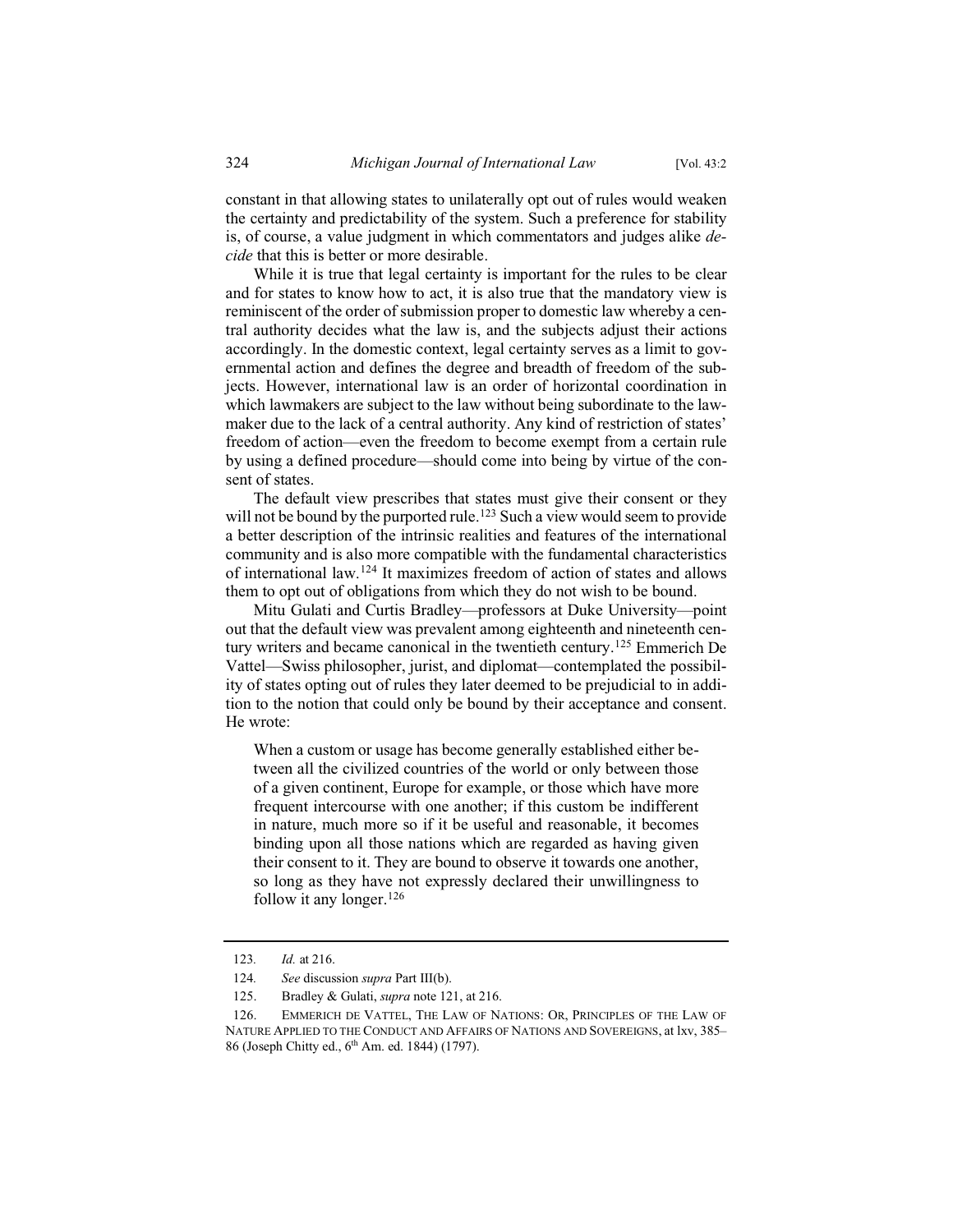constant in that allowing states to unilaterally opt out of rules would weaken the certainty and predictability of the system. Such a preference for stability is, of course, a value judgment in which commentators and judges alike *decide* that this is better or more desirable.

While it is true that legal certainty is important for the rules to be clear and for states to know how to act, it is also true that the mandatory view is reminiscent of the order of submission proper to domestic law whereby a central authority decides what the law is, and the subjects adjust their actions accordingly. In the domestic context, legal certainty serves as a limit to governmental action and defines the degree and breadth of freedom of the subjects. However, international law is an order of horizontal coordination in which lawmakers are subject to the law without being subordinate to the lawmaker due to the lack of a central authority. Any kind of restriction of states' freedom of action—even the freedom to become exempt from a certain rule by using a defined procedure—should come into being by virtue of the consent of states.

The default view prescribes that states must give their consent or they will not be bound by the purported rule.[123] Such a view would seem to provide a better description of the intrinsic realities and features of the international community and is also more compatible with the fundamental characteristics of international law.[124] It maximizes freedom of action of states and allows them to opt out of obligations from which they do not wish to be bound.

Mitu Gulati and Curtis Bradley—professors at Duke University—point out that the default view was prevalent among eighteenth and nineteenth century writers and became canonical in the twentieth century.[125] Emmerich De Vattel—Swiss philosopher, jurist, and diplomat—contemplated the possibility of states opting out of rules they later deemed to be prejudicial to in addition to the notion that could only be bound by their acceptance and consent. He wrote:

> When a custom or usage has become generally established either between all the civilized countries of the world or only between those of a given continent, Europe for example, or those which have more frequent intercourse with one another; if this custom be indifferent in nature, much more so if it be useful and reasonable, it becomes binding upon all those nations which are regarded as having given their consent to it. They are bound to observe it towards one another, so long as they have not expressly declared their unwillingness to follow it any longer.[126]

---

123. *Id.* at 216.

124. *See* discussion *supra* Part III(b).

125. Bradley & Gulati, *supra* note 121, at 216.

126. EMMERICH DE VATTEL, THE LAW OF NATIONS: OR, PRINCIPLES OF THE LAW OF NATURE APPLIED TO THE CONDUCT AND AFFAIRS OF NATIONS AND SOVEREIGNS, at lxv, 385–86 (Joseph Chitty ed., 6th Am. ed. 1844) (1797).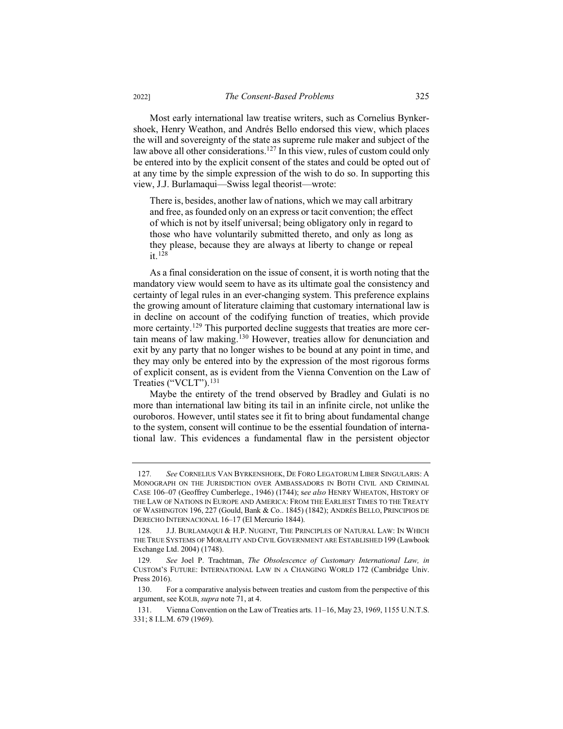Most early international law treatise writers, such as Cornelius Bynkershoek, Henry Weathon, and Andrés Bello endorsed this view, which places the will and sovereignty of the state as supreme rule maker and subject of the law above all other considerations.[127] In this view, rules of custom could only be entered into by the explicit consent of the states and could be opted out of at any time by the simple expression of the wish to do so. In supporting this view, J.J. Burlamaqui—Swiss legal theorist—wrote:

> There is, besides, another law of nations, which we may call arbitrary and free, as founded only on an express or tacit convention; the effect of which is not by itself universal; being obligatory only in regard to those who have voluntarily submitted thereto, and only as long as they please, because they are always at liberty to change or repeal it.[128]

As a final consideration on the issue of consent, it is worth noting that the mandatory view would seem to have as its ultimate goal the consistency and certainty of legal rules in an ever-changing system. This preference explains the growing amount of literature claiming that customary international law is in decline on account of the codifying function of treaties, which provide more certainty.[129] This purported decline suggests that treaties are more certain means of law making.[130] However, treaties allow for denunciation and exit by any party that no longer wishes to be bound at any point in time, and they may only be entered into by the expression of the most rigorous forms of explicit consent, as is evident from the Vienna Convention on the Law of Treaties ("VCLT").[131]

Maybe the entirety of the trend observed by Bradley and Gulati is no more than international law biting its tail in an infinite circle, not unlike the ouroboros. However, until states see it fit to bring about fundamental change to the system, consent will continue to be the essential foundation of international law. This evidences a fundamental flaw in the persistent objector

---

127. *See* CORNELIUS VAN BYRKENSHOEK, DE FORO LEGATORUM LIBER SINGULARIS: A MONOGRAPH ON THE JURISDICTION OVER AMBASSADORS IN BOTH CIVIL AND CRIMINAL CASE 106–07 (Geoffrey Cumberlege., 1946) (1744); s*ee also* HENRY WHEATON, HISTORY OF THE LAW OF NATIONS IN EUROPE AND AMERICA: FROM THE EARLIEST TIMES TO THE TREATY OF WASHINGTON 196, 227 (Gould, Bank & Co.. 1845) (1842); ANDRÉS BELLO, PRINCIPIOS DE DERECHO INTERNACIONAL 16–17 (El Mercurio 1844).

128. J.J. BURLAMAQUI & H.P. NUGENT, THE PRINCIPLES OF NATURAL LAW: IN WHICH THE TRUE SYSTEMS OF MORALITY AND CIVIL GOVERNMENT ARE ESTABLISHED 199 (Lawbook Exchange Ltd. 2004) (1748).

129. *See* Joel P. Trachtman, *The Obsolescence of Customary International Law, in* CUSTOM'S FUTURE: INTERNATIONAL LAW IN A CHANGING WORLD 172 (Cambridge Univ. Press 2016).

130. For a comparative analysis between treaties and custom from the perspective of this argument, see KOLB, *supra* note 71, at 4.

131. Vienna Convention on the Law of Treaties arts. 11–16, May 23, 1969, 1155 U.N.T.S. 331; 8 I.L.M. 679 (1969).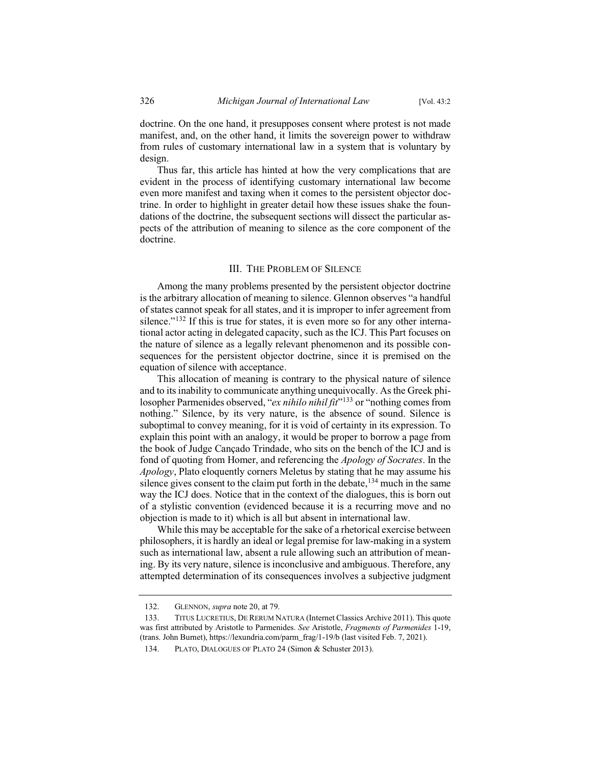doctrine. On the one hand, it presupposes consent where protest is not made manifest, and, on the other hand, it limits the sovereign power to withdraw from rules of customary international law in a system that is voluntary by design.

Thus far, this article has hinted at how the very complications that are evident in the process of identifying customary international law become even more manifest and taxing when it comes to the persistent objector doctrine. In order to highlight in greater detail how these issues shake the foundations of the doctrine, the subsequent sections will dissect the particular aspects of the attribution of meaning to silence as the core component of the doctrine.

## III. The Problem of Silence

Among the many problems presented by the persistent objector doctrine is the arbitrary allocation of meaning to silence. Glennon observes "a handful of states cannot speak for all states, and it is improper to infer agreement from silence."[132] If this is true for states, it is even more so for any other international actor acting in delegated capacity, such as the ICJ. This Part focuses on the nature of silence as a legally relevant phenomenon and its possible consequences for the persistent objector doctrine, since it is premised on the equation of silence with acceptance.

This allocation of meaning is contrary to the physical nature of silence and to its inability to communicate anything unequivocally. As the Greek philosopher Parmenides observed, "*ex nihilo nihil fit*"[133] or "nothing comes from nothing." Silence, by its very nature, is the absence of sound. Silence is suboptimal to convey meaning, for it is void of certainty in its expression. To explain this point with an analogy, it would be proper to borrow a page from the book of Judge Cançado Trindade, who sits on the bench of the ICJ and is fond of quoting from Homer, and referencing the *Apology of Socrates*. In the *Apology*, Plato eloquently corners Meletus by stating that he may assume his silence gives consent to the claim put forth in the debate,[134] much in the same way the ICJ does. Notice that in the context of the dialogues, this is born out of a stylistic convention (evidenced because it is a recurring move and no objection is made to it) which is all but absent in international law.

While this may be acceptable for the sake of a rhetorical exercise between philosophers, it is hardly an ideal or legal premise for law-making in a system such as international law, absent a rule allowing such an attribution of meaning. By its very nature, silence is inconclusive and ambiguous. Therefore, any attempted determination of its consequences involves a subjective judgment

---

132. Glennon, *supra* note 20, at 79.

133. Titus Lucretius, De Rerum Natura (Internet Classics Archive 2011). This quote was first attributed by Aristotle to Parmenides. *See* Aristotle, *Fragments of Parmenides* 1-19, (trans. John Burnet), https://lexundria.com/parm_frag/1-19/b (last visited Feb. 7, 2021).

134. Plato, Dialogues of Plato 24 (Simon & Schuster 2013).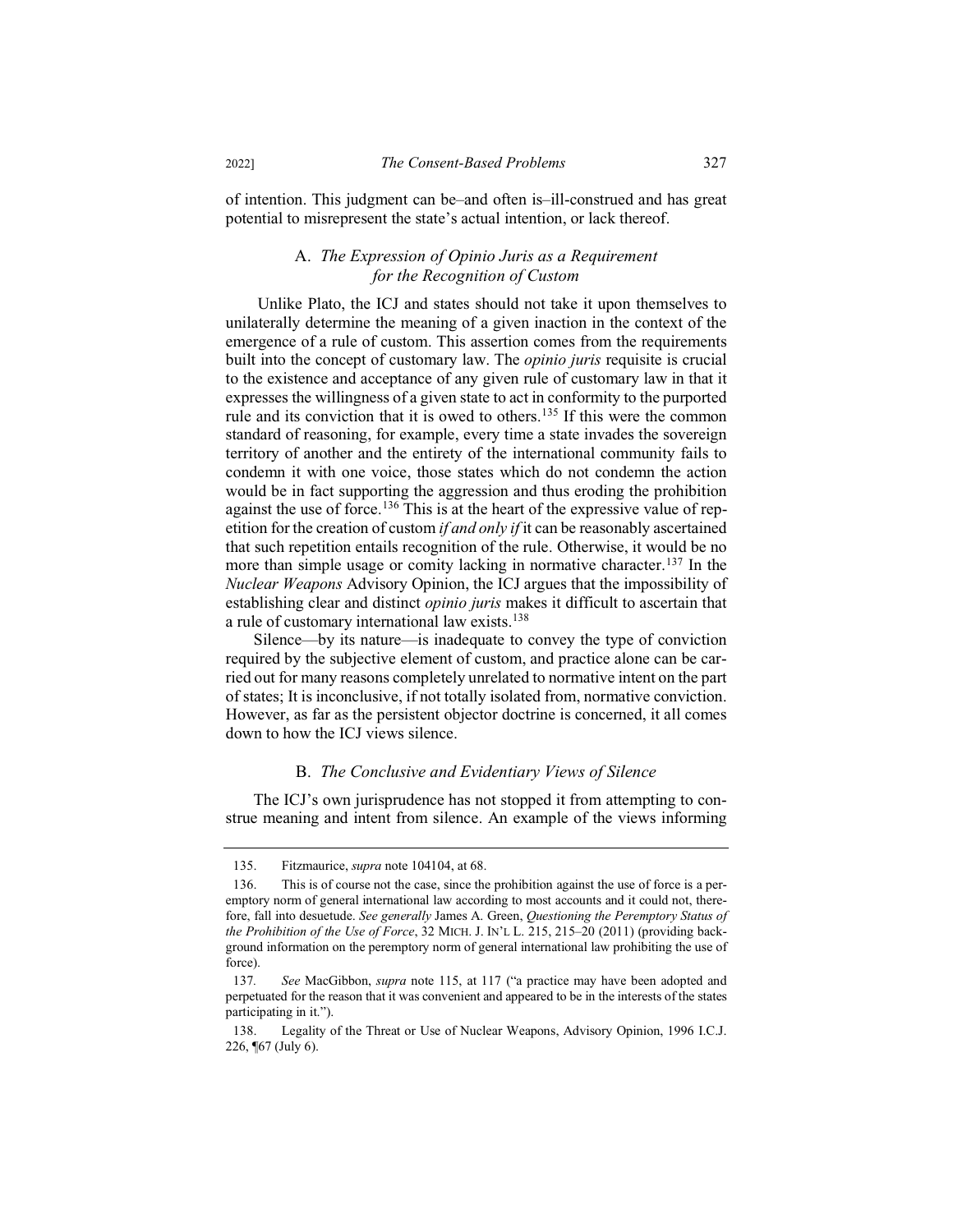of intention. This judgment can be–and often is–ill-construed and has great potential to misrepresent the state's actual intention, or lack thereof.

### A. *The Expression of Opinio Juris as a Requirement for the Recognition of Custom*

Unlike Plato, the ICJ and states should not take it upon themselves to unilaterally determine the meaning of a given inaction in the context of the emergence of a rule of custom. This assertion comes from the requirements built into the concept of customary law. The *opinio juris* requisite is crucial to the existence and acceptance of any given rule of customary law in that it expresses the willingness of a given state to act in conformity to the purported rule and its conviction that it is owed to others.[135] If this were the common standard of reasoning, for example, every time a state invades the sovereign territory of another and the entirety of the international community fails to condemn it with one voice, those states which do not condemn the action would be in fact supporting the aggression and thus eroding the prohibition against the use of force.[136] This is at the heart of the expressive value of repetition for the creation of custom *if and only if* it can be reasonably ascertained that such repetition entails recognition of the rule. Otherwise, it would be no more than simple usage or comity lacking in normative character.[137] In the *Nuclear Weapons* Advisory Opinion, the ICJ argues that the impossibility of establishing clear and distinct *opinio juris* makes it difficult to ascertain that a rule of customary international law exists.[138]

Silence—by its nature—is inadequate to convey the type of conviction required by the subjective element of custom, and practice alone can be carried out for many reasons completely unrelated to normative intent on the part of states; It is inconclusive, if not totally isolated from, normative conviction. However, as far as the persistent objector doctrine is concerned, it all comes down to how the ICJ views silence.

### B. *The Conclusive and Evidentiary Views of Silence*

The ICJ's own jurisprudence has not stopped it from attempting to construe meaning and intent from silence. An example of the views informing

135. Fitzmaurice, *supra* note 104104, at 68.

136. This is of course not the case, since the prohibition against the use of force is a peremptory norm of general international law according to most accounts and it could not, therefore, fall into desuetude. *See generally* James A. Green, *Questioning the Peremptory Status of the Prohibition of the Use of Force*, 32 MICH. J. INT'L L. 215, 215–20 (2011) (providing background information on the peremptory norm of general international law prohibiting the use of force).

137. *See* MacGibbon, *supra* note 115, at 117 ("a practice may have been adopted and perpetuated for the reason that it was convenient and appeared to be in the interests of the states participating in it.").

138. Legality of the Threat or Use of Nuclear Weapons, Advisory Opinion, 1996 I.C.J. 226, ¶67 (July 6).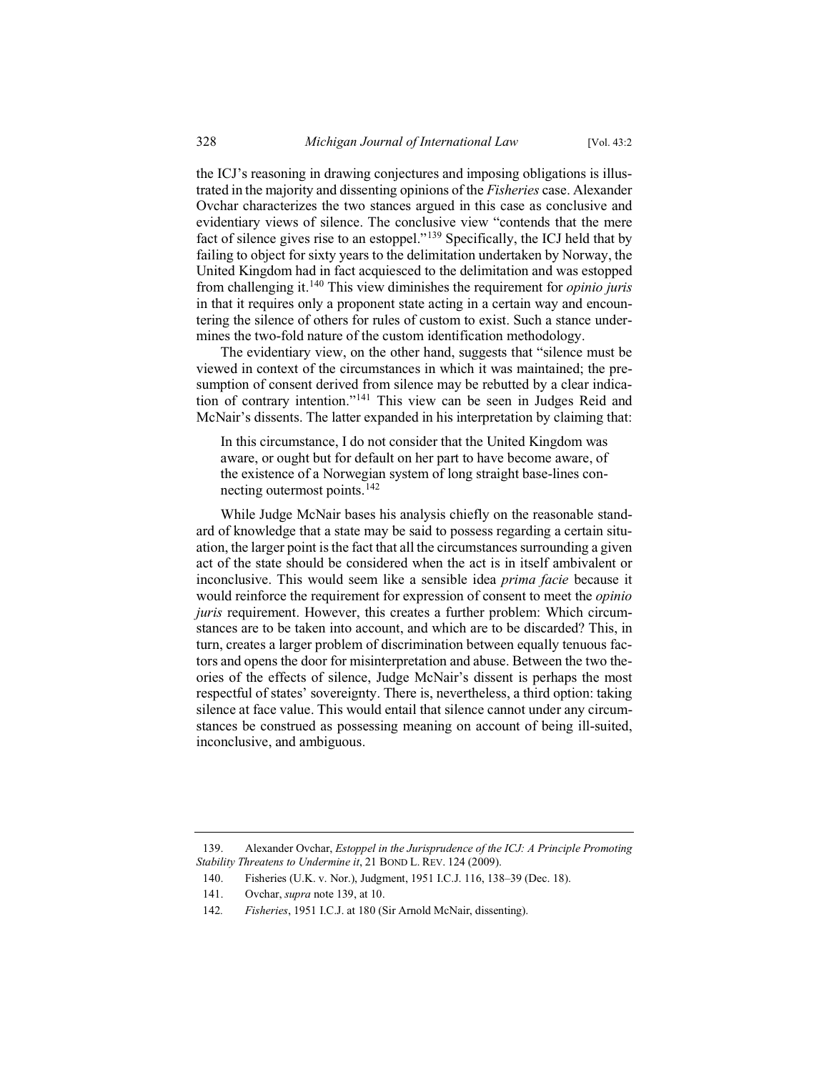the ICJ's reasoning in drawing conjectures and imposing obligations is illustrated in the majority and dissenting opinions of the *Fisheries* case. Alexander Ovchar characterizes the two stances argued in this case as conclusive and evidentiary views of silence. The conclusive view "contends that the mere fact of silence gives rise to an estoppel."[139] Specifically, the ICJ held that by failing to object for sixty years to the delimitation undertaken by Norway, the United Kingdom had in fact acquiesced to the delimitation and was estopped from challenging it.[140] This view diminishes the requirement for *opinio juris* in that it requires only a proponent state acting in a certain way and encountering the silence of others for rules of custom to exist. Such a stance undermines the two-fold nature of the custom identification methodology.

The evidentiary view, on the other hand, suggests that "silence must be viewed in context of the circumstances in which it was maintained; the presumption of consent derived from silence may be rebutted by a clear indication of contrary intention."[141] This view can be seen in Judges Reid and McNair's dissents. The latter expanded in his interpretation by claiming that:

> In this circumstance, I do not consider that the United Kingdom was aware, or ought but for default on her part to have become aware, of the existence of a Norwegian system of long straight base-lines connecting outermost points.[142]

While Judge McNair bases his analysis chiefly on the reasonable standard of knowledge that a state may be said to possess regarding a certain situation, the larger point is the fact that all the circumstances surrounding a given act of the state should be considered when the act is in itself ambivalent or inconclusive. This would seem like a sensible idea *prima facie* because it would reinforce the requirement for expression of consent to meet the *opinio juris* requirement. However, this creates a further problem: Which circumstances are to be taken into account, and which are to be discarded? This, in turn, creates a larger problem of discrimination between equally tenuous factors and opens the door for misinterpretation and abuse. Between the two theories of the effects of silence, Judge McNair's dissent is perhaps the most respectful of states' sovereignty. There is, nevertheless, a third option: taking silence at face value. This would entail that silence cannot under any circumstances be construed as possessing meaning on account of being ill-suited, inconclusive, and ambiguous.

---

139. Alexander Ovchar, *Estoppel in the Jurisprudence of the ICJ: A Principle Promoting Stability Threatens to Undermine it*, 21 BOND L. REV. 124 (2009).

140. Fisheries (U.K. v. Nor.), Judgment, 1951 I.C.J. 116, 138–39 (Dec. 18).

141. Ovchar, *supra* note 139, at 10.

142. *Fisheries*, 1951 I.C.J. at 180 (Sir Arnold McNair, dissenting).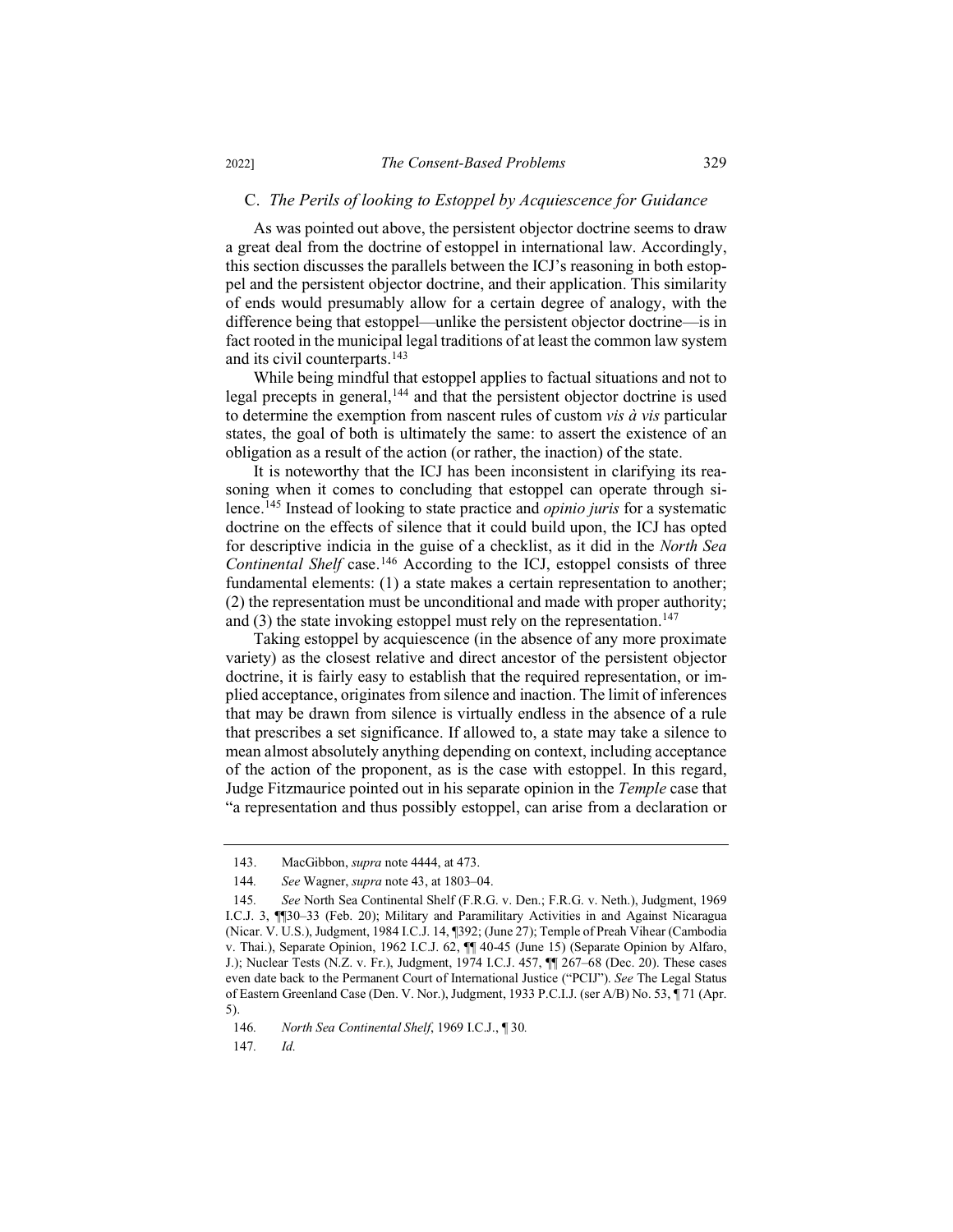### C. *The Perils of looking to Estoppel by Acquiescence for Guidance*

As was pointed out above, the persistent objector doctrine seems to draw a great deal from the doctrine of estoppel in international law. Accordingly, this section discusses the parallels between the ICJ's reasoning in both estoppel and the persistent objector doctrine, and their application. This similarity of ends would presumably allow for a certain degree of analogy, with the difference being that estoppel—unlike the persistent objector doctrine—is in fact rooted in the municipal legal traditions of at least the common law system and its civil counterparts.[143]

While being mindful that estoppel applies to factual situations and not to legal precepts in general,[144] and that the persistent objector doctrine is used to determine the exemption from nascent rules of custom *vis à vis* particular states, the goal of both is ultimately the same: to assert the existence of an obligation as a result of the action (or rather, the inaction) of the state.

It is noteworthy that the ICJ has been inconsistent in clarifying its reasoning when it comes to concluding that estoppel can operate through silence.[145] Instead of looking to state practice and *opinio juris* for a systematic doctrine on the effects of silence that it could build upon, the ICJ has opted for descriptive indicia in the guise of a checklist, as it did in the *North Sea Continental Shelf* case.[146] According to the ICJ, estoppel consists of three fundamental elements: (1) a state makes a certain representation to another; (2) the representation must be unconditional and made with proper authority; and (3) the state invoking estoppel must rely on the representation.[147]

Taking estoppel by acquiescence (in the absence of any more proximate variety) as the closest relative and direct ancestor of the persistent objector doctrine, it is fairly easy to establish that the required representation, or implied acceptance, originates from silence and inaction. The limit of inferences that may be drawn from silence is virtually endless in the absence of a rule that prescribes a set significance. If allowed to, a state may take a silence to mean almost absolutely anything depending on context, including acceptance of the action of the proponent, as is the case with estoppel. In this regard, Judge Fitzmaurice pointed out in his separate opinion in the *Temple* case that "a representation and thus possibly estoppel, can arise from a declaration or

---

143. MacGibbon, *supra* note 4444, at 473.

144. *See* Wagner, *supra* note 43, at 1803–04.

145. *See* North Sea Continental Shelf (F.R.G. v. Den.; F.R.G. v. Neth.), Judgment, 1969 I.C.J. 3, ¶¶30–33 (Feb. 20); Military and Paramilitary Activities in and Against Nicaragua (Nicar. V. U.S.), Judgment, 1984 I.C.J. 14, ¶392; (June 27); Temple of Preah Vihear (Cambodia v. Thai.), Separate Opinion, 1962 I.C.J. 62, ¶¶ 40-45 (June 15) (Separate Opinion by Alfaro, J.); Nuclear Tests (N.Z. v. Fr.), Judgment, 1974 I.C.J. 457, ¶¶ 267–68 (Dec. 20). These cases even date back to the Permanent Court of International Justice ("PCIJ"). *See* The Legal Status of Eastern Greenland Case (Den. V. Nor.), Judgment, 1933 P.C.I.J. (ser A/B) No. 53, ¶ 71 (Apr. 5).

146. *North Sea Continental Shelf*, 1969 I.C.J., ¶ 30.

147. *Id.*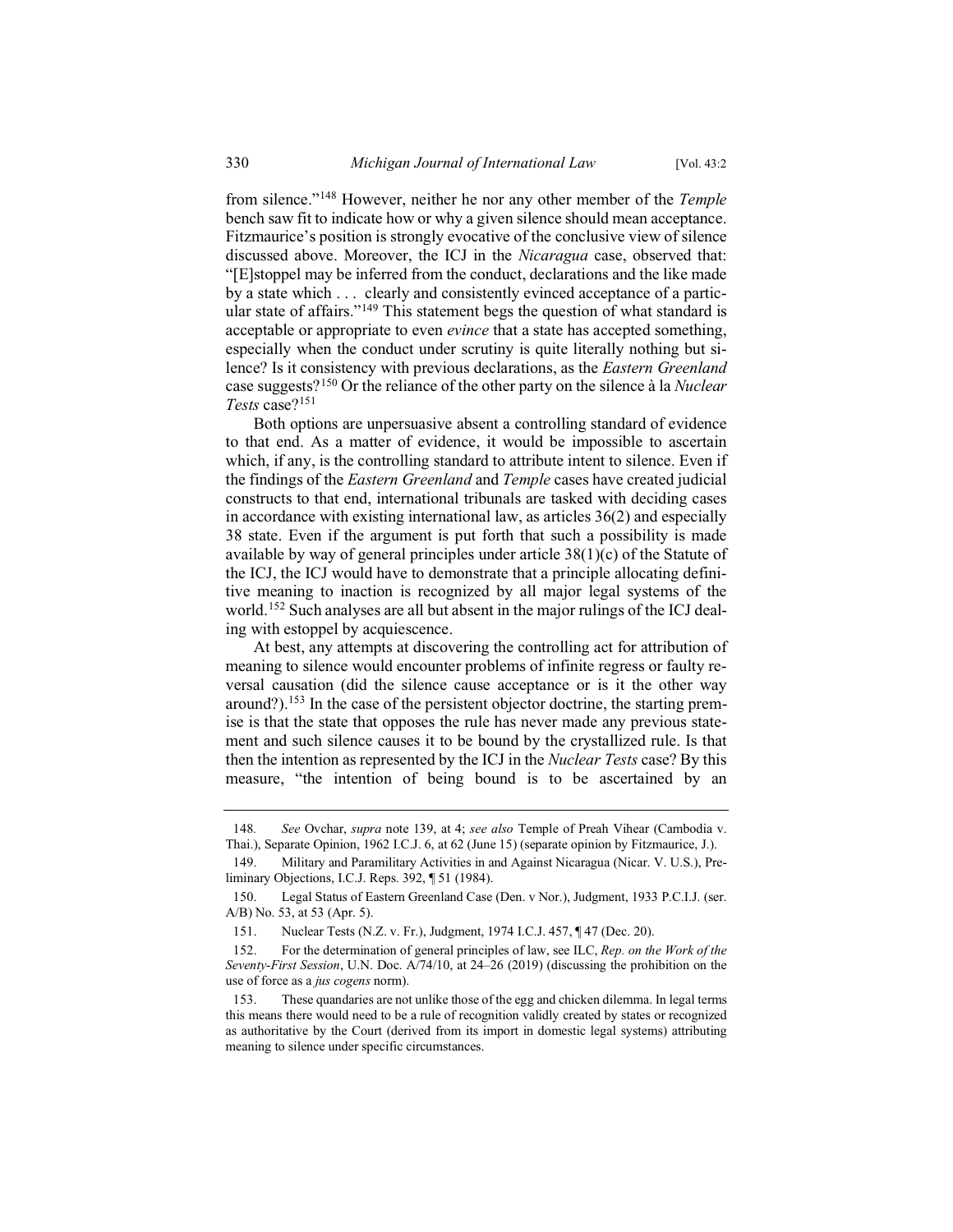from silence."[148] However, neither he nor any other member of the *Temple* bench saw fit to indicate how or why a given silence should mean acceptance. Fitzmaurice's position is strongly evocative of the conclusive view of silence discussed above. Moreover, the ICJ in the *Nicaragua* case, observed that: "[E]stoppel may be inferred from the conduct, declarations and the like made by a state which . . . clearly and consistently evinced acceptance of a particular state of affairs."[149] This statement begs the question of what standard is acceptable or appropriate to even *evince* that a state has accepted something, especially when the conduct under scrutiny is quite literally nothing but silence? Is it consistency with previous declarations, as the *Eastern Greenland* case suggests?[150] Or the reliance of the other party on the silence à la *Nuclear Tests* case?[151]

Both options are unpersuasive absent a controlling standard of evidence to that end. As a matter of evidence, it would be impossible to ascertain which, if any, is the controlling standard to attribute intent to silence. Even if the findings of the *Eastern Greenland* and *Temple* cases have created judicial constructs to that end, international tribunals are tasked with deciding cases in accordance with existing international law, as articles 36(2) and especially 38 state. Even if the argument is put forth that such a possibility is made available by way of general principles under article 38(1)(c) of the Statute of the ICJ, the ICJ would have to demonstrate that a principle allocating definitive meaning to inaction is recognized by all major legal systems of the world.[152] Such analyses are all but absent in the major rulings of the ICJ dealing with estoppel by acquiescence.

At best, any attempts at discovering the controlling act for attribution of meaning to silence would encounter problems of infinite regress or faulty reversal causation (did the silence cause acceptance or is it the other way around?).[153] In the case of the persistent objector doctrine, the starting premise is that the state that opposes the rule has never made any previous statement and such silence causes it to be bound by the crystallized rule. Is that then the intention as represented by the ICJ in the *Nuclear Tests* case? By this measure, "the intention of being bound is to be ascertained by an

---

148. *See* Ovchar, *supra* note 139, at 4; *see also* Temple of Preah Vihear (Cambodia v. Thai.), Separate Opinion, 1962 I.C.J. 6, at 62 (June 15) (separate opinion by Fitzmaurice, J.).

149. Military and Paramilitary Activities in and Against Nicaragua (Nicar. V. U.S.), Preliminary Objections, I.C.J. Reps. 392, ¶ 51 (1984).

150. Legal Status of Eastern Greenland Case (Den. v Nor.), Judgment, 1933 P.C.I.J. (ser. A/B) No. 53, at 53 (Apr. 5).

151. Nuclear Tests (N.Z. v. Fr.), Judgment, 1974 I.C.J. 457, ¶ 47 (Dec. 20).

152. For the determination of general principles of law, see ILC, *Rep. on the Work of the Seventy-First Session*, U.N. Doc. A/74/10, at 24–26 (2019) (discussing the prohibition on the use of force as a *jus cogens* norm).

153. These quandaries are not unlike those of the egg and chicken dilemma. In legal terms this means there would need to be a rule of recognition validly created by states or recognized as authoritative by the Court (derived from its import in domestic legal systems) attributing meaning to silence under specific circumstances.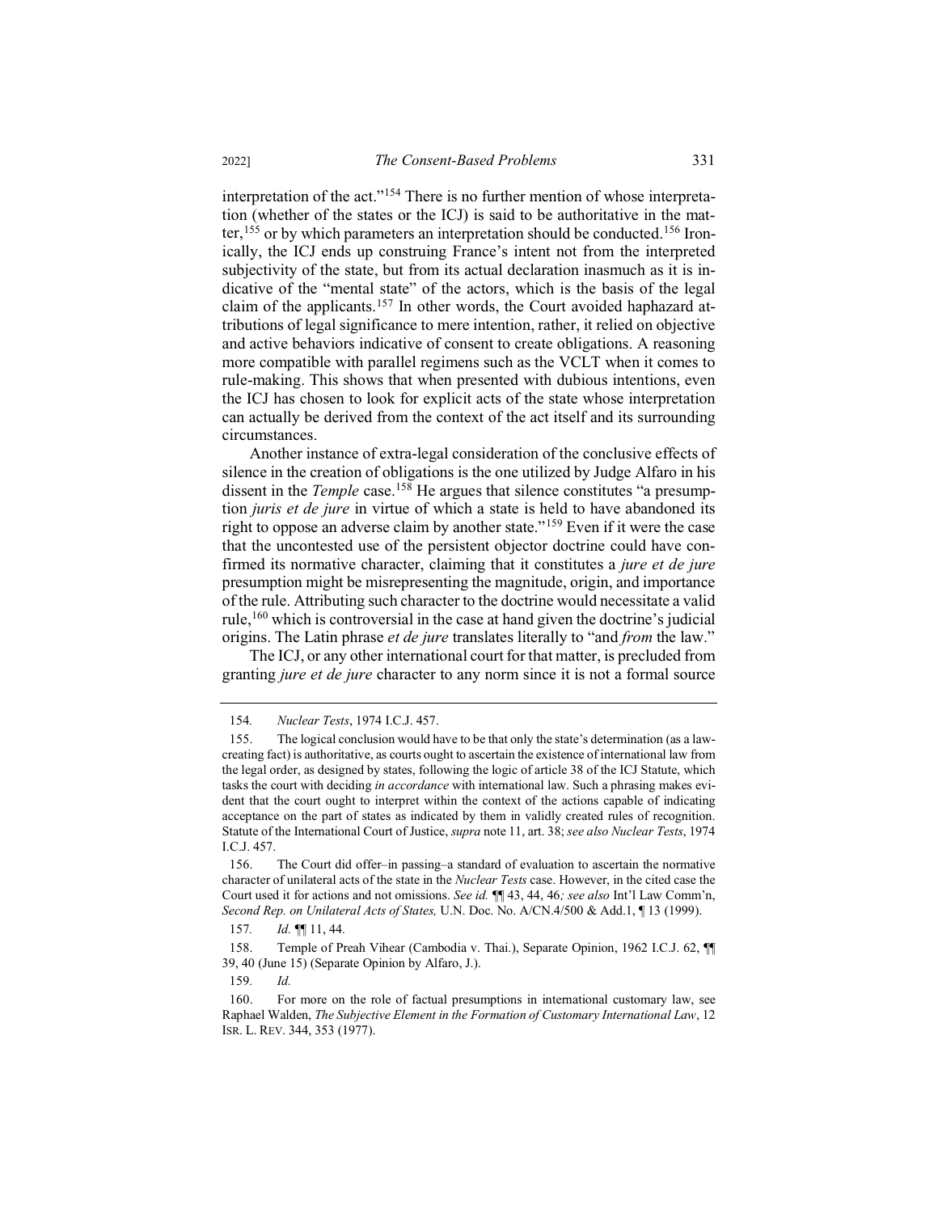interpretation of the act."[154] There is no further mention of whose interpretation (whether of the states or the ICJ) is said to be authoritative in the matter,[155] or by which parameters an interpretation should be conducted.[156] Ironically, the ICJ ends up construing France's intent not from the interpreted subjectivity of the state, but from its actual declaration inasmuch as it is indicative of the "mental state" of the actors, which is the basis of the legal claim of the applicants.[157] In other words, the Court avoided haphazard attributions of legal significance to mere intention, rather, it relied on objective and active behaviors indicative of consent to create obligations. A reasoning more compatible with parallel regimens such as the VCLT when it comes to rule-making. This shows that when presented with dubious intentions, even the ICJ has chosen to look for explicit acts of the state whose interpretation can actually be derived from the context of the act itself and its surrounding circumstances.

Another instance of extra-legal consideration of the conclusive effects of silence in the creation of obligations is the one utilized by Judge Alfaro in his dissent in the *Temple* case.[158] He argues that silence constitutes "a presumption *juris et de jure* in virtue of which a state is held to have abandoned its right to oppose an adverse claim by another state."[159] Even if it were the case that the uncontested use of the persistent objector doctrine could have confirmed its normative character, claiming that it constitutes a *jure et de jure* presumption might be misrepresenting the magnitude, origin, and importance of the rule. Attributing such character to the doctrine would necessitate a valid rule,[160] which is controversial in the case at hand given the doctrine's judicial origins. The Latin phrase *et de jure* translates literally to "and *from* the law."

The ICJ, or any other international court for that matter, is precluded from granting *jure et de jure* character to any norm since it is not a formal source

---

154. *Nuclear Tests*, 1974 I.C.J. 457.

155. The logical conclusion would have to be that only the state's determination (as a law-creating fact) is authoritative, as courts ought to ascertain the existence of international law from the legal order, as designed by states, following the logic of article 38 of the ICJ Statute, which tasks the court with deciding *in accordance* with international law. Such a phrasing makes evident that the court ought to interpret within the context of the actions capable of indicating acceptance on the part of states as indicated by them in validly created rules of recognition. Statute of the International Court of Justice, *supra* note 11, art. 38; *see also Nuclear Tests*, 1974 I.C.J. 457.

156. The Court did offer–in passing–a standard of evaluation to ascertain the normative character of unilateral acts of the state in the *Nuclear Tests* case. However, in the cited case the Court used it for actions and not omissions. *See id.* ¶¶ 43, 44, 46*; see also* Int'l Law Comm'n, *Second Rep. on Unilateral Acts of States,* U.N. Doc. No. A/CN.4/500 & Add.1, ¶ 13 (1999).

157. *Id.* ¶¶ 11, 44.

158. Temple of Preah Vihear (Cambodia v. Thai.), Separate Opinion, 1962 I.C.J. 62, ¶¶ 39, 40 (June 15) (Separate Opinion by Alfaro, J.).

159. *Id.*

160. For more on the role of factual presumptions in international customary law, see Raphael Walden, *The Subjective Element in the Formation of Customary International Law*, 12 ISR. L. REV. 344, 353 (1977).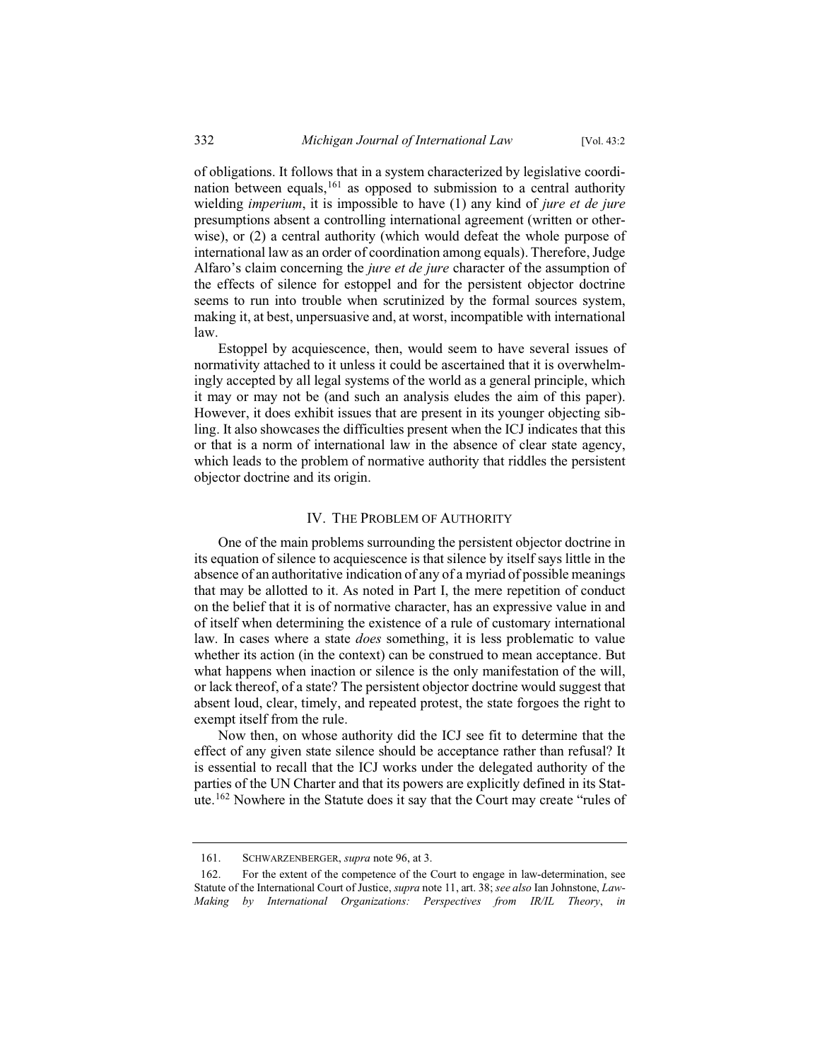of obligations. It follows that in a system characterized by legislative coordination between equals,[161] as opposed to submission to a central authority wielding *imperium*, it is impossible to have (1) any kind of *jure et de jure* presumptions absent a controlling international agreement (written or otherwise), or (2) a central authority (which would defeat the whole purpose of international law as an order of coordination among equals). Therefore, Judge Alfaro's claim concerning the *jure et de jure* character of the assumption of the effects of silence for estoppel and for the persistent objector doctrine seems to run into trouble when scrutinized by the formal sources system, making it, at best, unpersuasive and, at worst, incompatible with international law.

Estoppel by acquiescence, then, would seem to have several issues of normativity attached to it unless it could be ascertained that it is overwhelmingly accepted by all legal systems of the world as a general principle, which it may or may not be (and such an analysis eludes the aim of this paper). However, it does exhibit issues that are present in its younger objecting sibling. It also showcases the difficulties present when the ICJ indicates that this or that is a norm of international law in the absence of clear state agency, which leads to the problem of normative authority that riddles the persistent objector doctrine and its origin.

## IV. The Problem of Authority

One of the main problems surrounding the persistent objector doctrine in its equation of silence to acquiescence is that silence by itself says little in the absence of an authoritative indication of any of a myriad of possible meanings that may be allotted to it. As noted in Part I, the mere repetition of conduct on the belief that it is of normative character, has an expressive value in and of itself when determining the existence of a rule of customary international law. In cases where a state *does* something, it is less problematic to value whether its action (in the context) can be construed to mean acceptance. But what happens when inaction or silence is the only manifestation of the will, or lack thereof, of a state? The persistent objector doctrine would suggest that absent loud, clear, timely, and repeated protest, the state forgoes the right to exempt itself from the rule.

Now then, on whose authority did the ICJ see fit to determine that the effect of any given state silence should be acceptance rather than refusal? It is essential to recall that the ICJ works under the delegated authority of the parties of the UN Charter and that its powers are explicitly defined in its Statute.[162] Nowhere in the Statute does it say that the Court may create "rules of

---

161. Schwarzenberger, *supra* note 96, at 3.

162. For the extent of the competence of the Court to engage in law-determination, see Statute of the International Court of Justice, *supra* note 11, art. 38; *see also* Ian Johnstone, *Law-Making by International Organizations: Perspectives from IR/IL Theory*, *in*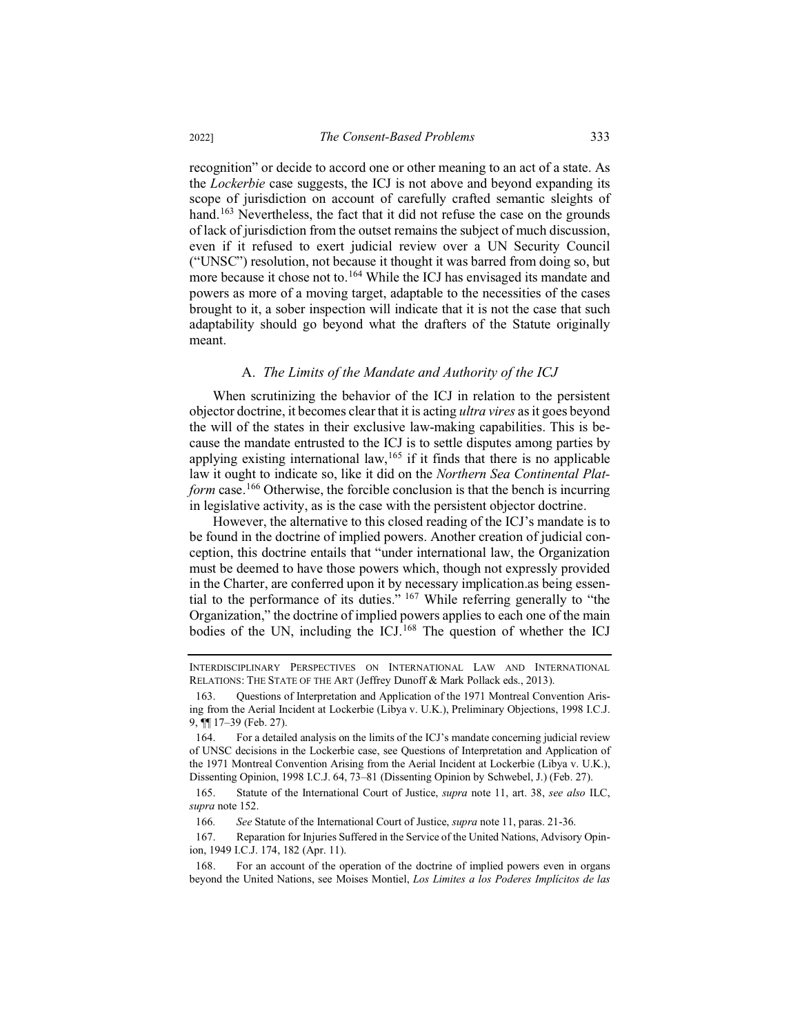recognition" or decide to accord one or other meaning to an act of a state. As the *Lockerbie* case suggests, the ICJ is not above and beyond expanding its scope of jurisdiction on account of carefully crafted semantic sleights of hand.[163] Nevertheless, the fact that it did not refuse the case on the grounds of lack of jurisdiction from the outset remains the subject of much discussion, even if it refused to exert judicial review over a UN Security Council ("UNSC") resolution, not because it thought it was barred from doing so, but more because it chose not to.[164] While the ICJ has envisaged its mandate and powers as more of a moving target, adaptable to the necessities of the cases brought to it, a sober inspection will indicate that it is not the case that such adaptability should go beyond what the drafters of the Statute originally meant.

### A. *The Limits of the Mandate and Authority of the ICJ*

When scrutinizing the behavior of the ICJ in relation to the persistent objector doctrine, it becomes clear that it is acting *ultra vires* as it goes beyond the will of the states in their exclusive law-making capabilities. This is because the mandate entrusted to the ICJ is to settle disputes among parties by applying existing international law,[165] if it finds that there is no applicable law it ought to indicate so, like it did on the *Northern Sea Continental Platform* case.[166] Otherwise, the forcible conclusion is that the bench is incurring in legislative activity, as is the case with the persistent objector doctrine.

However, the alternative to this closed reading of the ICJ's mandate is to be found in the doctrine of implied powers. Another creation of judicial conception, this doctrine entails that "under international law, the Organization must be deemed to have those powers which, though not expressly provided in the Charter, are conferred upon it by necessary implication.as being essential to the performance of its duties." [167] While referring generally to "the Organization," the doctrine of implied powers applies to each one of the main bodies of the UN, including the ICJ.[168] The question of whether the ICJ

---

INTERDISCIPLINARY PERSPECTIVES ON INTERNATIONAL LAW AND INTERNATIONAL RELATIONS: THE STATE OF THE ART (Jeffrey Dunoff & Mark Pollack eds., 2013).

163. Questions of Interpretation and Application of the 1971 Montreal Convention Arising from the Aerial Incident at Lockerbie (Libya v. U.K.), Preliminary Objections, 1998 I.C.J. 9, ¶¶ 17–39 (Feb. 27).

164. For a detailed analysis on the limits of the ICJ's mandate concerning judicial review of UNSC decisions in the Lockerbie case, see Questions of Interpretation and Application of the 1971 Montreal Convention Arising from the Aerial Incident at Lockerbie (Libya v. U.K.), Dissenting Opinion, 1998 I.C.J. 64, 73–81 (Dissenting Opinion by Schwebel, J.) (Feb. 27).

165. Statute of the International Court of Justice, *supra* note 11, art. 38, *see also* ILC, *supra* note 152.

166. *See* Statute of the International Court of Justice, *supra* note 11, paras. 21-36.

167. Reparation for Injuries Suffered in the Service of the United Nations, Advisory Opinion, 1949 I.C.J. 174, 182 (Apr. 11).

168. For an account of the operation of the doctrine of implied powers even in organs beyond the United Nations, see Moises Montiel, *Los Limites a los Poderes Implícitos de las*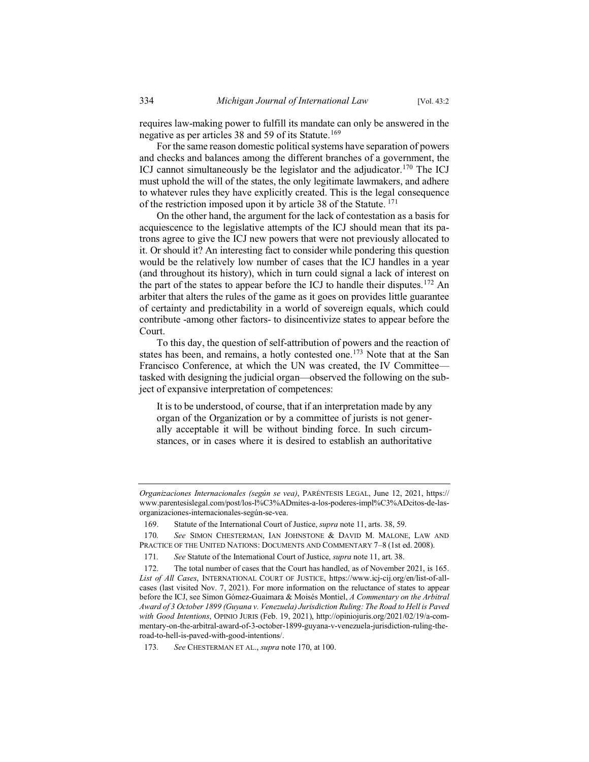requires law-making power to fulfill its mandate can only be answered in the negative as per articles 38 and 59 of its Statute.[169]

For the same reason domestic political systems have separation of powers and checks and balances among the different branches of a government, the ICJ cannot simultaneously be the legislator and the adjudicator.[170] The ICJ must uphold the will of the states, the only legitimate lawmakers, and adhere to whatever rules they have explicitly created. This is the legal consequence of the restriction imposed upon it by article 38 of the Statute.[171]

On the other hand, the argument for the lack of contestation as a basis for acquiescence to the legislative attempts of the ICJ should mean that its patrons agree to give the ICJ new powers that were not previously allocated to it. Or should it? An interesting fact to consider while pondering this question would be the relatively low number of cases that the ICJ handles in a year (and throughout its history), which in turn could signal a lack of interest on the part of the states to appear before the ICJ to handle their disputes.[172] An arbiter that alters the rules of the game as it goes on provides little guarantee of certainty and predictability in a world of sovereign equals, which could contribute -among other factors- to disincentivize states to appear before the Court.

To this day, the question of self-attribution of powers and the reaction of states has been, and remains, a hotly contested one.[173] Note that at the San Francisco Conference, at which the UN was created, the IV Committee—tasked with designing the judicial organ—observed the following on the subject of expansive interpretation of competences:

> It is to be understood, of course, that if an interpretation made by any organ of the Organization or by a committee of jurists is not generally acceptable it will be without binding force. In such circumstances, or in cases where it is desired to establish an authoritative

---

*Organizaciones Internacionales (según se vea)*, PARÉNTESIS LEGAL, June 12, 2021, https://www.parentesislegal.com/post/los-l%C3%ADmites-a-los-poderes-impl%C3%ADcitos-de-las-organizaciones-internacionales-según-se-vea.

169. Statute of the International Court of Justice, *supra* note 11, arts. 38, 59.

170. *See* SIMON CHESTERMAN, IAN JOHNSTONE & DAVID M. MALONE, LAW AND PRACTICE OF THE UNITED NATIONS: DOCUMENTS AND COMMENTARY 7–8 (1st ed. 2008).

171. *See* Statute of the International Court of Justice, *supra* note 11, art. 38.

172. The total number of cases that the Court has handled, as of November 2021, is 165. *List of All Cases*, INTERNATIONAL COURT OF JUSTICE, https://www.icj-cij.org/en/list-of-all-cases (last visited Nov. 7, 2021). For more information on the reluctance of states to appear before the ICJ, see Simon Gómez-Guaimara & Moisés Montiel, *A Commentary on the Arbitral Award of 3 October 1899 (Guyana v. Venezuela) Jurisdiction Ruling: The Road to Hell is Paved with Good Intentions*, OPINIO JURIS (Feb. 19, 2021), http://opiniojuris.org/2021/02/19/a-commentary-on-the-arbitral-award-of-3-october-1899-guyana-v-venezuela-jurisdiction-ruling-the-road-to-hell-is-paved-with-good-intentions/.

173. *See* CHESTERMAN ET AL., *supra* note 170, at 100.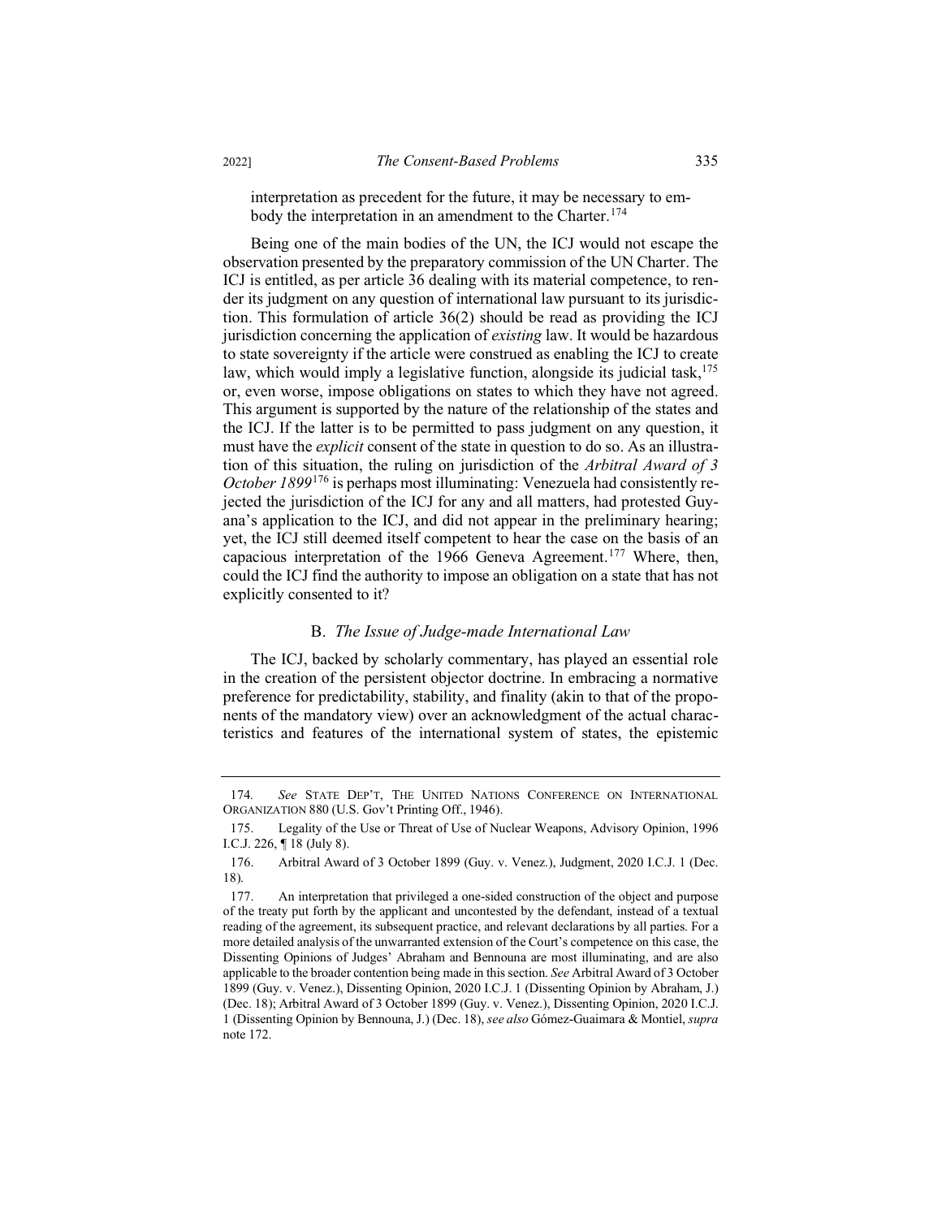interpretation as precedent for the future, it may be necessary to embody the interpretation in an amendment to the Charter.[174]

Being one of the main bodies of the UN, the ICJ would not escape the observation presented by the preparatory commission of the UN Charter. The ICJ is entitled, as per article 36 dealing with its material competence, to render its judgment on any question of international law pursuant to its jurisdiction. This formulation of article 36(2) should be read as providing the ICJ jurisdiction concerning the application of *existing* law. It would be hazardous to state sovereignty if the article were construed as enabling the ICJ to create law, which would imply a legislative function, alongside its judicial task,[175] or, even worse, impose obligations on states to which they have not agreed. This argument is supported by the nature of the relationship of the states and the ICJ. If the latter is to be permitted to pass judgment on any question, it must have the *explicit* consent of the state in question to do so. As an illustration of this situation, the ruling on jurisdiction of the *Arbitral Award of 3 October 1899*[176] is perhaps most illuminating: Venezuela had consistently rejected the jurisdiction of the ICJ for any and all matters, had protested Guyana's application to the ICJ, and did not appear in the preliminary hearing; yet, the ICJ still deemed itself competent to hear the case on the basis of an capacious interpretation of the 1966 Geneva Agreement.[177] Where, then, could the ICJ find the authority to impose an obligation on a state that has not explicitly consented to it?

### B. *The Issue of Judge-made International Law*

The ICJ, backed by scholarly commentary, has played an essential role in the creation of the persistent objector doctrine. In embracing a normative preference for predictability, stability, and finality (akin to that of the proponents of the mandatory view) over an acknowledgment of the actual characteristics and features of the international system of states, the epistemic

---

174. *See* STATE DEP'T, THE UNITED NATIONS CONFERENCE ON INTERNATIONAL ORGANIZATION 880 (U.S. Gov't Printing Off., 1946).

175. Legality of the Use or Threat of Use of Nuclear Weapons, Advisory Opinion, 1996 I.C.J. 226, ¶ 18 (July 8).

176. Arbitral Award of 3 October 1899 (Guy. v. Venez.), Judgment, 2020 I.C.J. 1 (Dec. 18).

177. An interpretation that privileged a one-sided construction of the object and purpose of the treaty put forth by the applicant and uncontested by the defendant, instead of a textual reading of the agreement, its subsequent practice, and relevant declarations by all parties. For a more detailed analysis of the unwarranted extension of the Court's competence on this case, the Dissenting Opinions of Judges' Abraham and Bennouna are most illuminating, and are also applicable to the broader contention being made in this section. *See* Arbitral Award of 3 October 1899 (Guy. v. Venez.), Dissenting Opinion, 2020 I.C.J. 1 (Dissenting Opinion by Abraham, J.) (Dec. 18); Arbitral Award of 3 October 1899 (Guy. v. Venez.), Dissenting Opinion, 2020 I.C.J. 1 (Dissenting Opinion by Bennouna, J.) (Dec. 18), *see also* Gómez-Guaimara & Montiel, *supra* note 172.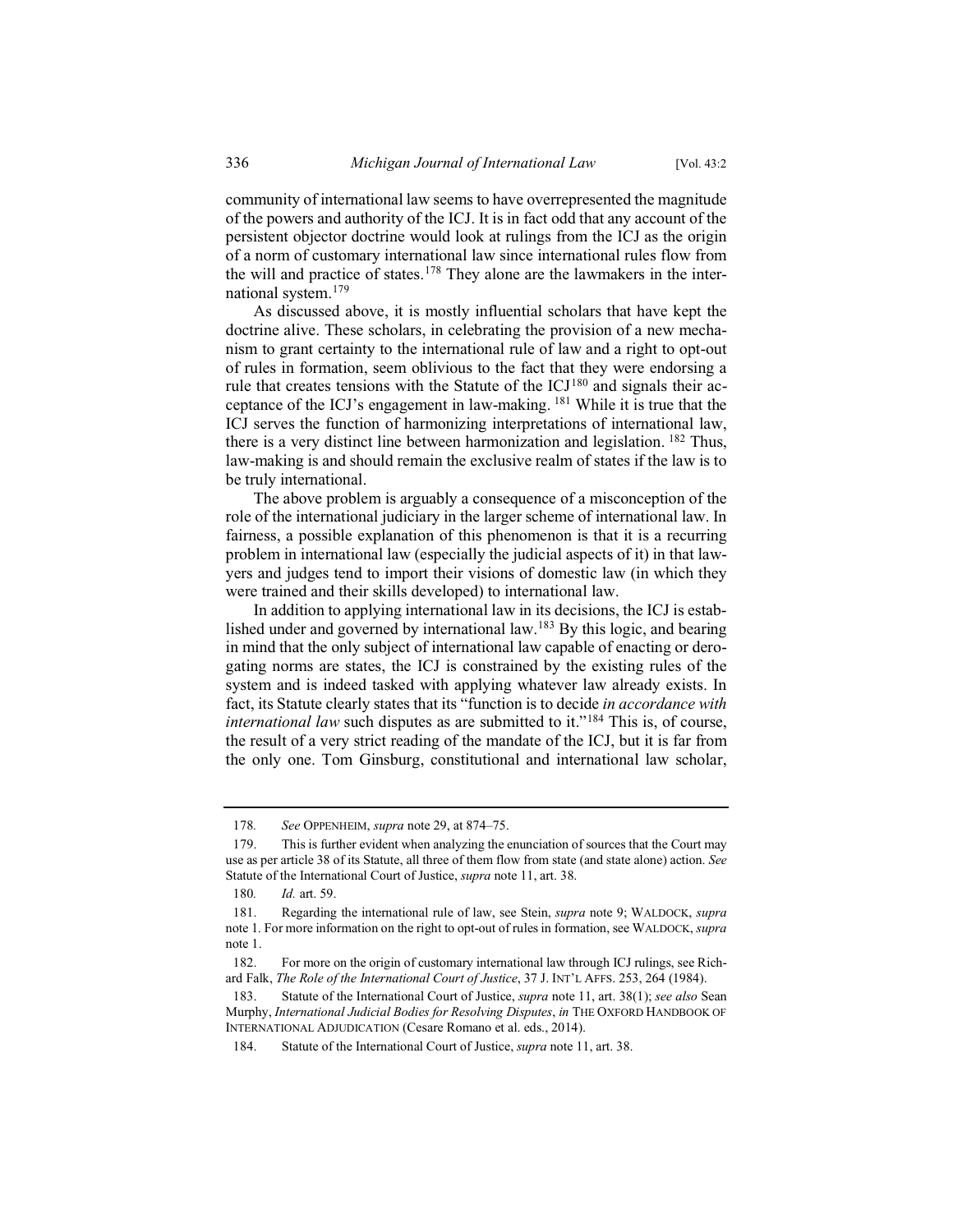community of international law seems to have overrepresented the magnitude of the powers and authority of the ICJ. It is in fact odd that any account of the persistent objector doctrine would look at rulings from the ICJ as the origin of a norm of customary international law since international rules flow from the will and practice of states.[178] They alone are the lawmakers in the international system.[179]

As discussed above, it is mostly influential scholars that have kept the doctrine alive. These scholars, in celebrating the provision of a new mechanism to grant certainty to the international rule of law and a right to opt-out of rules in formation, seem oblivious to the fact that they were endorsing a rule that creates tensions with the Statute of the ICJ[180] and signals their acceptance of the ICJ's engagement in law-making. [181] While it is true that the ICJ serves the function of harmonizing interpretations of international law, there is a very distinct line between harmonization and legislation. [182] Thus, law-making is and should remain the exclusive realm of states if the law is to be truly international.

The above problem is arguably a consequence of a misconception of the role of the international judiciary in the larger scheme of international law. In fairness, a possible explanation of this phenomenon is that it is a recurring problem in international law (especially the judicial aspects of it) in that lawyers and judges tend to import their visions of domestic law (in which they were trained and their skills developed) to international law.

In addition to applying international law in its decisions, the ICJ is established under and governed by international law.[183] By this logic, and bearing in mind that the only subject of international law capable of enacting or derogating norms are states, the ICJ is constrained by the existing rules of the system and is indeed tasked with applying whatever law already exists. In fact, its Statute clearly states that its "function is to decide *in accordance with international law* such disputes as are submitted to it."[184] This is, of course, the result of a very strict reading of the mandate of the ICJ, but it is far from the only one. Tom Ginsburg, constitutional and international law scholar,

---

178. *See* OPPENHEIM, *supra* note 29, at 874–75.

179. This is further evident when analyzing the enunciation of sources that the Court may use as per article 38 of its Statute, all three of them flow from state (and state alone) action. *See* Statute of the International Court of Justice, *supra* note 11, art. 38.

180. *Id.* art. 59.

181. Regarding the international rule of law, see Stein, *supra* note 9; WALDOCK, *supra* note 1. For more information on the right to opt-out of rules in formation, see WALDOCK, *supra* note 1.

182. For more on the origin of customary international law through ICJ rulings, see Richard Falk, *The Role of the International Court of Justice*, 37 J. INT'L AFFS. 253, 264 (1984).

183. Statute of the International Court of Justice, *supra* note 11, art. 38(1); *see also* Sean Murphy, *International Judicial Bodies for Resolving Disputes*, *in* THE OXFORD HANDBOOK OF INTERNATIONAL ADJUDICATION (Cesare Romano et al. eds., 2014).

184. Statute of the International Court of Justice, *supra* note 11, art. 38.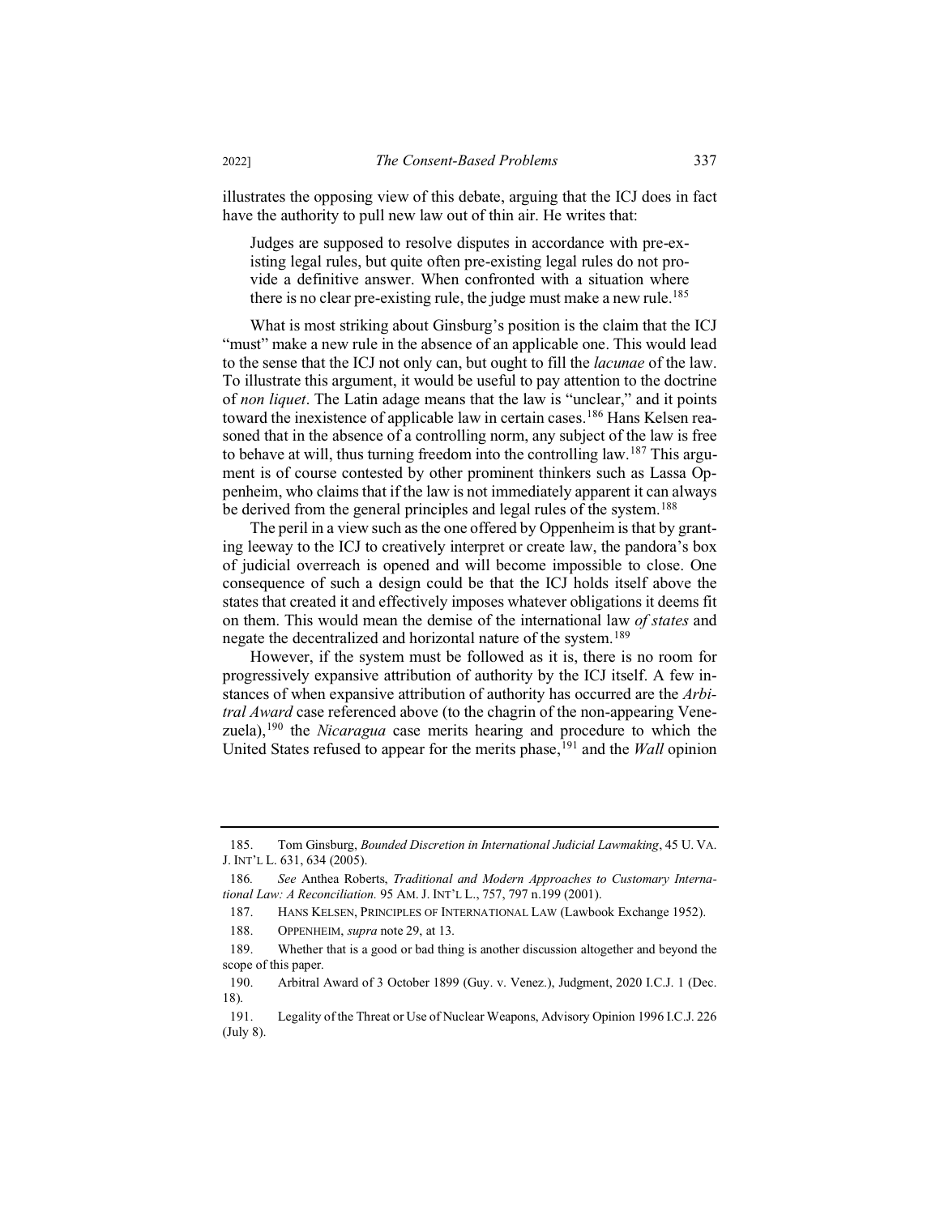illustrates the opposing view of this debate, arguing that the ICJ does in fact have the authority to pull new law out of thin air. He writes that:

> Judges are supposed to resolve disputes in accordance with pre-existing legal rules, but quite often pre-existing legal rules do not provide a definitive answer. When confronted with a situation where there is no clear pre-existing rule, the judge must make a new rule.[185]

What is most striking about Ginsburg's position is the claim that the ICJ "must" make a new rule in the absence of an applicable one. This would lead to the sense that the ICJ not only can, but ought to fill the *lacunae* of the law. To illustrate this argument, it would be useful to pay attention to the doctrine of *non liquet*. The Latin adage means that the law is "unclear," and it points toward the inexistence of applicable law in certain cases.[186] Hans Kelsen reasoned that in the absence of a controlling norm, any subject of the law is free to behave at will, thus turning freedom into the controlling law.[187] This argument is of course contested by other prominent thinkers such as Lassa Oppenheim, who claims that if the law is not immediately apparent it can always be derived from the general principles and legal rules of the system.[188]

The peril in a view such as the one offered by Oppenheim is that by granting leeway to the ICJ to creatively interpret or create law, the pandora's box of judicial overreach is opened and will become impossible to close. One consequence of such a design could be that the ICJ holds itself above the states that created it and effectively imposes whatever obligations it deems fit on them. This would mean the demise of the international law *of states* and negate the decentralized and horizontal nature of the system.[189]

However, if the system must be followed as it is, there is no room for progressively expansive attribution of authority by the ICJ itself. A few instances of when expansive attribution of authority has occurred are the *Arbitral Award* case referenced above (to the chagrin of the non-appearing Venezuela),[190] the *Nicaragua* case merits hearing and procedure to which the United States refused to appear for the merits phase,[191] and the *Wall* opinion

---

185. Tom Ginsburg, *Bounded Discretion in International Judicial Lawmaking*, 45 U. VA. J. INT'L L. 631, 634 (2005).

186. *See* Anthea Roberts, *Traditional and Modern Approaches to Customary International Law: A Reconciliation.* 95 AM. J. INT'L L., 757, 797 n.199 (2001).

187. HANS KELSEN, PRINCIPLES OF INTERNATIONAL LAW (Lawbook Exchange 1952).

188. OPPENHEIM, *supra* note 29, at 13.

189. Whether that is a good or bad thing is another discussion altogether and beyond the scope of this paper.

190. Arbitral Award of 3 October 1899 (Guy. v. Venez.), Judgment, 2020 I.C.J. 1 (Dec. 18).

191. Legality of the Threat or Use of Nuclear Weapons, Advisory Opinion 1996 I.C.J. 226 (July 8).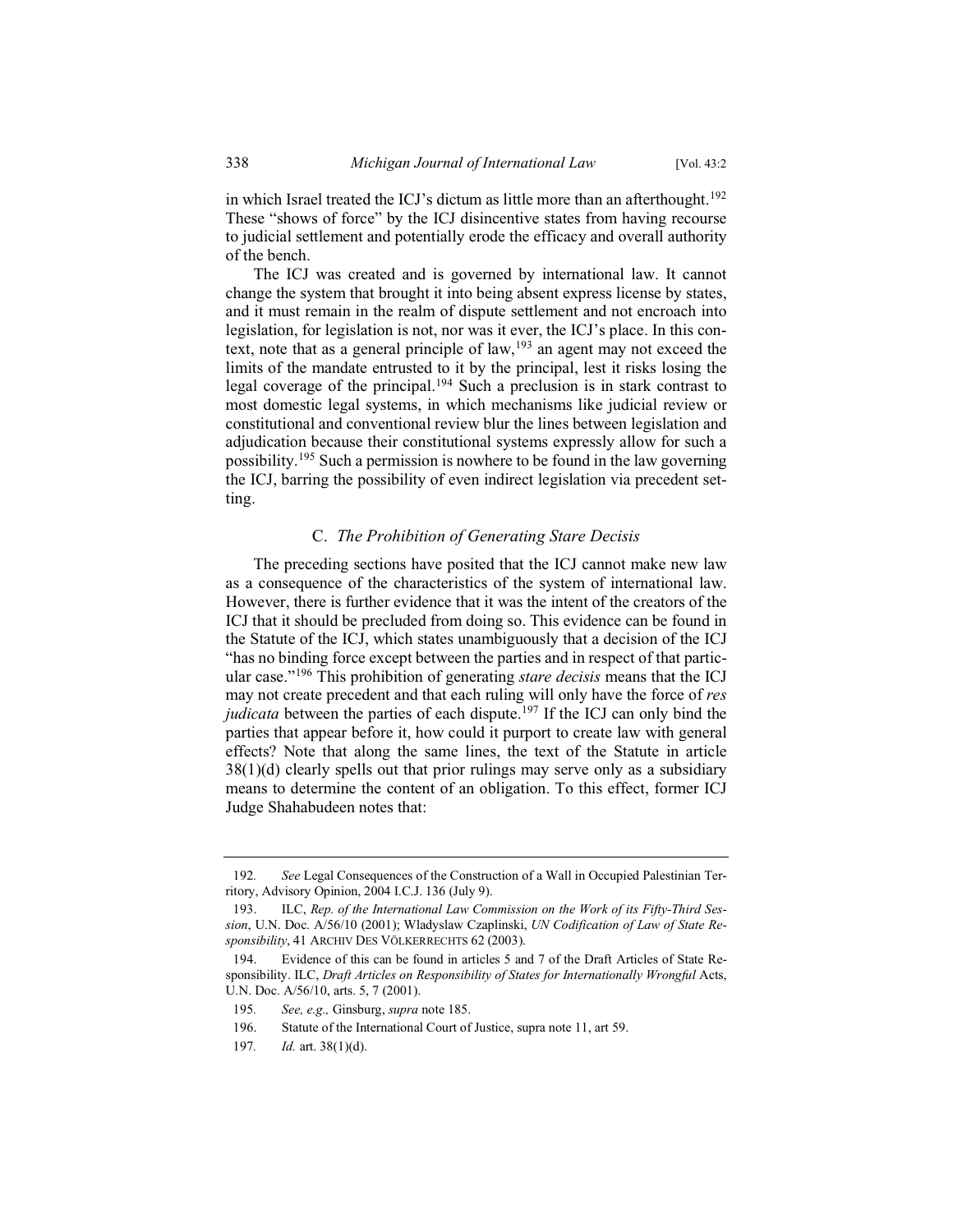in which Israel treated the ICJ's dictum as little more than an afterthought.[192] These "shows of force" by the ICJ disincentive states from having recourse to judicial settlement and potentially erode the efficacy and overall authority of the bench.

The ICJ was created and is governed by international law. It cannot change the system that brought it into being absent express license by states, and it must remain in the realm of dispute settlement and not encroach into legislation, for legislation is not, nor was it ever, the ICJ's place. In this context, note that as a general principle of law,[193] an agent may not exceed the limits of the mandate entrusted to it by the principal, lest it risks losing the legal coverage of the principal.[194] Such a preclusion is in stark contrast to most domestic legal systems, in which mechanisms like judicial review or constitutional and conventional review blur the lines between legislation and adjudication because their constitutional systems expressly allow for such a possibility.[195] Such a permission is nowhere to be found in the law governing the ICJ, barring the possibility of even indirect legislation via precedent setting.

### C. *The Prohibition of Generating Stare Decisis*

The preceding sections have posited that the ICJ cannot make new law as a consequence of the characteristics of the system of international law. However, there is further evidence that it was the intent of the creators of the ICJ that it should be precluded from doing so. This evidence can be found in the Statute of the ICJ, which states unambiguously that a decision of the ICJ "has no binding force except between the parties and in respect of that particular case."[196] This prohibition of generating *stare decisis* means that the ICJ may not create precedent and that each ruling will only have the force of *res judicata* between the parties of each dispute.[197] If the ICJ can only bind the parties that appear before it, how could it purport to create law with general effects? Note that along the same lines, the text of the Statute in article 38(1)(d) clearly spells out that prior rulings may serve only as a subsidiary means to determine the content of an obligation. To this effect, former ICJ Judge Shahabudeen notes that:

---

192. *See* Legal Consequences of the Construction of a Wall in Occupied Palestinian Territory, Advisory Opinion, 2004 I.C.J. 136 (July 9).

193. ILC, *Rep. of the International Law Commission on the Work of its Fifty-Third Session*, U.N. Doc. A/56/10 (2001); Wladyslaw Czaplinski, *UN Codification of Law of State Responsibility*, 41 ARCHIV DES VÖLKERRECHTS 62 (2003).

194. Evidence of this can be found in articles 5 and 7 of the Draft Articles of State Responsibility. ILC, *Draft Articles on Responsibility of States for Internationally Wrongful* Acts, U.N. Doc. A/56/10, arts. 5, 7 (2001).

195. *See, e.g.,* Ginsburg, *supra* note 185.

196. Statute of the International Court of Justice, supra note 11, art 59.

197. *Id.* art. 38(1)(d).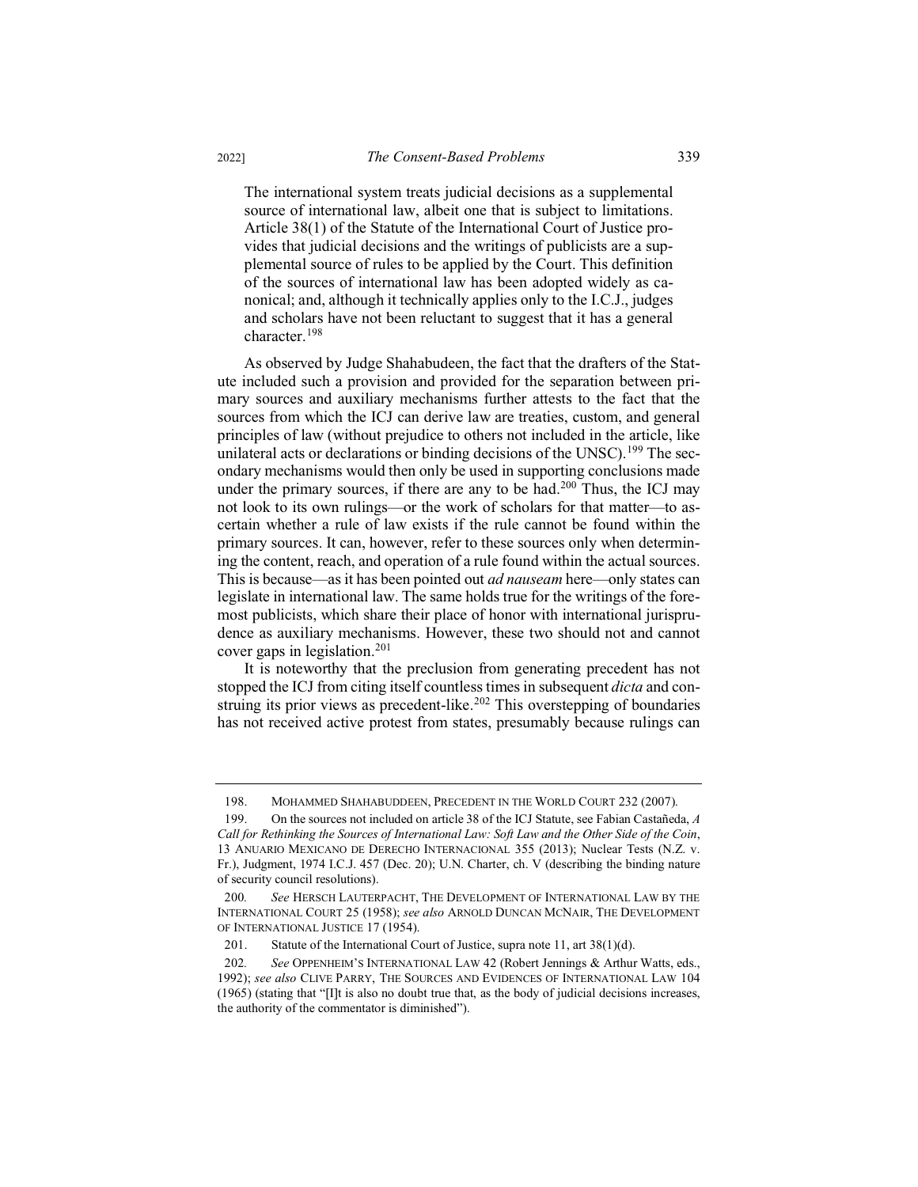> The international system treats judicial decisions as a supplemental source of international law, albeit one that is subject to limitations. Article 38(1) of the Statute of the International Court of Justice provides that judicial decisions and the writings of publicists are a supplemental source of rules to be applied by the Court. This definition of the sources of international law has been adopted widely as canonical; and, although it technically applies only to the I.C.J., judges and scholars have not been reluctant to suggest that it has a general character.[198]

As observed by Judge Shahabudeen, the fact that the drafters of the Statute included such a provision and provided for the separation between primary sources and auxiliary mechanisms further attests to the fact that the sources from which the ICJ can derive law are treaties, custom, and general principles of law (without prejudice to others not included in the article, like unilateral acts or declarations or binding decisions of the UNSC).[199] The secondary mechanisms would then only be used in supporting conclusions made under the primary sources, if there are any to be had.[200] Thus, the ICJ may not look to its own rulings—or the work of scholars for that matter—to ascertain whether a rule of law exists if the rule cannot be found within the primary sources. It can, however, refer to these sources only when determining the content, reach, and operation of a rule found within the actual sources. This is because—as it has been pointed out *ad nauseam* here—only states can legislate in international law. The same holds true for the writings of the foremost publicists, which share their place of honor with international jurisprudence as auxiliary mechanisms. However, these two should not and cannot cover gaps in legislation.[201]

It is noteworthy that the preclusion from generating precedent has not stopped the ICJ from citing itself countless times in subsequent *dicta* and construing its prior views as precedent-like.[202] This overstepping of boundaries has not received active protest from states, presumably because rulings can

---

198. MOHAMMED SHAHABUDDEEN, PRECEDENT IN THE WORLD COURT 232 (2007).

199. On the sources not included on article 38 of the ICJ Statute, see Fabian Castañeda, *A Call for Rethinking the Sources of International Law: Soft Law and the Other Side of the Coin*, 13 ANUARIO MEXICANO DE DERECHO INTERNACIONAL 355 (2013); Nuclear Tests (N.Z. v. Fr.), Judgment, 1974 I.C.J. 457 (Dec. 20); U.N. Charter, ch. V (describing the binding nature of security council resolutions).

200. *See* HERSCH LAUTERPACHT, THE DEVELOPMENT OF INTERNATIONAL LAW BY THE INTERNATIONAL COURT 25 (1958); *see also* ARNOLD DUNCAN MCNAIR, THE DEVELOPMENT OF INTERNATIONAL JUSTICE 17 (1954).

201. Statute of the International Court of Justice, supra note 11, art 38(1)(d).

202. *See* OPPENHEIM'S INTERNATIONAL LAW 42 (Robert Jennings & Arthur Watts, eds., 1992); *see also* CLIVE PARRY, THE SOURCES AND EVIDENCES OF INTERNATIONAL LAW 104 (1965) (stating that "[I]t is also no doubt true that, as the body of judicial decisions increases, the authority of the commentator is diminished").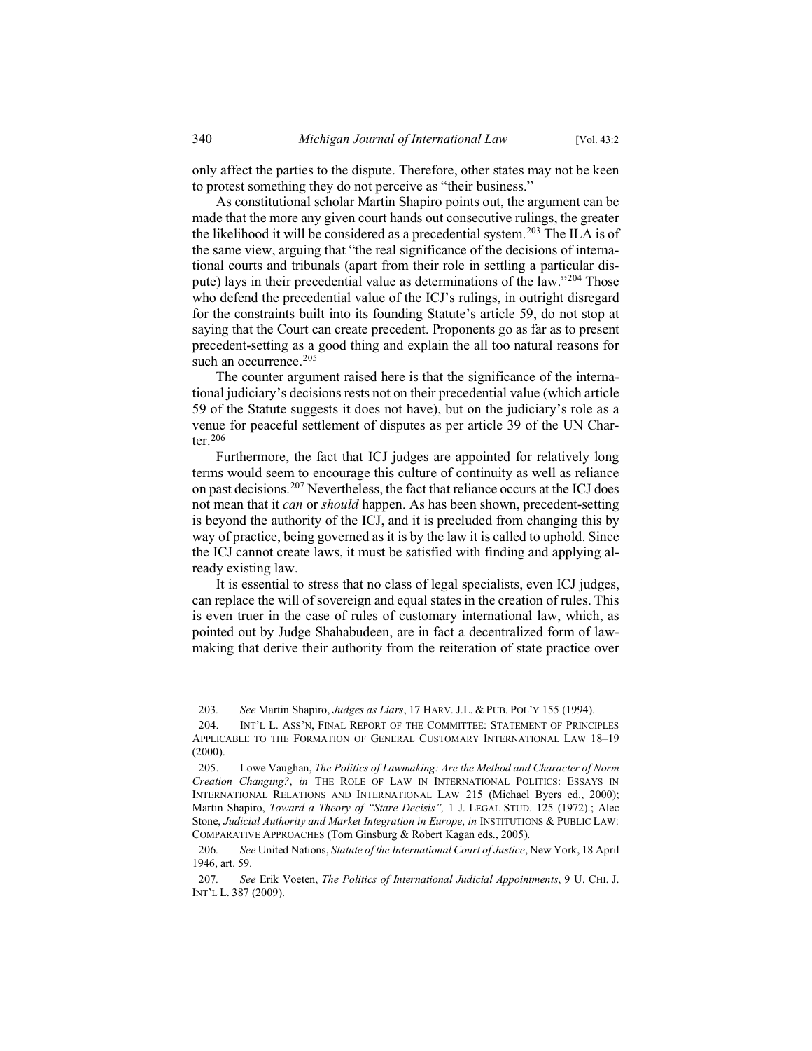only affect the parties to the dispute. Therefore, other states may not be keen to protest something they do not perceive as "their business."

As constitutional scholar Martin Shapiro points out, the argument can be made that the more any given court hands out consecutive rulings, the greater the likelihood it will be considered as a precedential system.[203] The ILA is of the same view, arguing that "the real significance of the decisions of international courts and tribunals (apart from their role in settling a particular dispute) lays in their precedential value as determinations of the law."[204] Those who defend the precedential value of the ICJ's rulings, in outright disregard for the constraints built into its founding Statute's article 59, do not stop at saying that the Court can create precedent. Proponents go as far as to present precedent-setting as a good thing and explain the all too natural reasons for such an occurrence.[205]

The counter argument raised here is that the significance of the international judiciary's decisions rests not on their precedential value (which article 59 of the Statute suggests it does not have), but on the judiciary's role as a venue for peaceful settlement of disputes as per article 39 of the UN Charter.[206]

Furthermore, the fact that ICJ judges are appointed for relatively long terms would seem to encourage this culture of continuity as well as reliance on past decisions.[207] Nevertheless, the fact that reliance occurs at the ICJ does not mean that it *can* or *should* happen. As has been shown, precedent-setting is beyond the authority of the ICJ, and it is precluded from changing this by way of practice, being governed as it is by the law it is called to uphold. Since the ICJ cannot create laws, it must be satisfied with finding and applying already existing law.

It is essential to stress that no class of legal specialists, even ICJ judges, can replace the will of sovereign and equal states in the creation of rules. This is even truer in the case of rules of customary international law, which, as pointed out by Judge Shahabudeen, are in fact a decentralized form of lawmaking that derive their authority from the reiteration of state practice over

---

203. *See* Martin Shapiro, *Judges as Liars*, 17 HARV. J.L. & PUB. POL'Y 155 (1994).

204. INT'L L. ASS'N, FINAL REPORT OF THE COMMITTEE: STATEMENT OF PRINCIPLES APPLICABLE TO THE FORMATION OF GENERAL CUSTOMARY INTERNATIONAL LAW 18–19 (2000).

205. Lowe Vaughan, *The Politics of Lawmaking: Are the Method and Character of Norm Creation Changing?*, *in* THE ROLE OF LAW IN INTERNATIONAL POLITICS: ESSAYS IN INTERNATIONAL RELATIONS AND INTERNATIONAL LAW 215 (Michael Byers ed., 2000); Martin Shapiro, *Toward a Theory of "Stare Decisis",* 1 J. LEGAL STUD. 125 (1972).; Alec Stone, *Judicial Authority and Market Integration in Europe*, *in* INSTITUTIONS & PUBLIC LAW: COMPARATIVE APPROACHES (Tom Ginsburg & Robert Kagan eds., 2005).

206. *See* United Nations, *Statute of the International Court of Justice*, New York, 18 April 1946, art. 59.

207. *See* Erik Voeten, *The Politics of International Judicial Appointments*, 9 U. CHI. J. INT'L L. 387 (2009).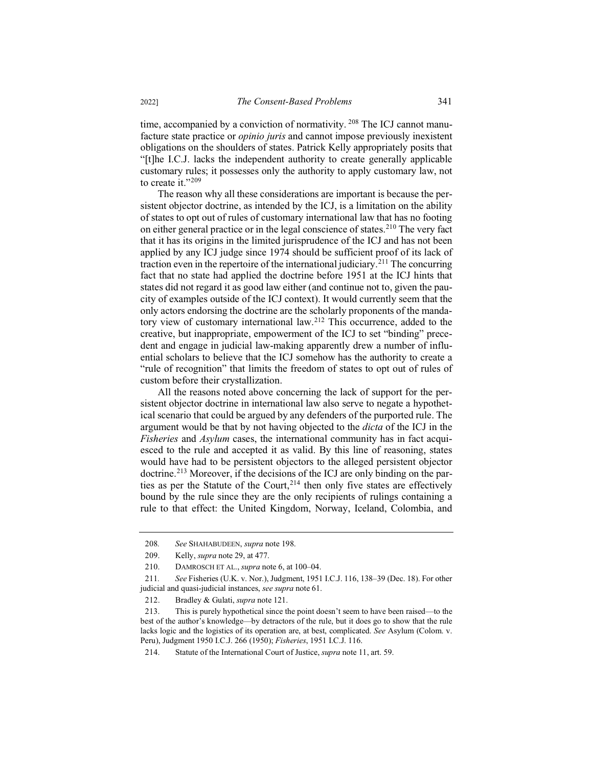time, accompanied by a conviction of normativity. [208] The ICJ cannot manufacture state practice or *opinio juris* and cannot impose previously inexistent obligations on the shoulders of states. Patrick Kelly appropriately posits that "[t]he I.C.J. lacks the independent authority to create generally applicable customary rules; it possesses only the authority to apply customary law, not to create it."[209]

The reason why all these considerations are important is because the persistent objector doctrine, as intended by the ICJ, is a limitation on the ability of states to opt out of rules of customary international law that has no footing on either general practice or in the legal conscience of states.[210] The very fact that it has its origins in the limited jurisprudence of the ICJ and has not been applied by any ICJ judge since 1974 should be sufficient proof of its lack of traction even in the repertoire of the international judiciary.[211] The concurring fact that no state had applied the doctrine before 1951 at the ICJ hints that states did not regard it as good law either (and continue not to, given the paucity of examples outside of the ICJ context). It would currently seem that the only actors endorsing the doctrine are the scholarly proponents of the mandatory view of customary international law.[212] This occurrence, added to the creative, but inappropriate, empowerment of the ICJ to set "binding" precedent and engage in judicial law-making apparently drew a number of influential scholars to believe that the ICJ somehow has the authority to create a "rule of recognition" that limits the freedom of states to opt out of rules of custom before their crystallization.

All the reasons noted above concerning the lack of support for the persistent objector doctrine in international law also serve to negate a hypothetical scenario that could be argued by any defenders of the purported rule. The argument would be that by not having objected to the *dicta* of the ICJ in the *Fisheries* and *Asylum* cases, the international community has in fact acquiesced to the rule and accepted it as valid. By this line of reasoning, states would have had to be persistent objectors to the alleged persistent objector doctrine.[213] Moreover, if the decisions of the ICJ are only binding on the parties as per the Statute of the Court,[214] then only five states are effectively bound by the rule since they are the only recipients of rulings containing a rule to that effect: the United Kingdom, Norway, Iceland, Colombia, and

---

208. *See* SHAHABUDEEN, *supra* note 198.

209. Kelly, *supra* note 29, at 477.

210. DAMROSCH ET AL., *supra* note 6, at 100–04.

211. *See* Fisheries (U.K. v. Nor.), Judgment, 1951 I.C.J. 116, 138–39 (Dec. 18). For other judicial and quasi-judicial instances, *see supra* note 61.

212. Bradley & Gulati, *supra* note 121.

213. This is purely hypothetical since the point doesn't seem to have been raised—to the best of the author's knowledge—by detractors of the rule, but it does go to show that the rule lacks logic and the logistics of its operation are, at best, complicated. *See* Asylum (Colom. v. Peru), Judgment 1950 I.C.J. 266 (1950); *Fisheries*, 1951 I.C.J. 116.

214. Statute of the International Court of Justice, *supra* note 11, art. 59.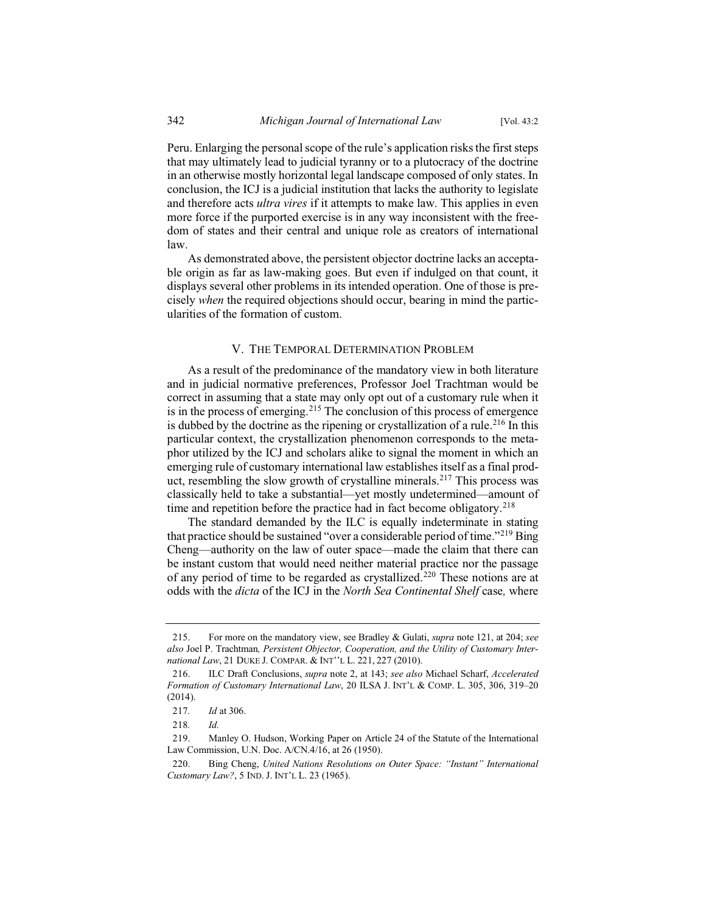Peru. Enlarging the personal scope of the rule's application risks the first steps that may ultimately lead to judicial tyranny or to a plutocracy of the doctrine in an otherwise mostly horizontal legal landscape composed of only states. In conclusion, the ICJ is a judicial institution that lacks the authority to legislate and therefore acts *ultra vires* if it attempts to make law. This applies in even more force if the purported exercise is in any way inconsistent with the freedom of states and their central and unique role as creators of international law.

As demonstrated above, the persistent objector doctrine lacks an acceptable origin as far as law-making goes. But even if indulged on that count, it displays several other problems in its intended operation. One of those is precisely *when* the required objections should occur, bearing in mind the particularities of the formation of custom.

## V. THE TEMPORAL DETERMINATION PROBLEM

As a result of the predominance of the mandatory view in both literature and in judicial normative preferences, Professor Joel Trachtman would be correct in assuming that a state may only opt out of a customary rule when it is in the process of emerging.[215] The conclusion of this process of emergence is dubbed by the doctrine as the ripening or crystallization of a rule.[216] In this particular context, the crystallization phenomenon corresponds to the metaphor utilized by the ICJ and scholars alike to signal the moment in which an emerging rule of customary international law establishes itself as a final product, resembling the slow growth of crystalline minerals.[217] This process was classically held to take a substantial—yet mostly undetermined—amount of time and repetition before the practice had in fact become obligatory.[218]

The standard demanded by the ILC is equally indeterminate in stating that practice should be sustained "over a considerable period of time."[219] Bing Cheng—authority on the law of outer space—made the claim that there can be instant custom that would need neither material practice nor the passage of any period of time to be regarded as crystallized.[220] These notions are at odds with the *dicta* of the ICJ in the *North Sea Continental Shelf* case*,* where

---

215. For more on the mandatory view, see Bradley & Gulati, *supra* note 121, at 204; *see also* Joel P. Trachtman*, Persistent Objector, Cooperation, and the Utility of Customary International Law*, 21 DUKE J. COMPAR. & INT''L L. 221, 227 (2010).

216. ILC Draft Conclusions, *supra* note 2, at 143; *see also* Michael Scharf, *Accelerated Formation of Customary International Law*, 20 ILSA J. INT'L & COMP. L. 305, 306, 319–20 (2014).

217. *Id* at 306.

218. *Id.*

219. Manley O. Hudson, Working Paper on Article 24 of the Statute of the International Law Commission, U.N. Doc. A/CN.4/16, at 26 (1950).

220. Bing Cheng, *United Nations Resolutions on Outer Space: "Instant" International Customary Law?*, 5 IND. J. INT'L L. 23 (1965).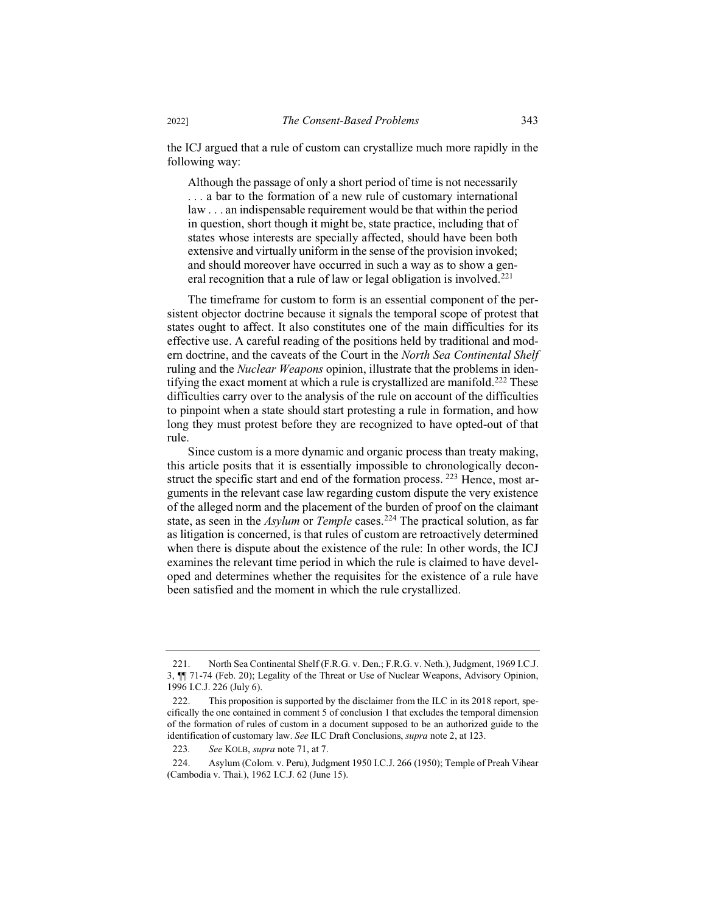the ICJ argued that a rule of custom can crystallize much more rapidly in the following way:

> Although the passage of only a short period of time is not necessarily . . . a bar to the formation of a new rule of customary international law . . . an indispensable requirement would be that within the period in question, short though it might be, state practice, including that of states whose interests are specially affected, should have been both extensive and virtually uniform in the sense of the provision invoked; and should moreover have occurred in such a way as to show a general recognition that a rule of law or legal obligation is involved.[221]

The timeframe for custom to form is an essential component of the persistent objector doctrine because it signals the temporal scope of protest that states ought to affect. It also constitutes one of the main difficulties for its effective use. A careful reading of the positions held by traditional and modern doctrine, and the caveats of the Court in the *North Sea Continental Shelf* ruling and the *Nuclear Weapons* opinion, illustrate that the problems in identifying the exact moment at which a rule is crystallized are manifold.[222] These difficulties carry over to the analysis of the rule on account of the difficulties to pinpoint when a state should start protesting a rule in formation, and how long they must protest before they are recognized to have opted-out of that rule.

Since custom is a more dynamic and organic process than treaty making, this article posits that it is essentially impossible to chronologically deconstruct the specific start and end of the formation process. [223] Hence, most arguments in the relevant case law regarding custom dispute the very existence of the alleged norm and the placement of the burden of proof on the claimant state, as seen in the *Asylum* or *Temple* cases.[224] The practical solution, as far as litigation is concerned, is that rules of custom are retroactively determined when there is dispute about the existence of the rule: In other words, the ICJ examines the relevant time period in which the rule is claimed to have developed and determines whether the requisites for the existence of a rule have been satisfied and the moment in which the rule crystallized.

---

221. North Sea Continental Shelf (F.R.G. v. Den.; F.R.G. v. Neth.), Judgment, 1969 I.C.J. 3, ¶¶ 71-74 (Feb. 20); Legality of the Threat or Use of Nuclear Weapons, Advisory Opinion, 1996 I.C.J. 226 (July 6).

222. This proposition is supported by the disclaimer from the ILC in its 2018 report, specifically the one contained in comment 5 of conclusion 1 that excludes the temporal dimension of the formation of rules of custom in a document supposed to be an authorized guide to the identification of customary law. *See* ILC Draft Conclusions, *supra* note 2, at 123.

223. *See* KOLB, *supra* note 71, at 7.

224. Asylum (Colom. v. Peru), Judgment 1950 I.C.J. 266 (1950); Temple of Preah Vihear (Cambodia v. Thai.), 1962 I.C.J. 62 (June 15).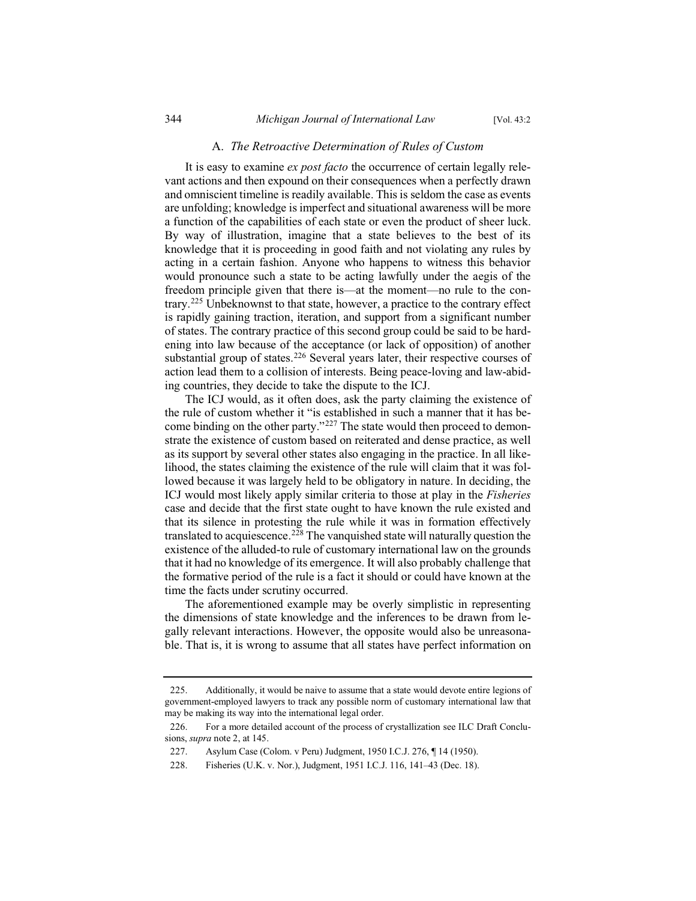### A. *The Retroactive Determination of Rules of Custom*

It is easy to examine *ex post facto* the occurrence of certain legally relevant actions and then expound on their consequences when a perfectly drawn and omniscient timeline is readily available. This is seldom the case as events are unfolding; knowledge is imperfect and situational awareness will be more a function of the capabilities of each state or even the product of sheer luck. By way of illustration, imagine that a state believes to the best of its knowledge that it is proceeding in good faith and not violating any rules by acting in a certain fashion. Anyone who happens to witness this behavior would pronounce such a state to be acting lawfully under the aegis of the freedom principle given that there is—at the moment—no rule to the contrary.[225] Unbeknownst to that state, however, a practice to the contrary effect is rapidly gaining traction, iteration, and support from a significant number of states. The contrary practice of this second group could be said to be hardening into law because of the acceptance (or lack of opposition) of another substantial group of states.[226] Several years later, their respective courses of action lead them to a collision of interests. Being peace-loving and law-abiding countries, they decide to take the dispute to the ICJ.

The ICJ would, as it often does, ask the party claiming the existence of the rule of custom whether it "is established in such a manner that it has become binding on the other party."[227] The state would then proceed to demonstrate the existence of custom based on reiterated and dense practice, as well as its support by several other states also engaging in the practice. In all likelihood, the states claiming the existence of the rule will claim that it was followed because it was largely held to be obligatory in nature. In deciding, the ICJ would most likely apply similar criteria to those at play in the *Fisheries* case and decide that the first state ought to have known the rule existed and that its silence in protesting the rule while it was in formation effectively translated to acquiescence.[228] The vanquished state will naturally question the existence of the alluded-to rule of customary international law on the grounds that it had no knowledge of its emergence. It will also probably challenge that the formative period of the rule is a fact it should or could have known at the time the facts under scrutiny occurred.

The aforementioned example may be overly simplistic in representing the dimensions of state knowledge and the inferences to be drawn from legally relevant interactions. However, the opposite would also be unreasonable. That is, it is wrong to assume that all states have perfect information on

---

225. Additionally, it would be naive to assume that a state would devote entire legions of government-employed lawyers to track any possible norm of customary international law that may be making its way into the international legal order.

226. For a more detailed account of the process of crystallization see ILC Draft Conclusions, *supra* note 2, at 145.

227. Asylum Case (Colom. v Peru) Judgment, 1950 I.C.J. 276, ¶ 14 (1950).

228. Fisheries (U.K. v. Nor.), Judgment, 1951 I.C.J. 116, 141–43 (Dec. 18).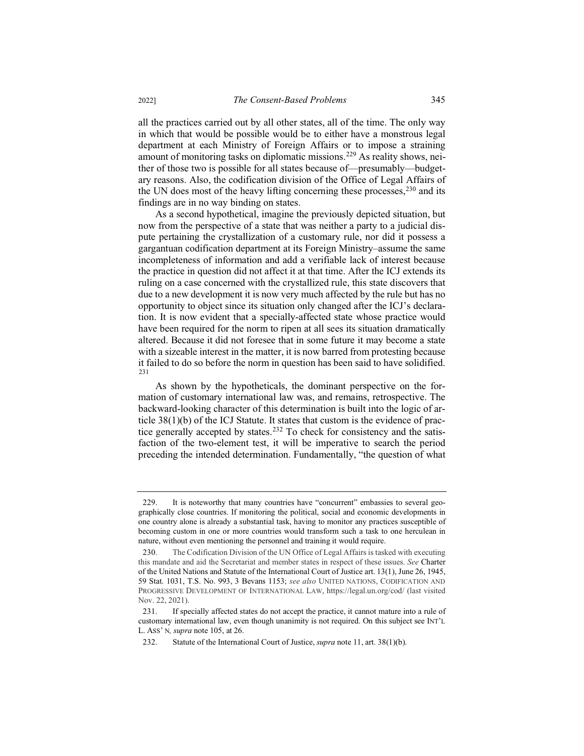all the practices carried out by all other states, all of the time. The only way in which that would be possible would be to either have a monstrous legal department at each Ministry of Foreign Affairs or to impose a straining amount of monitoring tasks on diplomatic missions.[229] As reality shows, neither of those two is possible for all states because of—presumably—budgetary reasons. Also, the codification division of the Office of Legal Affairs of the UN does most of the heavy lifting concerning these processes,[230] and its findings are in no way binding on states.

As a second hypothetical, imagine the previously depicted situation, but now from the perspective of a state that was neither a party to a judicial dispute pertaining the crystallization of a customary rule, nor did it possess a gargantuan codification department at its Foreign Ministry–assume the same incompleteness of information and add a verifiable lack of interest because the practice in question did not affect it at that time. After the ICJ extends its ruling on a case concerned with the crystallized rule, this state discovers that due to a new development it is now very much affected by the rule but has no opportunity to object since its situation only changed after the ICJ's declaration. It is now evident that a specially-affected state whose practice would have been required for the norm to ripen at all sees its situation dramatically altered. Because it did not foresee that in some future it may become a state with a sizeable interest in the matter, it is now barred from protesting because it failed to do so before the norm in question has been said to have solidified.[231]

As shown by the hypotheticals, the dominant perspective on the formation of customary international law was, and remains, retrospective. The backward-looking character of this determination is built into the logic of article 38(1)(b) of the ICJ Statute. It states that custom is the evidence of practice generally accepted by states.[232] To check for consistency and the satisfaction of the two-element test, it will be imperative to search the period preceding the intended determination. Fundamentally, "the question of what

---

229. It is noteworthy that many countries have "concurrent" embassies to several geographically close countries. If monitoring the political, social and economic developments in one country alone is already a substantial task, having to monitor any practices susceptible of becoming custom in one or more countries would transform such a task to one herculean in nature, without even mentioning the personnel and training it would require.

230. The Codification Division of the UN Office of Legal Affairs is tasked with executing this mandate and aid the Secretariat and member states in respect of these issues. *See* Charter of the United Nations and Statute of the International Court of Justice art. 13(1), June 26, 1945, 59 Stat. 1031, T.S. No. 993, 3 Bevans 1153; *see also* UNITED NATIONS, CODIFICATION AND PROGRESSIVE DEVELOPMENT OF INTERNATIONAL LAW, https://legal.un.org/cod/ (last visited Nov. 22, 2021).

231. If specially affected states do not accept the practice, it cannot mature into a rule of customary international law, even though unanimity is not required. On this subject see INT'L L. ASS'N, *supra* note 105, at 26.

232. Statute of the International Court of Justice, *supra* note 11, art. 38(1)(b).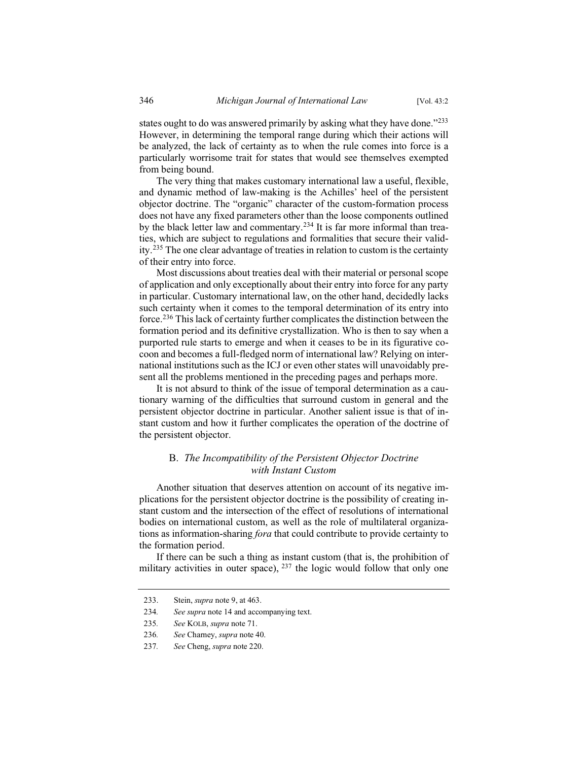states ought to do was answered primarily by asking what they have done."[233] However, in determining the temporal range during which their actions will be analyzed, the lack of certainty as to when the rule comes into force is a particularly worrisome trait for states that would see themselves exempted from being bound.

The very thing that makes customary international law a useful, flexible, and dynamic method of law-making is the Achilles' heel of the persistent objector doctrine. The "organic" character of the custom-formation process does not have any fixed parameters other than the loose components outlined by the black letter law and commentary.[234] It is far more informal than treaties, which are subject to regulations and formalities that secure their validity.[235] The one clear advantage of treaties in relation to custom is the certainty of their entry into force.

Most discussions about treaties deal with their material or personal scope of application and only exceptionally about their entry into force for any party in particular. Customary international law, on the other hand, decidedly lacks such certainty when it comes to the temporal determination of its entry into force.[236] This lack of certainty further complicates the distinction between the formation period and its definitive crystallization. Who is then to say when a purported rule starts to emerge and when it ceases to be in its figurative cocoon and becomes a full-fledged norm of international law? Relying on international institutions such as the ICJ or even other states will unavoidably present all the problems mentioned in the preceding pages and perhaps more.

It is not absurd to think of the issue of temporal determination as a cautionary warning of the difficulties that surround custom in general and the persistent objector doctrine in particular. Another salient issue is that of instant custom and how it further complicates the operation of the doctrine of the persistent objector.

### B. *The Incompatibility of the Persistent Objector Doctrine with Instant Custom*

Another situation that deserves attention on account of its negative implications for the persistent objector doctrine is the possibility of creating instant custom and the intersection of the effect of resolutions of international bodies on international custom, as well as the role of multilateral organizations as information-sharing *fora* that could contribute to provide certainty to the formation period.

If there can be such a thing as instant custom (that is, the prohibition of military activities in outer space), [237] the logic would follow that only one

---

233. Stein, *supra* note 9, at 463.

234. *See supra* note 14 and accompanying text.

235. *See* Kolb, *supra* note 71.

236. *See* Charney, *supra* note 40.

237. *See* Cheng, *supra* note 220.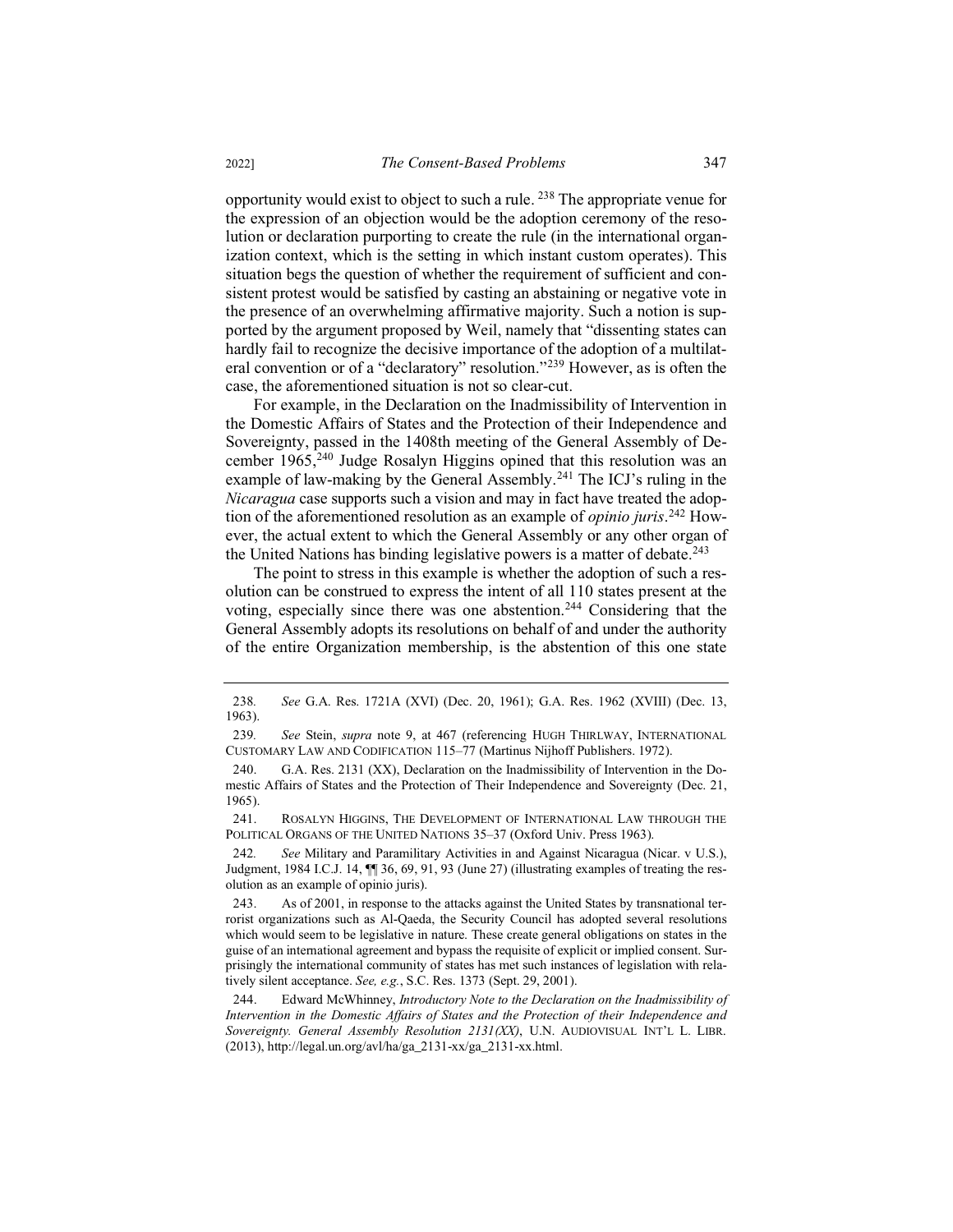opportunity would exist to object to such a rule. [238] The appropriate venue for the expression of an objection would be the adoption ceremony of the resolution or declaration purporting to create the rule (in the international organization context, which is the setting in which instant custom operates). This situation begs the question of whether the requirement of sufficient and consistent protest would be satisfied by casting an abstaining or negative vote in the presence of an overwhelming affirmative majority. Such a notion is supported by the argument proposed by Weil, namely that "dissenting states can hardly fail to recognize the decisive importance of the adoption of a multilateral convention or of a "declaratory" resolution."[239] However, as is often the case, the aforementioned situation is not so clear-cut.

For example, in the Declaration on the Inadmissibility of Intervention in the Domestic Affairs of States and the Protection of their Independence and Sovereignty, passed in the 1408th meeting of the General Assembly of December 1965,[240] Judge Rosalyn Higgins opined that this resolution was an example of law-making by the General Assembly.[241] The ICJ's ruling in the *Nicaragua* case supports such a vision and may in fact have treated the adoption of the aforementioned resolution as an example of *opinio juris*.[242] However, the actual extent to which the General Assembly or any other organ of the United Nations has binding legislative powers is a matter of debate.[243]

The point to stress in this example is whether the adoption of such a resolution can be construed to express the intent of all 110 states present at the voting, especially since there was one abstention.[244] Considering that the General Assembly adopts its resolutions on behalf of and under the authority of the entire Organization membership, is the abstention of this one state

---

238. *See* G.A. Res. 1721A (XVI) (Dec. 20, 1961); G.A. Res. 1962 (XVIII) (Dec. 13, 1963).

239. *See* Stein, *supra* note 9, at 467 (referencing HUGH THIRLWAY, INTERNATIONAL CUSTOMARY LAW AND CODIFICATION 115–77 (Martinus Nijhoff Publishers. 1972).

240. G.A. Res. 2131 (XX), Declaration on the Inadmissibility of Intervention in the Domestic Affairs of States and the Protection of Their Independence and Sovereignty (Dec. 21, 1965).

241. ROSALYN HIGGINS, THE DEVELOPMENT OF INTERNATIONAL LAW THROUGH THE POLITICAL ORGANS OF THE UNITED NATIONS 35–37 (Oxford Univ. Press 1963).

242. *See* Military and Paramilitary Activities in and Against Nicaragua (Nicar. v U.S.), Judgment, 1984 I.C.J. 14, ¶¶ 36, 69, 91, 93 (June 27) (illustrating examples of treating the resolution as an example of opinio juris).

243. As of 2001, in response to the attacks against the United States by transnational terrorist organizations such as Al-Qaeda, the Security Council has adopted several resolutions which would seem to be legislative in nature. These create general obligations on states in the guise of an international agreement and bypass the requisite of explicit or implied consent. Surprisingly the international community of states has met such instances of legislation with relatively silent acceptance. *See, e.g.*, S.C. Res. 1373 (Sept. 29, 2001).

244. Edward McWhinney, *Introductory Note to the Declaration on the Inadmissibility of Intervention in the Domestic Affairs of States and the Protection of their Independence and Sovereignty. General Assembly Resolution 2131(XX)*, U.N. AUDIOVISUAL INT'L L. LIBR. (2013), http://legal.un.org/avl/ha/ga_2131-xx/ga_2131-xx.html.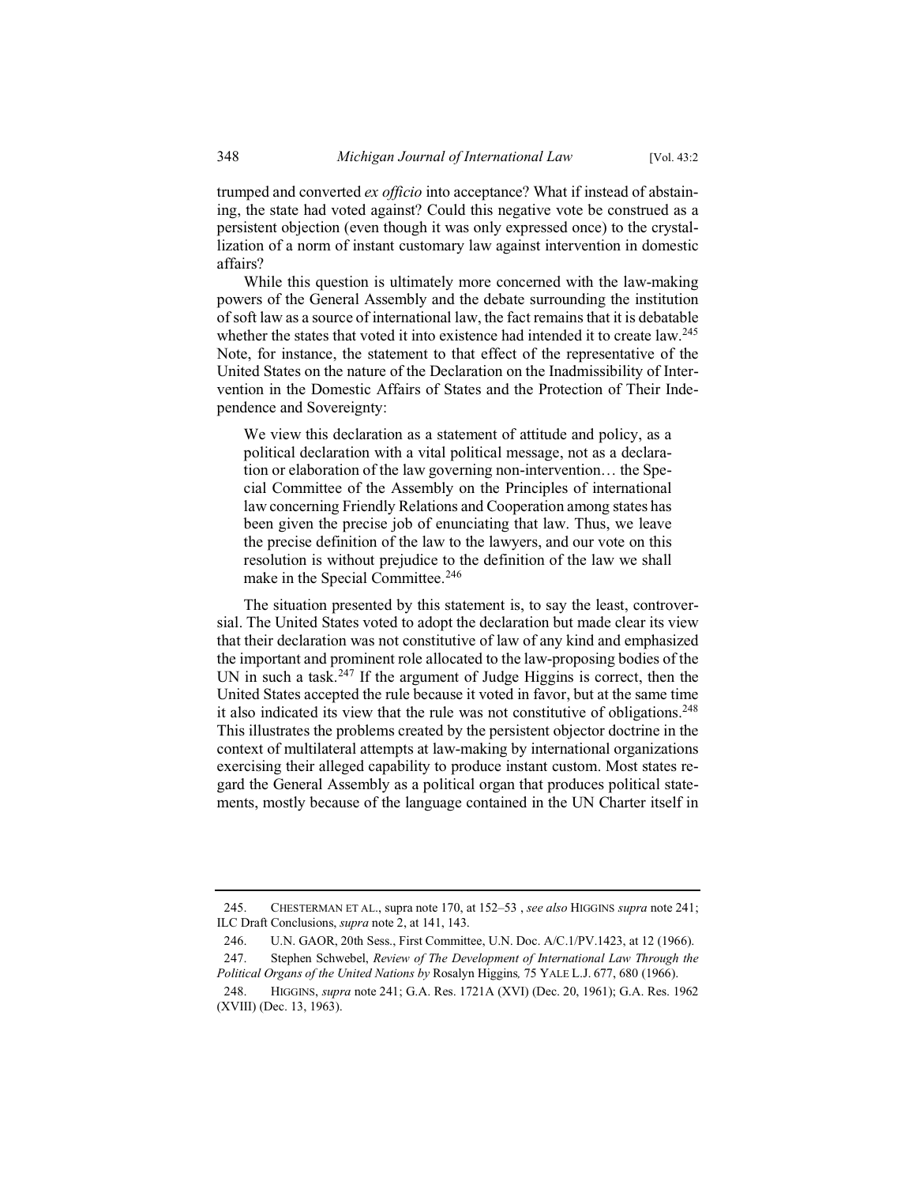trumped and converted *ex officio* into acceptance? What if instead of abstaining, the state had voted against? Could this negative vote be construed as a persistent objection (even though it was only expressed once) to the crystallization of a norm of instant customary law against intervention in domestic affairs?

While this question is ultimately more concerned with the law-making powers of the General Assembly and the debate surrounding the institution of soft law as a source of international law, the fact remains that it is debatable whether the states that voted it into existence had intended it to create law.[245] Note, for instance, the statement to that effect of the representative of the United States on the nature of the Declaration on the Inadmissibility of Intervention in the Domestic Affairs of States and the Protection of Their Independence and Sovereignty:

> We view this declaration as a statement of attitude and policy, as a political declaration with a vital political message, not as a declaration or elaboration of the law governing non-intervention… the Special Committee of the Assembly on the Principles of international law concerning Friendly Relations and Cooperation among states has been given the precise job of enunciating that law. Thus, we leave the precise definition of the law to the lawyers, and our vote on this resolution is without prejudice to the definition of the law we shall make in the Special Committee.[246]

The situation presented by this statement is, to say the least, controversial. The United States voted to adopt the declaration but made clear its view that their declaration was not constitutive of law of any kind and emphasized the important and prominent role allocated to the law-proposing bodies of the UN in such a task.[247] If the argument of Judge Higgins is correct, then the United States accepted the rule because it voted in favor, but at the same time it also indicated its view that the rule was not constitutive of obligations.[248] This illustrates the problems created by the persistent objector doctrine in the context of multilateral attempts at law-making by international organizations exercising their alleged capability to produce instant custom. Most states regard the General Assembly as a political organ that produces political statements, mostly because of the language contained in the UN Charter itself in

---

245. CHESTERMAN ET AL., supra note 170, at 152–53 , *see also* HIGGINS *supra* note 241; ILC Draft Conclusions, *supra* note 2, at 141, 143.

246. U.N. GAOR, 20th Sess., First Committee, U.N. Doc. A/C.1/PV.1423, at 12 (1966).

247. Stephen Schwebel, *Review of The Development of International Law Through the Political Organs of the United Nations by* Rosalyn Higgins*,* 75 YALE L.J. 677, 680 (1966).

248. HIGGINS, *supra* note 241; G.A. Res. 1721A (XVI) (Dec. 20, 1961); G.A. Res. 1962 (XVIII) (Dec. 13, 1963).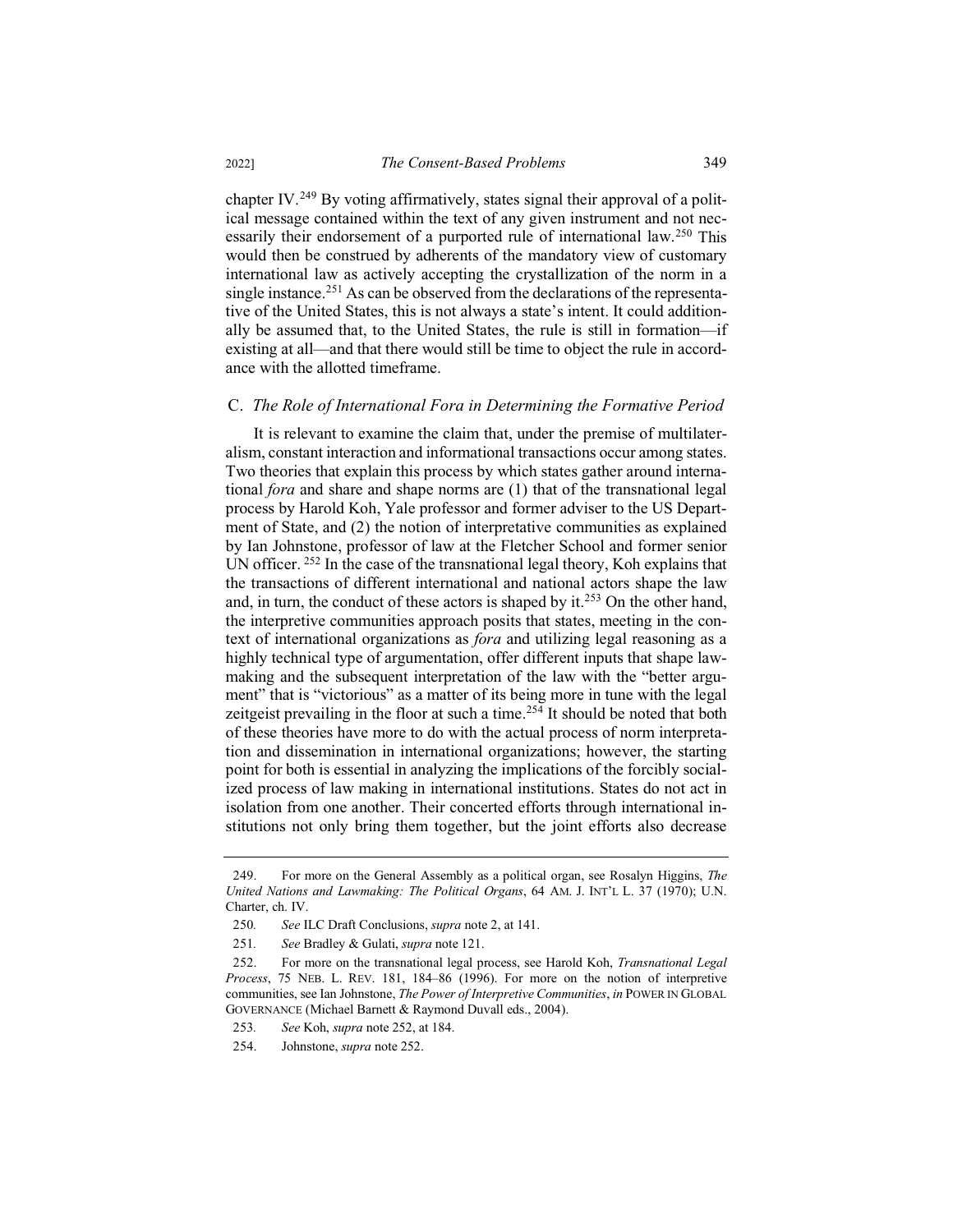chapter IV.[249] By voting affirmatively, states signal their approval of a political message contained within the text of any given instrument and not necessarily their endorsement of a purported rule of international law.[250] This would then be construed by adherents of the mandatory view of customary international law as actively accepting the crystallization of the norm in a single instance.[251] As can be observed from the declarations of the representative of the United States, this is not always a state's intent. It could additionally be assumed that, to the United States, the rule is still in formation—if existing at all—and that there would still be time to object the rule in accordance with the allotted timeframe.

### C. *The Role of International Fora in Determining the Formative Period*

It is relevant to examine the claim that, under the premise of multilateralism, constant interaction and informational transactions occur among states. Two theories that explain this process by which states gather around international *fora* and share and shape norms are (1) that of the transnational legal process by Harold Koh, Yale professor and former adviser to the US Department of State, and (2) the notion of interpretative communities as explained by Ian Johnstone, professor of law at the Fletcher School and former senior UN officer. [252] In the case of the transnational legal theory, Koh explains that the transactions of different international and national actors shape the law and, in turn, the conduct of these actors is shaped by it.[253] On the other hand, the interpretive communities approach posits that states, meeting in the context of international organizations as *fora* and utilizing legal reasoning as a highly technical type of argumentation, offer different inputs that shape law-making and the subsequent interpretation of the law with the "better argument" that is "victorious" as a matter of its being more in tune with the legal zeitgeist prevailing in the floor at such a time.[254] It should be noted that both of these theories have more to do with the actual process of norm interpretation and dissemination in international organizations; however, the starting point for both is essential in analyzing the implications of the forcibly socialized process of law making in international institutions. States do not act in isolation from one another. Their concerted efforts through international institutions not only bring them together, but the joint efforts also decrease

---

249. For more on the General Assembly as a political organ, see Rosalyn Higgins, *The United Nations and Lawmaking: The Political Organs*, 64 AM. J. INT'L L. 37 (1970); U.N. Charter, ch. IV.

250. *See* ILC Draft Conclusions, *supra* note 2, at 141.

251. *See* Bradley & Gulati, *supra* note 121.

252. For more on the transnational legal process, see Harold Koh, *Transnational Legal Process*, 75 NEB. L. REV. 181, 184–86 (1996). For more on the notion of interpretive communities, see Ian Johnstone, *The Power of Interpretive Communities*, *in* POWER IN GLOBAL GOVERNANCE (Michael Barnett & Raymond Duvall eds., 2004).

253. *See* Koh, *supra* note 252, at 184.

254. Johnstone, *supra* note 252.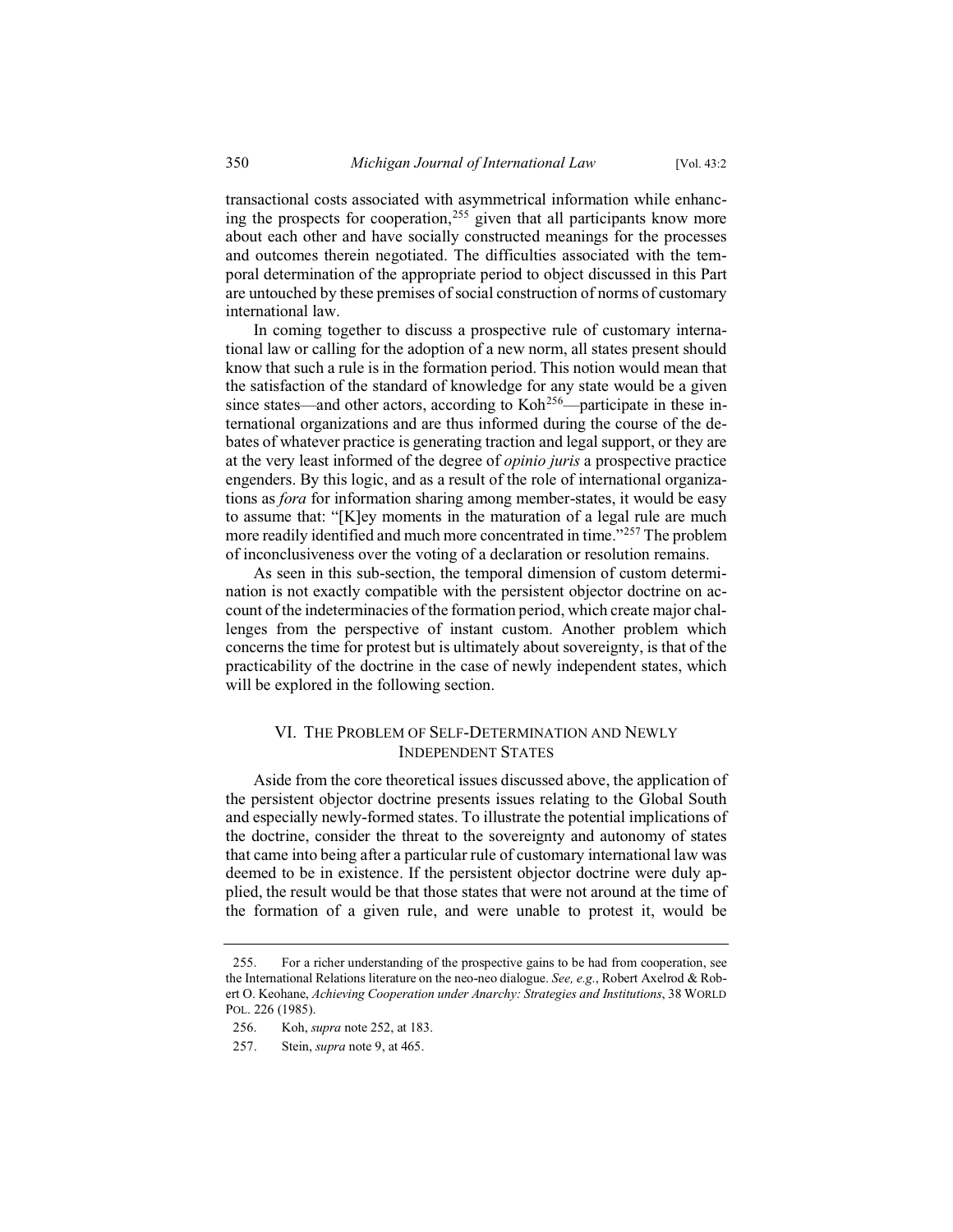transactional costs associated with asymmetrical information while enhancing the prospects for cooperation,[255] given that all participants know more about each other and have socially constructed meanings for the processes and outcomes therein negotiated. The difficulties associated with the temporal determination of the appropriate period to object discussed in this Part are untouched by these premises of social construction of norms of customary international law.

In coming together to discuss a prospective rule of customary international law or calling for the adoption of a new norm, all states present should know that such a rule is in the formation period. This notion would mean that the satisfaction of the standard of knowledge for any state would be a given since states—and other actors, according to Koh[256]—participate in these international organizations and are thus informed during the course of the debates of whatever practice is generating traction and legal support, or they are at the very least informed of the degree of *opinio juris* a prospective practice engenders. By this logic, and as a result of the role of international organizations as *fora* for information sharing among member-states, it would be easy to assume that: "[K]ey moments in the maturation of a legal rule are much more readily identified and much more concentrated in time."[257] The problem of inconclusiveness over the voting of a declaration or resolution remains.

As seen in this sub-section, the temporal dimension of custom determination is not exactly compatible with the persistent objector doctrine on account of the indeterminacies of the formation period, which create major challenges from the perspective of instant custom. Another problem which concerns the time for protest but is ultimately about sovereignty, is that of the practicability of the doctrine in the case of newly independent states, which will be explored in the following section.

## VI. The Problem of Self-Determination and Newly Independent States

Aside from the core theoretical issues discussed above, the application of the persistent objector doctrine presents issues relating to the Global South and especially newly-formed states. To illustrate the potential implications of the doctrine, consider the threat to the sovereignty and autonomy of states that came into being after a particular rule of customary international law was deemed to be in existence. If the persistent objector doctrine were duly applied, the result would be that those states that were not around at the time of the formation of a given rule, and were unable to protest it, would be

---

255. For a richer understanding of the prospective gains to be had from cooperation, see the International Relations literature on the neo-neo dialogue. *See, e.g.*, Robert Axelrod & Robert O. Keohane, *Achieving Cooperation under Anarchy: Strategies and Institutions*, 38 World Pol. 226 (1985).

256. Koh, *supra* note 252, at 183.

257. Stein, *supra* note 9, at 465.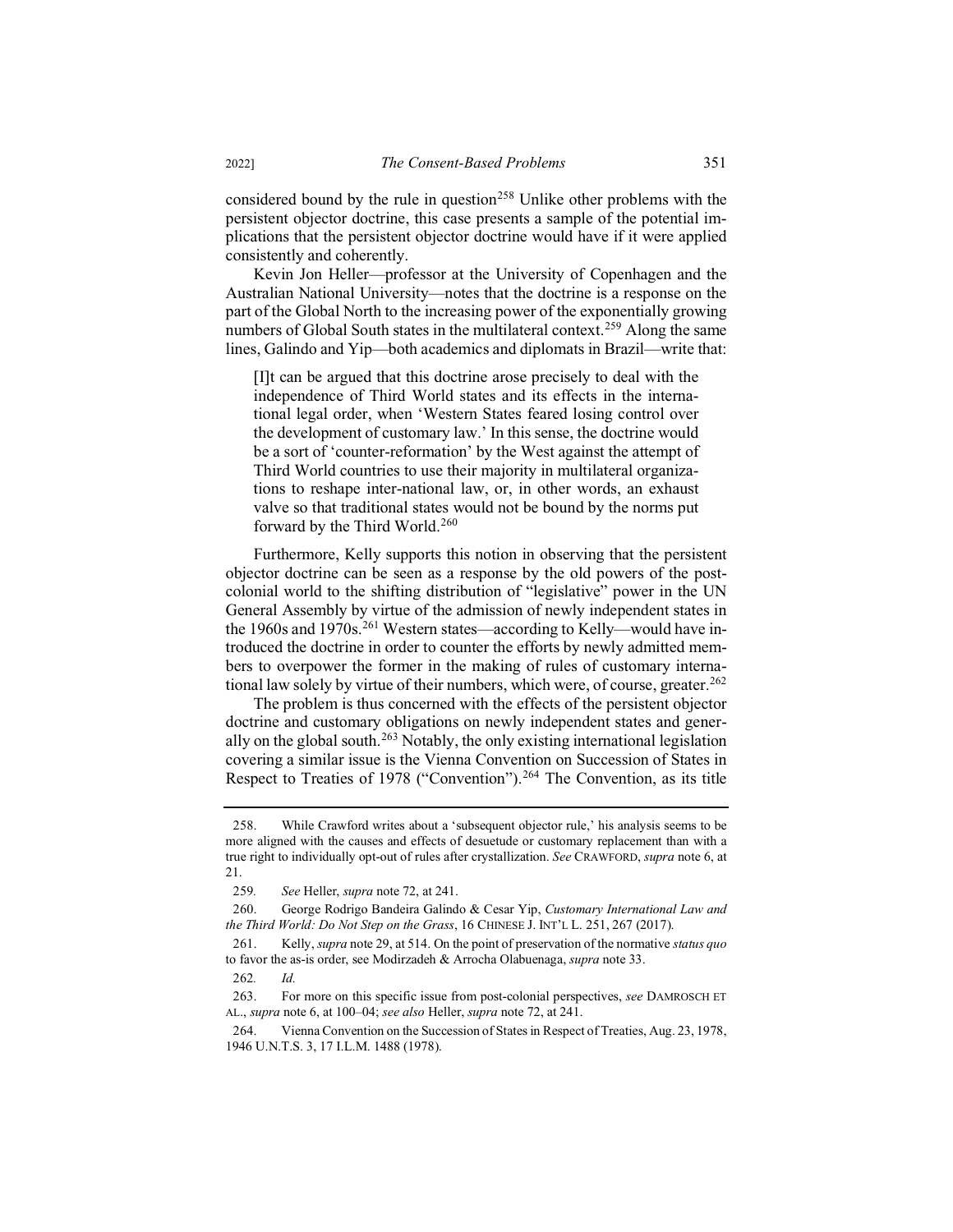considered bound by the rule in question[258] Unlike other problems with the persistent objector doctrine, this case presents a sample of the potential implications that the persistent objector doctrine would have if it were applied consistently and coherently.

Kevin Jon Heller—professor at the University of Copenhagen and the Australian National University—notes that the doctrine is a response on the part of the Global North to the increasing power of the exponentially growing numbers of Global South states in the multilateral context.[259] Along the same lines, Galindo and Yip—both academics and diplomats in Brazil—write that:

> [I]t can be argued that this doctrine arose precisely to deal with the independence of Third World states and its effects in the international legal order, when 'Western States feared losing control over the development of customary law.' In this sense, the doctrine would be a sort of 'counter-reformation' by the West against the attempt of Third World countries to use their majority in multilateral organizations to reshape inter-national law, or, in other words, an exhaust valve so that traditional states would not be bound by the norms put forward by the Third World.[260]

Furthermore, Kelly supports this notion in observing that the persistent objector doctrine can be seen as a response by the old powers of the post-colonial world to the shifting distribution of "legislative" power in the UN General Assembly by virtue of the admission of newly independent states in the 1960s and 1970s.[261] Western states—according to Kelly—would have introduced the doctrine in order to counter the efforts by newly admitted members to overpower the former in the making of rules of customary international law solely by virtue of their numbers, which were, of course, greater.[262]

The problem is thus concerned with the effects of the persistent objector doctrine and customary obligations on newly independent states and generally on the global south.[263] Notably, the only existing international legislation covering a similar issue is the Vienna Convention on Succession of States in Respect to Treaties of 1978 ("Convention").[264] The Convention, as its title

---

258. While Crawford writes about a 'subsequent objector rule,' his analysis seems to be more aligned with the causes and effects of desuetude or customary replacement than with a true right to individually opt-out of rules after crystallization. *See* CRAWFORD, *supra* note 6, at 21.

259. *See* Heller, *supra* note 72, at 241.

260. George Rodrigo Bandeira Galindo & Cesar Yip, *Customary International Law and the Third World: Do Not Step on the Grass*, 16 CHINESE J. INT'L L. 251, 267 (2017).

261. Kelly, *supra* note 29, at 514. On the point of preservation of the normative *status quo* to favor the as-is order, see Modirzadeh & Arrocha Olabuenaga, *supra* note 33.

262. *Id.*

263. For more on this specific issue from post-colonial perspectives, *see* DAMROSCH ET AL., *supra* note 6, at 100–04; *see also* Heller, *supra* note 72, at 241.

264. Vienna Convention on the Succession of States in Respect of Treaties, Aug. 23, 1978, 1946 U.N.T.S. 3, 17 I.L.M. 1488 (1978).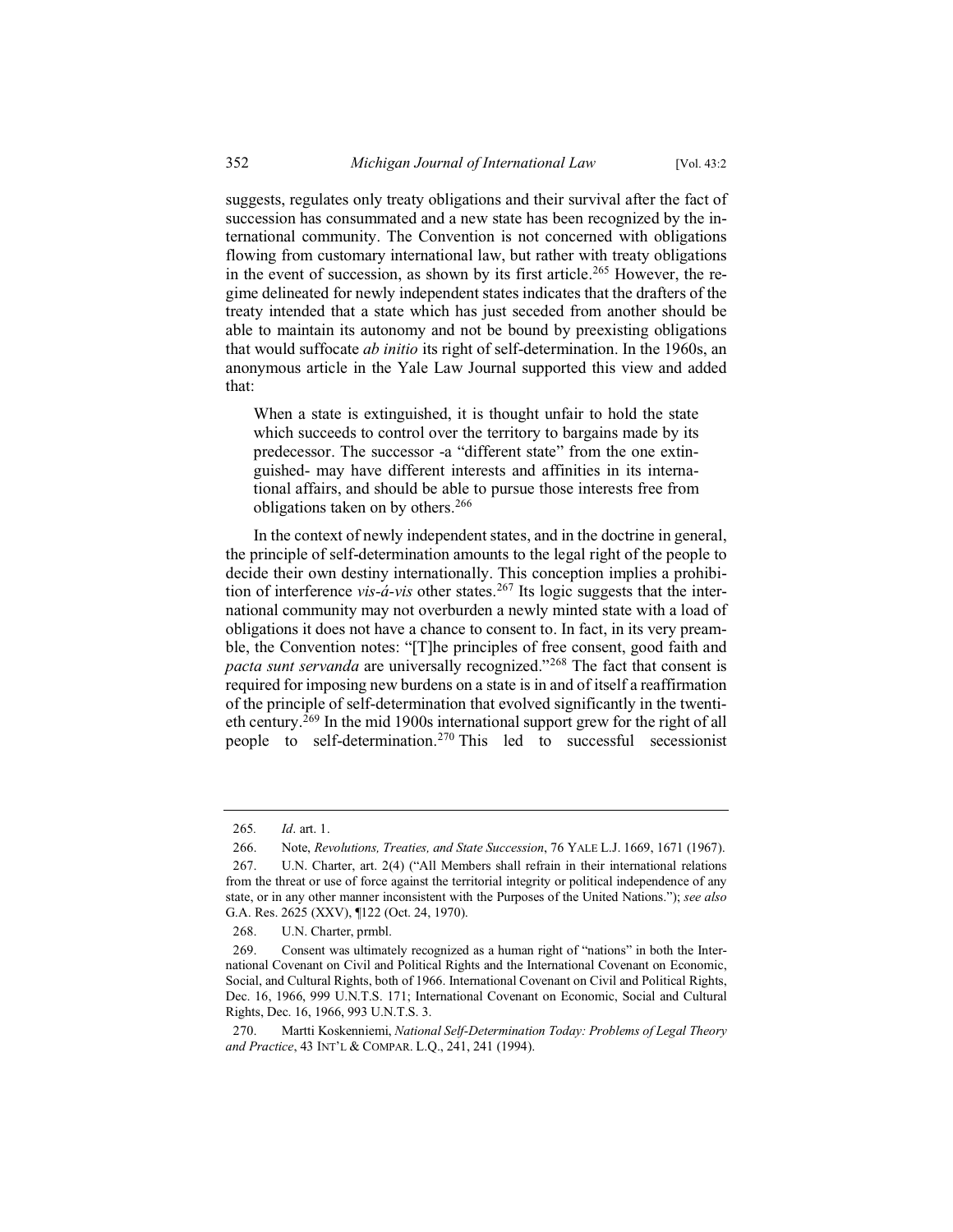suggests, regulates only treaty obligations and their survival after the fact of succession has consummated and a new state has been recognized by the international community. The Convention is not concerned with obligations flowing from customary international law, but rather with treaty obligations in the event of succession, as shown by its first article.[265] However, the regime delineated for newly independent states indicates that the drafters of the treaty intended that a state which has just seceded from another should be able to maintain its autonomy and not be bound by preexisting obligations that would suffocate *ab initio* its right of self-determination. In the 1960s, an anonymous article in the Yale Law Journal supported this view and added that:

> When a state is extinguished, it is thought unfair to hold the state which succeeds to control over the territory to bargains made by its predecessor. The successor -a "different state" from the one extinguished- may have different interests and affinities in its international affairs, and should be able to pursue those interests free from obligations taken on by others.[266]

In the context of newly independent states, and in the doctrine in general, the principle of self-determination amounts to the legal right of the people to decide their own destiny internationally. This conception implies a prohibition of interference *vis-á-vis* other states.[267] Its logic suggests that the international community may not overburden a newly minted state with a load of obligations it does not have a chance to consent to. In fact, in its very preamble, the Convention notes: "[T]he principles of free consent, good faith and *pacta sunt servanda* are universally recognized."[268] The fact that consent is required for imposing new burdens on a state is in and of itself a reaffirmation of the principle of self-determination that evolved significantly in the twentieth century.[269] In the mid 1900s international support grew for the right of all people to self-determination.[270] This led to successful secessionist

---

265. *Id*. art. 1.

266. Note, *Revolutions, Treaties, and State Succession*, 76 YALE L.J. 1669, 1671 (1967).

267. U.N. Charter, art. 2(4) ("All Members shall refrain in their international relations from the threat or use of force against the territorial integrity or political independence of any state, or in any other manner inconsistent with the Purposes of the United Nations."); *see also* G.A. Res. 2625 (XXV), ¶122 (Oct. 24, 1970).

268. U.N. Charter, prmbl.

269. Consent was ultimately recognized as a human right of "nations" in both the International Covenant on Civil and Political Rights and the International Covenant on Economic, Social, and Cultural Rights, both of 1966. International Covenant on Civil and Political Rights, Dec. 16, 1966, 999 U.N.T.S. 171; International Covenant on Economic, Social and Cultural Rights, Dec. 16, 1966, 993 U.N.T.S. 3.

270. Martti Koskenniemi, *National Self-Determination Today: Problems of Legal Theory and Practice*, 43 INT'L & COMPAR. L.Q., 241, 241 (1994).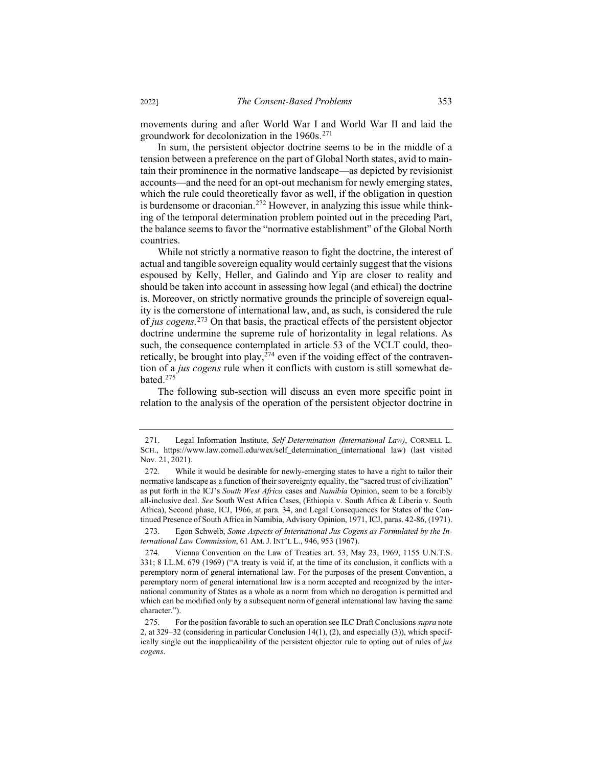movements during and after World War I and World War II and laid the groundwork for decolonization in the 1960s.[271]

In sum, the persistent objector doctrine seems to be in the middle of a tension between a preference on the part of Global North states, avid to maintain their prominence in the normative landscape—as depicted by revisionist accounts—and the need for an opt-out mechanism for newly emerging states, which the rule could theoretically favor as well, if the obligation in question is burdensome or draconian.[272] However, in analyzing this issue while thinking of the temporal determination problem pointed out in the preceding Part, the balance seems to favor the "normative establishment" of the Global North countries.

While not strictly a normative reason to fight the doctrine, the interest of actual and tangible sovereign equality would certainly suggest that the visions espoused by Kelly, Heller, and Galindo and Yip are closer to reality and should be taken into account in assessing how legal (and ethical) the doctrine is. Moreover, on strictly normative grounds the principle of sovereign equality is the cornerstone of international law, and, as such, is considered the rule of *jus cogens*.[273] On that basis, the practical effects of the persistent objector doctrine undermine the supreme rule of horizontality in legal relations. As such, the consequence contemplated in article 53 of the VCLT could, theoretically, be brought into play,[274] even if the voiding effect of the contravention of a *jus cogens* rule when it conflicts with custom is still somewhat debated.[275]

The following sub-section will discuss an even more specific point in relation to the analysis of the operation of the persistent objector doctrine in

---

271. Legal Information Institute, *Self Determination (International Law)*, CORNELL L. SCH., https://www.law.cornell.edu/wex/self_determination_(international law) (last visited Nov. 21, 2021).

272. While it would be desirable for newly-emerging states to have a right to tailor their normative landscape as a function of their sovereignty equality, the "sacred trust of civilization" as put forth in the ICJ's *South West Africa* cases and *Namibia* Opinion, seem to be a forcibly all-inclusive deal. *See* South West Africa Cases, (Ethiopia v. South Africa & Liberia v. South Africa), Second phase, ICJ, 1966, at para. 34, and Legal Consequences for States of the Continued Presence of South Africa in Namibia, Advisory Opinion, 1971, ICJ, paras. 42-86, (1971).

273. Egon Schwelb, *Some Aspects of International Jus Cogens as Formulated by the International Law Commission*, 61 AM. J. INT'L L., 946, 953 (1967).

274. Vienna Convention on the Law of Treaties art. 53, May 23, 1969, 1155 U.N.T.S. 331; 8 I.L.M. 679 (1969) ("A treaty is void if, at the time of its conclusion, it conflicts with a peremptory norm of general international law. For the purposes of the present Convention, a peremptory norm of general international law is a norm accepted and recognized by the international community of States as a whole as a norm from which no derogation is permitted and which can be modified only by a subsequent norm of general international law having the same character.").

275. For the position favorable to such an operation see ILC Draft Conclusions *supra* note 2, at 329–32 (considering in particular Conclusion 14(1), (2), and especially (3)), which specifically single out the inapplicability of the persistent objector rule to opting out of rules of *jus cogens*.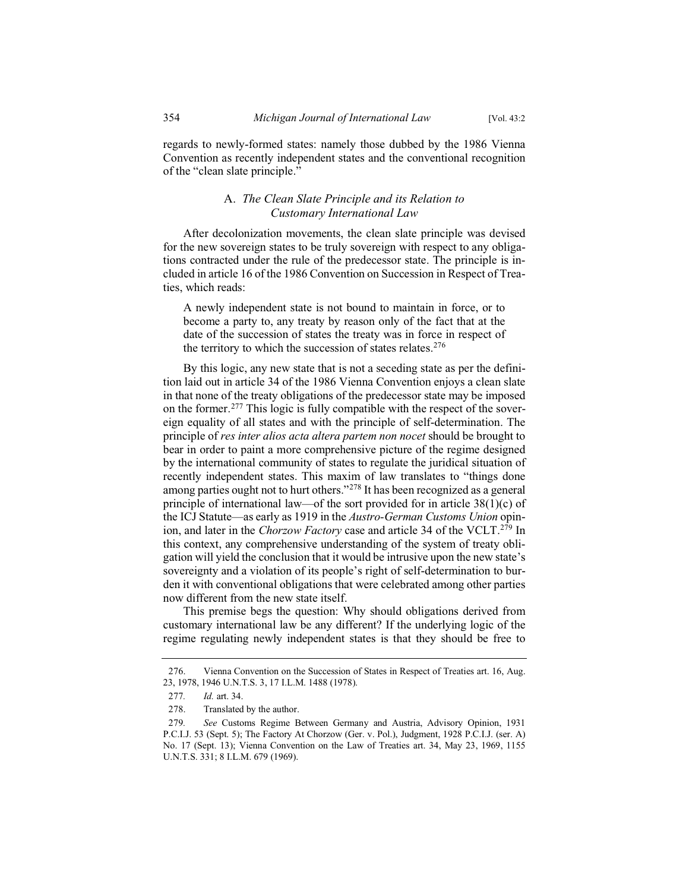regards to newly-formed states: namely those dubbed by the 1986 Vienna Convention as recently independent states and the conventional recognition of the "clean slate principle."

### A. *The Clean Slate Principle and its Relation to Customary International Law*

After decolonization movements, the clean slate principle was devised for the new sovereign states to be truly sovereign with respect to any obligations contracted under the rule of the predecessor state. The principle is included in article 16 of the 1986 Convention on Succession in Respect of Treaties, which reads:

> A newly independent state is not bound to maintain in force, or to become a party to, any treaty by reason only of the fact that at the date of the succession of states the treaty was in force in respect of the territory to which the succession of states relates.[276]

By this logic, any new state that is not a seceding state as per the definition laid out in article 34 of the 1986 Vienna Convention enjoys a clean slate in that none of the treaty obligations of the predecessor state may be imposed on the former.[277] This logic is fully compatible with the respect of the sovereign equality of all states and with the principle of self-determination. The principle of *res inter alios acta altera partem non nocet* should be brought to bear in order to paint a more comprehensive picture of the regime designed by the international community of states to regulate the juridical situation of recently independent states. This maxim of law translates to "things done among parties ought not to hurt others."[278] It has been recognized as a general principle of international law—of the sort provided for in article 38(1)(c) of the ICJ Statute—as early as 1919 in the *Austro-German Customs Union* opinion, and later in the *Chorzow Factory* case and article 34 of the VCLT.[279] In this context, any comprehensive understanding of the system of treaty obligation will yield the conclusion that it would be intrusive upon the new state's sovereignty and a violation of its people's right of self-determination to burden it with conventional obligations that were celebrated among other parties now different from the new state itself.

This premise begs the question: Why should obligations derived from customary international law be any different? If the underlying logic of the regime regulating newly independent states is that they should be free to

---

276. Vienna Convention on the Succession of States in Respect of Treaties art. 16, Aug. 23, 1978, 1946 U.N.T.S. 3, 17 I.L.M. 1488 (1978).

277. *Id.* art. 34.

278. Translated by the author.

279. *See* Customs Regime Between Germany and Austria, Advisory Opinion, 1931 P.C.I.J. 53 (Sept. 5); The Factory At Chorzow (Ger. v. Pol.), Judgment, 1928 P.C.I.J. (ser. A) No. 17 (Sept. 13); Vienna Convention on the Law of Treaties art. 34, May 23, 1969, 1155 U.N.T.S. 331; 8 I.L.M. 679 (1969).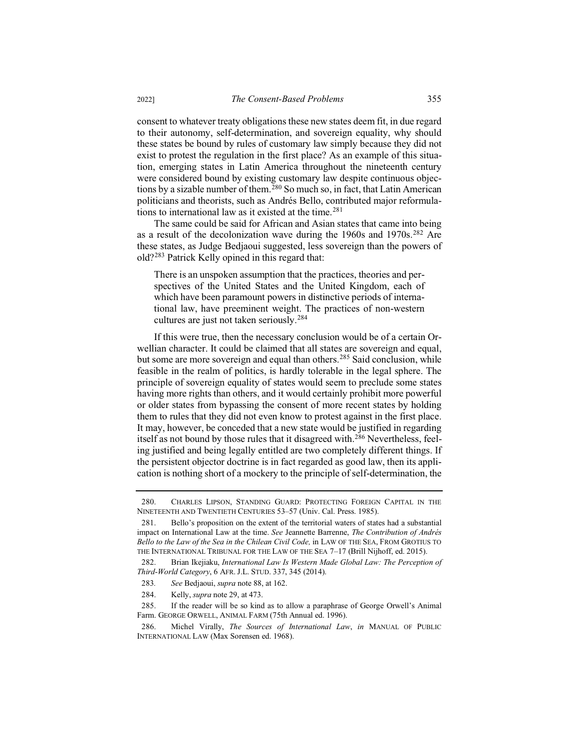consent to whatever treaty obligations these new states deem fit, in due regard to their autonomy, self-determination, and sovereign equality, why should these states be bound by rules of customary law simply because they did not exist to protest the regulation in the first place? As an example of this situation, emerging states in Latin America throughout the nineteenth century were considered bound by existing customary law despite continuous objections by a sizable number of them.[280] So much so, in fact, that Latin American politicians and theorists, such as Andrés Bello, contributed major reformulations to international law as it existed at the time.[281]

The same could be said for African and Asian states that came into being as a result of the decolonization wave during the 1960s and 1970s.[282] Are these states, as Judge Bedjaoui suggested, less sovereign than the powers of old?[283] Patrick Kelly opined in this regard that:

> There is an unspoken assumption that the practices, theories and perspectives of the United States and the United Kingdom, each of which have been paramount powers in distinctive periods of international law, have preeminent weight. The practices of non-western cultures are just not taken seriously.[284]

If this were true, then the necessary conclusion would be of a certain Orwellian character. It could be claimed that all states are sovereign and equal, but some are more sovereign and equal than others.[285] Said conclusion, while feasible in the realm of politics, is hardly tolerable in the legal sphere. The principle of sovereign equality of states would seem to preclude some states having more rights than others, and it would certainly prohibit more powerful or older states from bypassing the consent of more recent states by holding them to rules that they did not even know to protest against in the first place. It may, however, be conceded that a new state would be justified in regarding itself as not bound by those rules that it disagreed with.[286] Nevertheless, feeling justified and being legally entitled are two completely different things. If the persistent objector doctrine is in fact regarded as good law, then its application is nothing short of a mockery to the principle of self-determination, the

---

280. CHARLES LIPSON, STANDING GUARD: PROTECTING FOREIGN CAPITAL IN THE NINETEENTH AND TWENTIETH CENTURIES 53–57 (Univ. Cal. Press. 1985).

281. Bello's proposition on the extent of the territorial waters of states had a substantial impact on International Law at the time. *See* Jeannette Barrenne, *The Contribution of Andrés Bello to the Law of the Sea in the Chilean Civil Code,* in LAW OF THE SEA, FROM GROTIUS TO THE INTERNATIONAL TRIBUNAL FOR THE LAW OF THE SEA 7–17 (Brill Nijhoff, ed. 2015).

282. Brian Ikejiaku, *International Law Is Western Made Global Law: The Perception of Third-World Category*, 6 AFR. J.L. STUD. 337, 345 (2014).

283. *See* Bedjaoui, *supra* note 88, at 162.

284. Kelly, *supra* note 29, at 473.

285. If the reader will be so kind as to allow a paraphrase of George Orwell's Animal Farm. GEORGE ORWELL, ANIMAL FARM (75th Annual ed. 1996).

286. Michel Virally, *The Sources of International Law*, *in* MANUAL OF PUBLIC INTERNATIONAL LAW (Max Sorensen ed. 1968).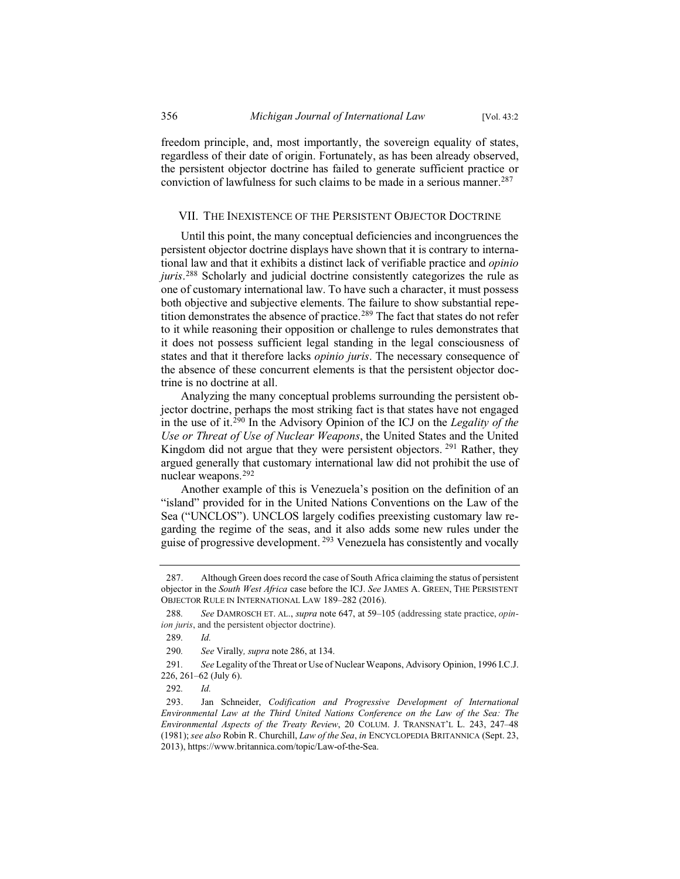freedom principle, and, most importantly, the sovereign equality of states, regardless of their date of origin. Fortunately, as has been already observed, the persistent objector doctrine has failed to generate sufficient practice or conviction of lawfulness for such claims to be made in a serious manner.[287]

## VII. The Inexistence of the Persistent Objector Doctrine

Until this point, the many conceptual deficiencies and incongruences the persistent objector doctrine displays have shown that it is contrary to international law and that it exhibits a distinct lack of verifiable practice and *opinio juris*.[288] Scholarly and judicial doctrine consistently categorizes the rule as one of customary international law. To have such a character, it must possess both objective and subjective elements. The failure to show substantial repetition demonstrates the absence of practice.[289] The fact that states do not refer to it while reasoning their opposition or challenge to rules demonstrates that it does not possess sufficient legal standing in the legal consciousness of states and that it therefore lacks *opinio juris*. The necessary consequence of the absence of these concurrent elements is that the persistent objector doctrine is no doctrine at all.

Analyzing the many conceptual problems surrounding the persistent objector doctrine, perhaps the most striking fact is that states have not engaged in the use of it.[290] In the Advisory Opinion of the ICJ on the *Legality of the Use or Threat of Use of Nuclear Weapons*, the United States and the United Kingdom did not argue that they were persistent objectors.[291] Rather, they argued generally that customary international law did not prohibit the use of nuclear weapons.[292]

Another example of this is Venezuela's position on the definition of an "island" provided for in the United Nations Conventions on the Law of the Sea ("UNCLOS"). UNCLOS largely codifies preexisting customary law regarding the regime of the seas, and it also adds some new rules under the guise of progressive development.[293] Venezuela has consistently and vocally

---

287. Although Green does record the case of South Africa claiming the status of persistent objector in the *South West Africa* case before the ICJ. *See* James A. Green, The Persistent Objector Rule in International Law 189–282 (2016).

288. *See* Damrosch et al., *supra* note 647, at 59–105 (addressing state practice, *opinion juris*, and the persistent objector doctrine).

289. *Id.*

290. *See* Virally, *supra* note 286, at 134.

291. *See* Legality of the Threat or Use of Nuclear Weapons, Advisory Opinion, 1996 I.C.J. 226, 261–62 (July 6).

292. *Id.*

293. Jan Schneider, *Codification and Progressive Development of International Environmental Law at the Third United Nations Conference on the Law of the Sea: The Environmental Aspects of the Treaty Review*, 20 Colum. J. Transnat'l L. 243, 247–48 (1981); *see also* Robin R. Churchill, *Law of the Sea*, *in* Encyclopedia Britannica (Sept. 23, 2013), https://www.britannica.com/topic/Law-of-the-Sea.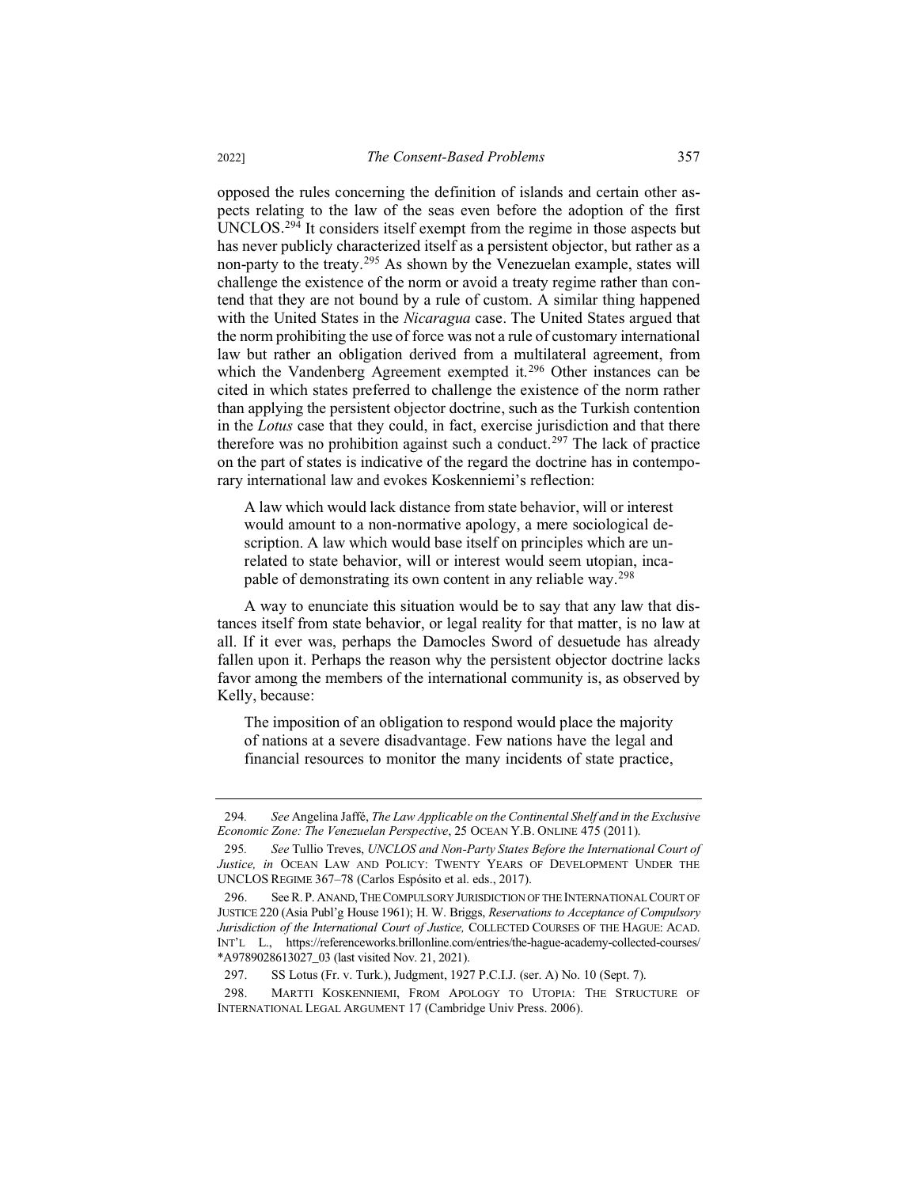opposed the rules concerning the definition of islands and certain other aspects relating to the law of the seas even before the adoption of the first UNCLOS.[294] It considers itself exempt from the regime in those aspects but has never publicly characterized itself as a persistent objector, but rather as a non-party to the treaty.[295] As shown by the Venezuelan example, states will challenge the existence of the norm or avoid a treaty regime rather than contend that they are not bound by a rule of custom. A similar thing happened with the United States in the *Nicaragua* case. The United States argued that the norm prohibiting the use of force was not a rule of customary international law but rather an obligation derived from a multilateral agreement, from which the Vandenberg Agreement exempted it.[296] Other instances can be cited in which states preferred to challenge the existence of the norm rather than applying the persistent objector doctrine, such as the Turkish contention in the *Lotus* case that they could, in fact, exercise jurisdiction and that there therefore was no prohibition against such a conduct.[297] The lack of practice on the part of states is indicative of the regard the doctrine has in contemporary international law and evokes Koskenniemi's reflection:

> A law which would lack distance from state behavior, will or interest would amount to a non-normative apology, a mere sociological description. A law which would base itself on principles which are unrelated to state behavior, will or interest would seem utopian, incapable of demonstrating its own content in any reliable way.[298]

A way to enunciate this situation would be to say that any law that distances itself from state behavior, or legal reality for that matter, is no law at all. If it ever was, perhaps the Damocles Sword of desuetude has already fallen upon it. Perhaps the reason why the persistent objector doctrine lacks favor among the members of the international community is, as observed by Kelly, because:

> The imposition of an obligation to respond would place the majority of nations at a severe disadvantage. Few nations have the legal and financial resources to monitor the many incidents of state practice,

---

294. *See* Angelina Jaffé, *The Law Applicable on the Continental Shelf and in the Exclusive Economic Zone: The Venezuelan Perspective*, 25 OCEAN Y.B. ONLINE 475 (2011).

295. *See* Tullio Treves, *UNCLOS and Non-Party States Before the International Court of Justice, in* OCEAN LAW AND POLICY: TWENTY YEARS OF DEVELOPMENT UNDER THE UNCLOS REGIME 367–78 (Carlos Espósito et al. eds., 2017).

296. See R. P. ANAND, THE COMPULSORY JURISDICTION OF THE INTERNATIONAL COURT OF JUSTICE 220 (Asia Publ'g House 1961); H. W. Briggs, *Reservations to Acceptance of Compulsory Jurisdiction of the International Court of Justice,* COLLECTED COURSES OF THE HAGUE: ACAD. INT'L L., https://referenceworks.brillonline.com/entries/the-hague-academy-collected-courses/*A9789028613027_03 (last visited Nov. 21, 2021).

297. SS Lotus (Fr. v. Turk.), Judgment, 1927 P.C.I.J. (ser. A) No. 10 (Sept. 7).

298. MARTTI KOSKENNIEMI, FROM APOLOGY TO UTOPIA: THE STRUCTURE OF INTERNATIONAL LEGAL ARGUMENT 17 (Cambridge Univ Press. 2006).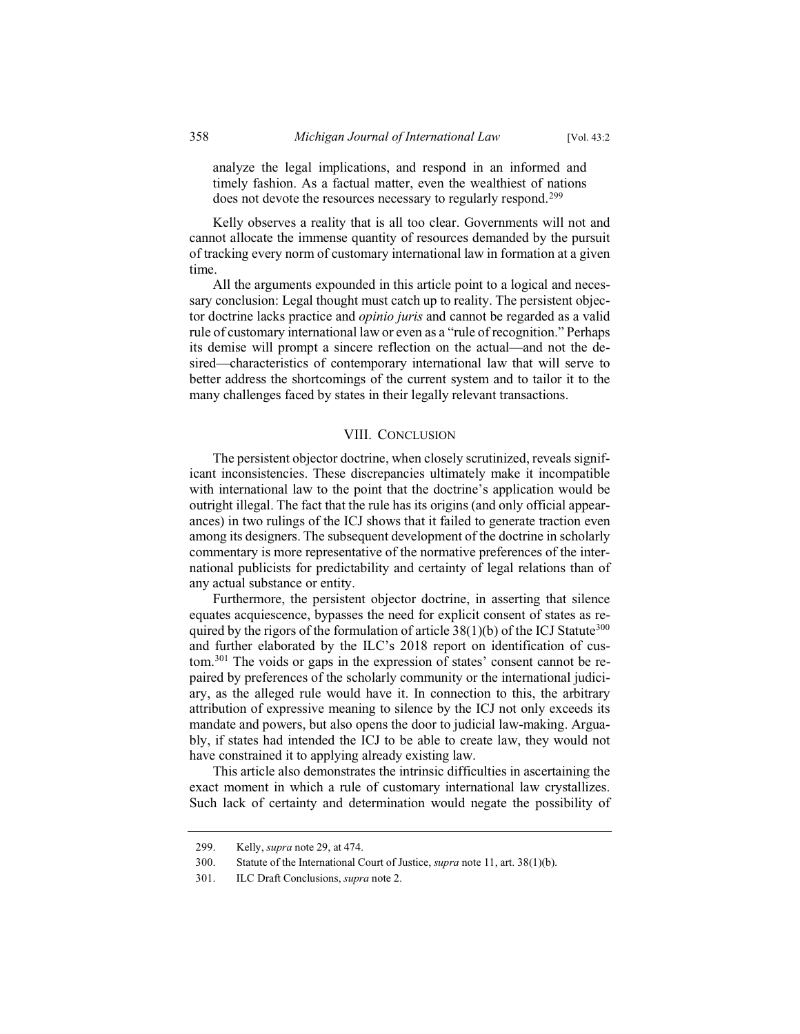> analyze the legal implications, and respond in an informed and timely fashion. As a factual matter, even the wealthiest of nations does not devote the resources necessary to regularly respond.[299]

Kelly observes a reality that is all too clear. Governments will not and cannot allocate the immense quantity of resources demanded by the pursuit of tracking every norm of customary international law in formation at a given time.

All the arguments expounded in this article point to a logical and necessary conclusion: Legal thought must catch up to reality. The persistent objector doctrine lacks practice and *opinio juris* and cannot be regarded as a valid rule of customary international law or even as a "rule of recognition." Perhaps its demise will prompt a sincere reflection on the actual—and not the desired—characteristics of contemporary international law that will serve to better address the shortcomings of the current system and to tailor it to the many challenges faced by states in their legally relevant transactions.

## VIII. Conclusion

The persistent objector doctrine, when closely scrutinized, reveals significant inconsistencies. These discrepancies ultimately make it incompatible with international law to the point that the doctrine's application would be outright illegal. The fact that the rule has its origins (and only official appearances) in two rulings of the ICJ shows that it failed to generate traction even among its designers. The subsequent development of the doctrine in scholarly commentary is more representative of the normative preferences of the international publicists for predictability and certainty of legal relations than of any actual substance or entity.

Furthermore, the persistent objector doctrine, in asserting that silence equates acquiescence, bypasses the need for explicit consent of states as required by the rigors of the formulation of article 38(1)(b) of the ICJ Statute[300] and further elaborated by the ILC's 2018 report on identification of custom.[301] The voids or gaps in the expression of states' consent cannot be repaired by preferences of the scholarly community or the international judiciary, as the alleged rule would have it. In connection to this, the arbitrary attribution of expressive meaning to silence by the ICJ not only exceeds its mandate and powers, but also opens the door to judicial law-making. Arguably, if states had intended the ICJ to be able to create law, they would not have constrained it to applying already existing law.

This article also demonstrates the intrinsic difficulties in ascertaining the exact moment in which a rule of customary international law crystallizes. Such lack of certainty and determination would negate the possibility of

---

299. Kelly, *supra* note 29, at 474.

300. Statute of the International Court of Justice, *supra* note 11, art. 38(1)(b).

301. ILC Draft Conclusions, *supra* note 2.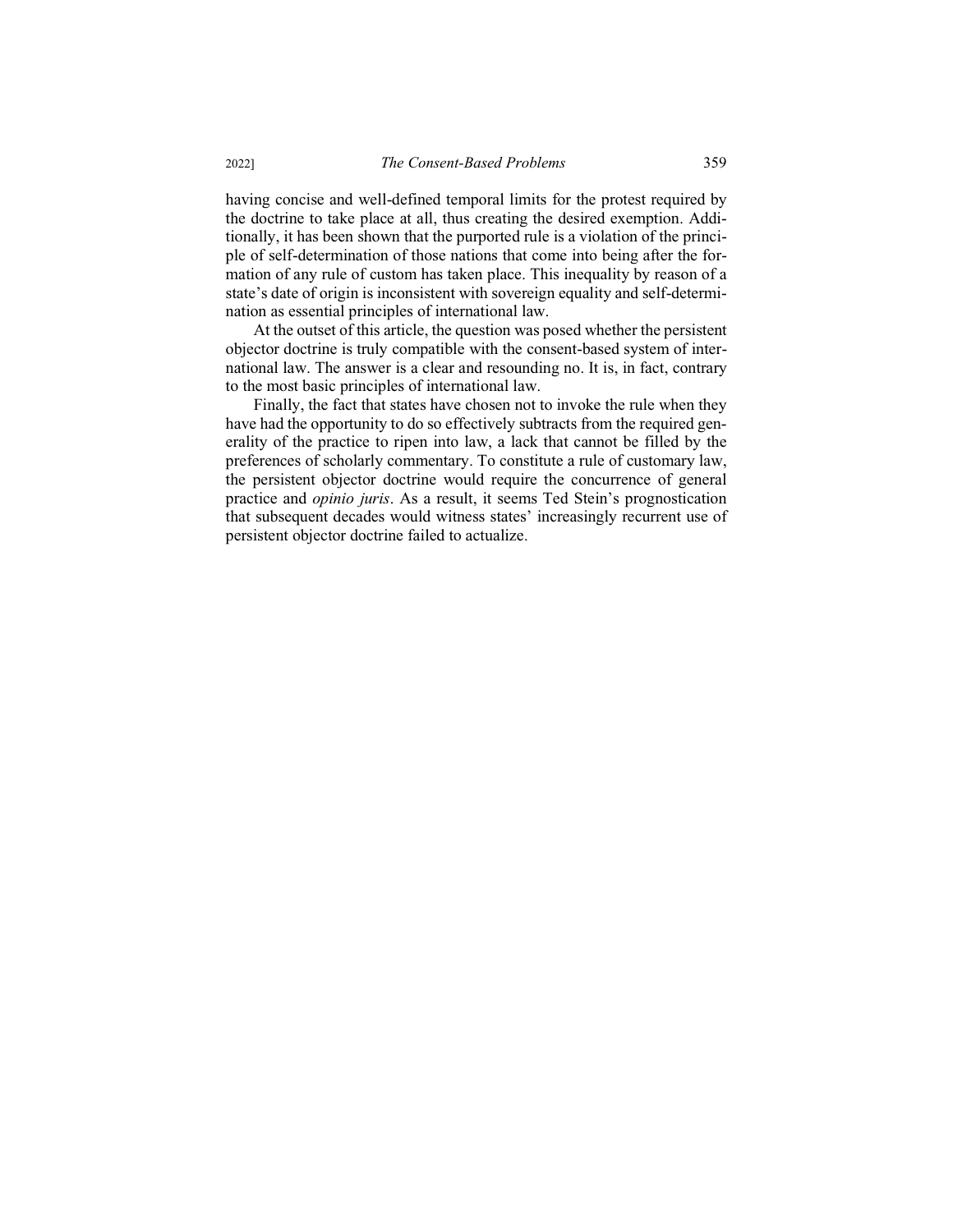having concise and well-defined temporal limits for the protest required by the doctrine to take place at all, thus creating the desired exemption. Additionally, it has been shown that the purported rule is a violation of the principle of self-determination of those nations that come into being after the formation of any rule of custom has taken place. This inequality by reason of a state's date of origin is inconsistent with sovereign equality and self-determination as essential principles of international law.

At the outset of this article, the question was posed whether the persistent objector doctrine is truly compatible with the consent-based system of international law. The answer is a clear and resounding no. It is, in fact, contrary to the most basic principles of international law.

Finally, the fact that states have chosen not to invoke the rule when they have had the opportunity to do so effectively subtracts from the required generality of the practice to ripen into law, a lack that cannot be filled by the preferences of scholarly commentary. To constitute a rule of customary law, the persistent objector doctrine would require the concurrence of general practice and *opinio juris*. As a result, it seems Ted Stein's prognostication that subsequent decades would witness states' increasingly recurrent use of persistent objector doctrine failed to actualize.